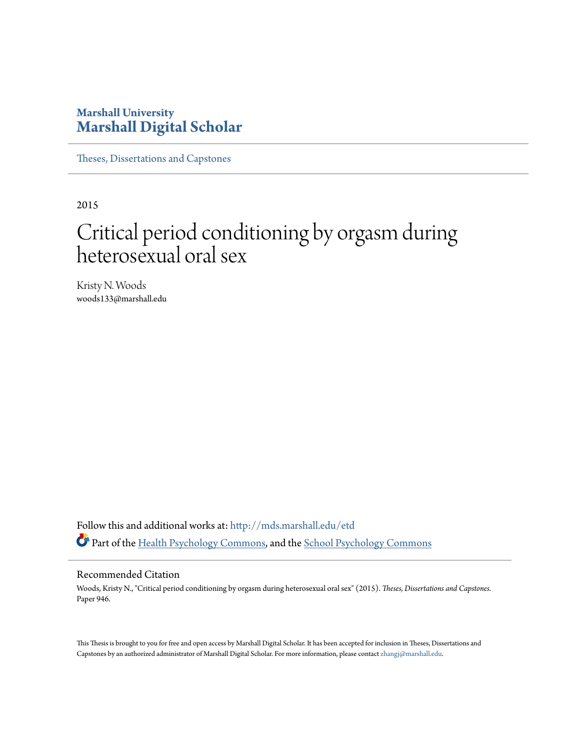Marshall University
**Marshall Digital Scholar**

Theses, Dissertations and Capstones

---

2015

# Critical period conditioning by orgasm during heterosexual oral sex

Kristy N. Woods
woods133@marshall.edu

Follow this and additional works at: http://mds.marshall.edu/etd

Part of the Health Psychology Commons, and the School Psychology Commons

## Recommended Citation

Woods, Kristy N., "Critical period conditioning by orgasm during heterosexual oral sex" (2015). *Theses, Dissertations and Capstones.* Paper 946.

This Thesis is brought to you for free and open access by Marshall Digital Scholar. It has been accepted for inclusion in Theses, Dissertations and Capstones by an authorized administrator of Marshall Digital Scholar. For more information, please contact zhangj@marshall.edu.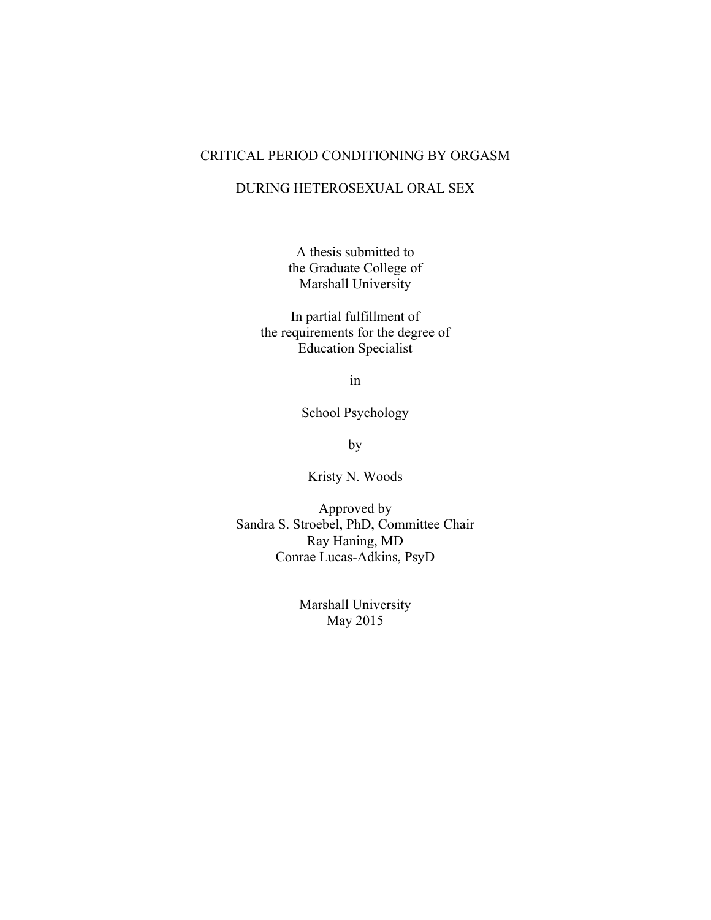# CRITICAL PERIOD CONDITIONING BY ORGASM DURING HETEROSEXUAL ORAL SEX

A thesis submitted to
the Graduate College of
Marshall University

In partial fulfillment of
the requirements for the degree of
Education Specialist

in

School Psychology

by

Kristy N. Woods

Approved by
Sandra S. Stroebel, PhD, Committee Chair
Ray Haning, MD
Conrae Lucas-Adkins, PsyD

Marshall University
May 2015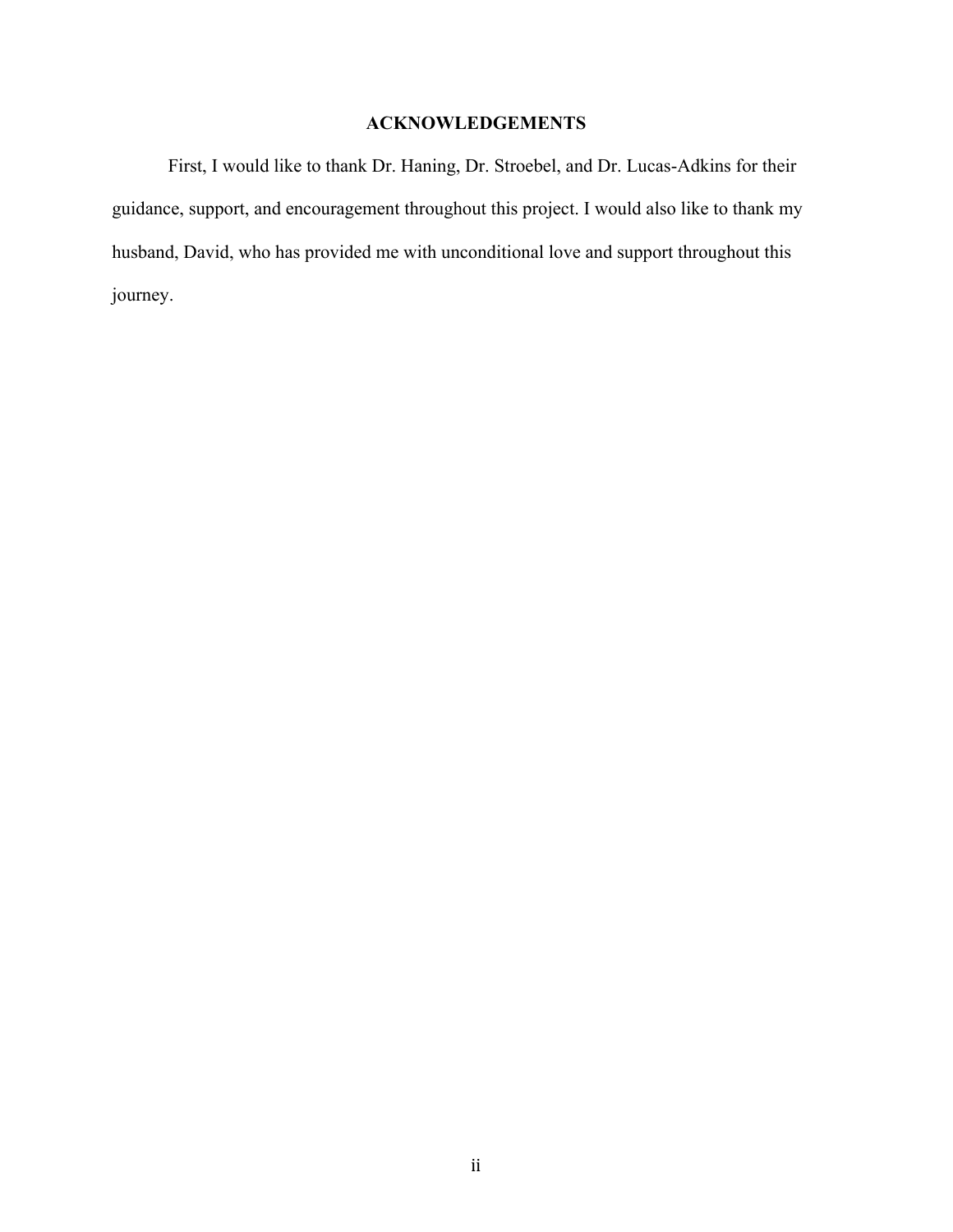# ACKNOWLEDGEMENTS

First, I would like to thank Dr. Haning, Dr. Stroebel, and Dr. Lucas-Adkins for their guidance, support, and encouragement throughout this project. I would also like to thank my husband, David, who has provided me with unconditional love and support throughout this journey.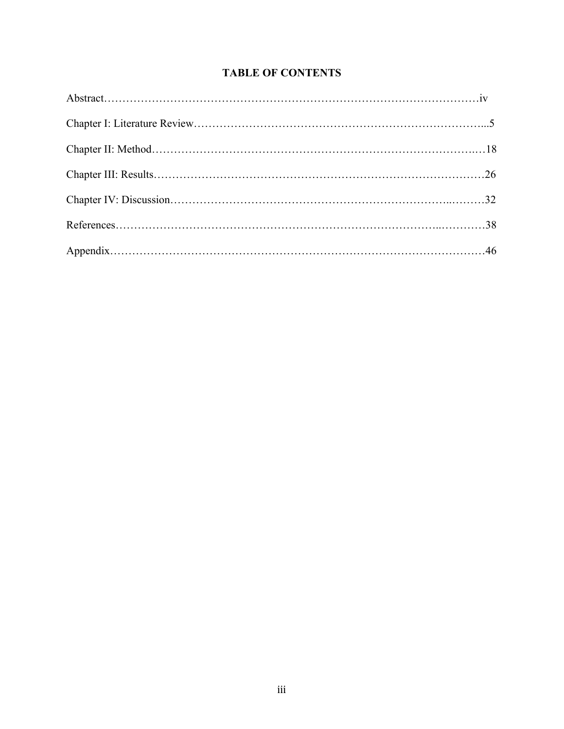# TABLE OF CONTENTS

Abstract……………………………………………………………………………………iv

Chapter I: Literature Review…………………………………………………………………...5

Chapter II: Method………………………………………………………………………..…18

Chapter III: Results…………………………………………………………………………….26

Chapter IV: Discussion……………………………………………………………..………32

References……………………………………………………………………..…………38

Appendix………………………………………………………………………………………46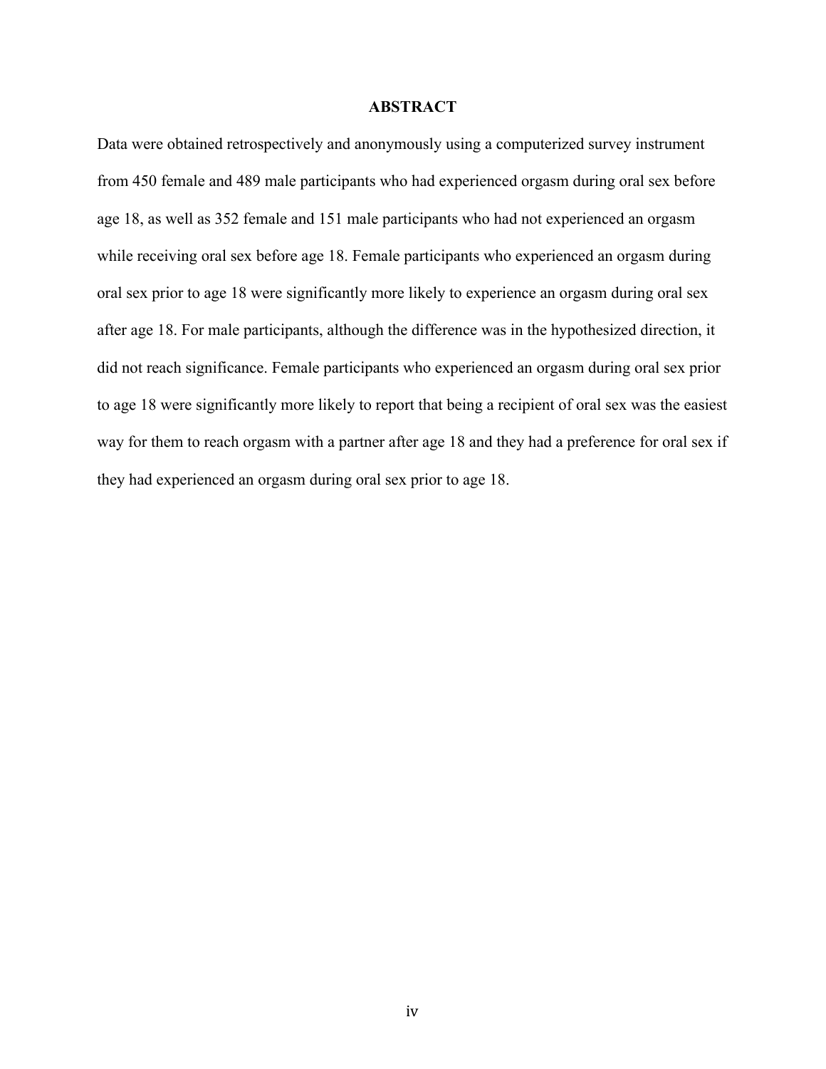# ABSTRACT

Data were obtained retrospectively and anonymously using a computerized survey instrument from 450 female and 489 male participants who had experienced orgasm during oral sex before age 18, as well as 352 female and 151 male participants who had not experienced an orgasm while receiving oral sex before age 18. Female participants who experienced an orgasm during oral sex prior to age 18 were significantly more likely to experience an orgasm during oral sex after age 18. For male participants, although the difference was in the hypothesized direction, it did not reach significance. Female participants who experienced an orgasm during oral sex prior to age 18 were significantly more likely to report that being a recipient of oral sex was the easiest way for them to reach orgasm with a partner after age 18 and they had a preference for oral sex if they had experienced an orgasm during oral sex prior to age 18.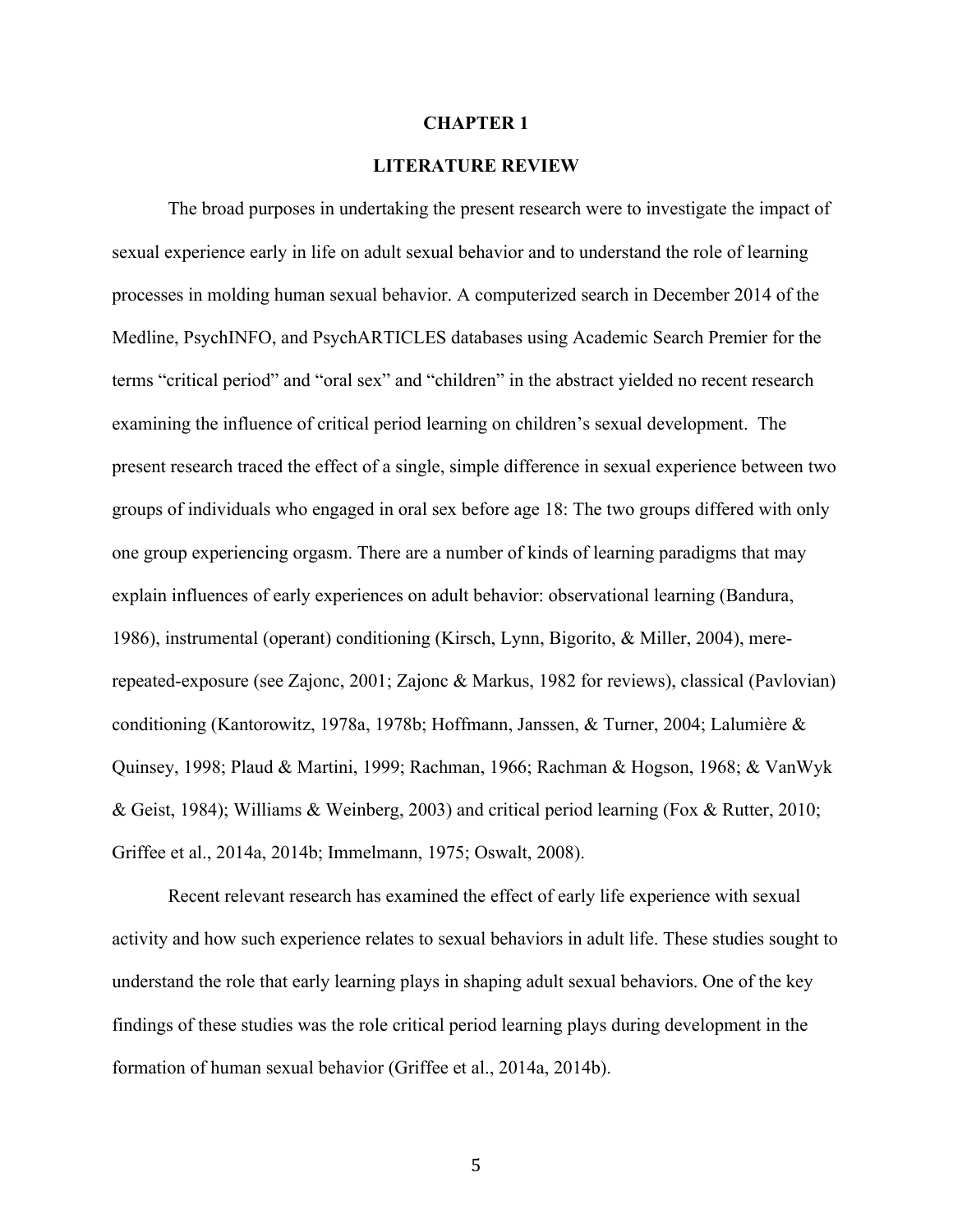# CHAPTER 1

## LITERATURE REVIEW

The broad purposes in undertaking the present research were to investigate the impact of sexual experience early in life on adult sexual behavior and to understand the role of learning processes in molding human sexual behavior. A computerized search in December 2014 of the Medline, PsychINFO, and PsychARTICLES databases using Academic Search Premier for the terms "critical period" and "oral sex" and "children" in the abstract yielded no recent research examining the influence of critical period learning on children's sexual development. The present research traced the effect of a single, simple difference in sexual experience between two groups of individuals who engaged in oral sex before age 18: The two groups differed with only one group experiencing orgasm. There are a number of kinds of learning paradigms that may explain influences of early experiences on adult behavior: observational learning (Bandura, 1986), instrumental (operant) conditioning (Kirsch, Lynn, Bigorito, & Miller, 2004), mere-repeated-exposure (see Zajonc, 2001; Zajonc & Markus, 1982 for reviews), classical (Pavlovian) conditioning (Kantorowitz, 1978a, 1978b; Hoffmann, Janssen, & Turner, 2004; Lalumière & Quinsey, 1998; Plaud & Martini, 1999; Rachman, 1966; Rachman & Hogson, 1968; & VanWyk & Geist, 1984); Williams & Weinberg, 2003) and critical period learning (Fox & Rutter, 2010; Griffee et al., 2014a, 2014b; Immelmann, 1975; Oswalt, 2008).

Recent relevant research has examined the effect of early life experience with sexual activity and how such experience relates to sexual behaviors in adult life. These studies sought to understand the role that early learning plays in shaping adult sexual behaviors. One of the key findings of these studies was the role critical period learning plays during development in the formation of human sexual behavior (Griffee et al., 2014a, 2014b).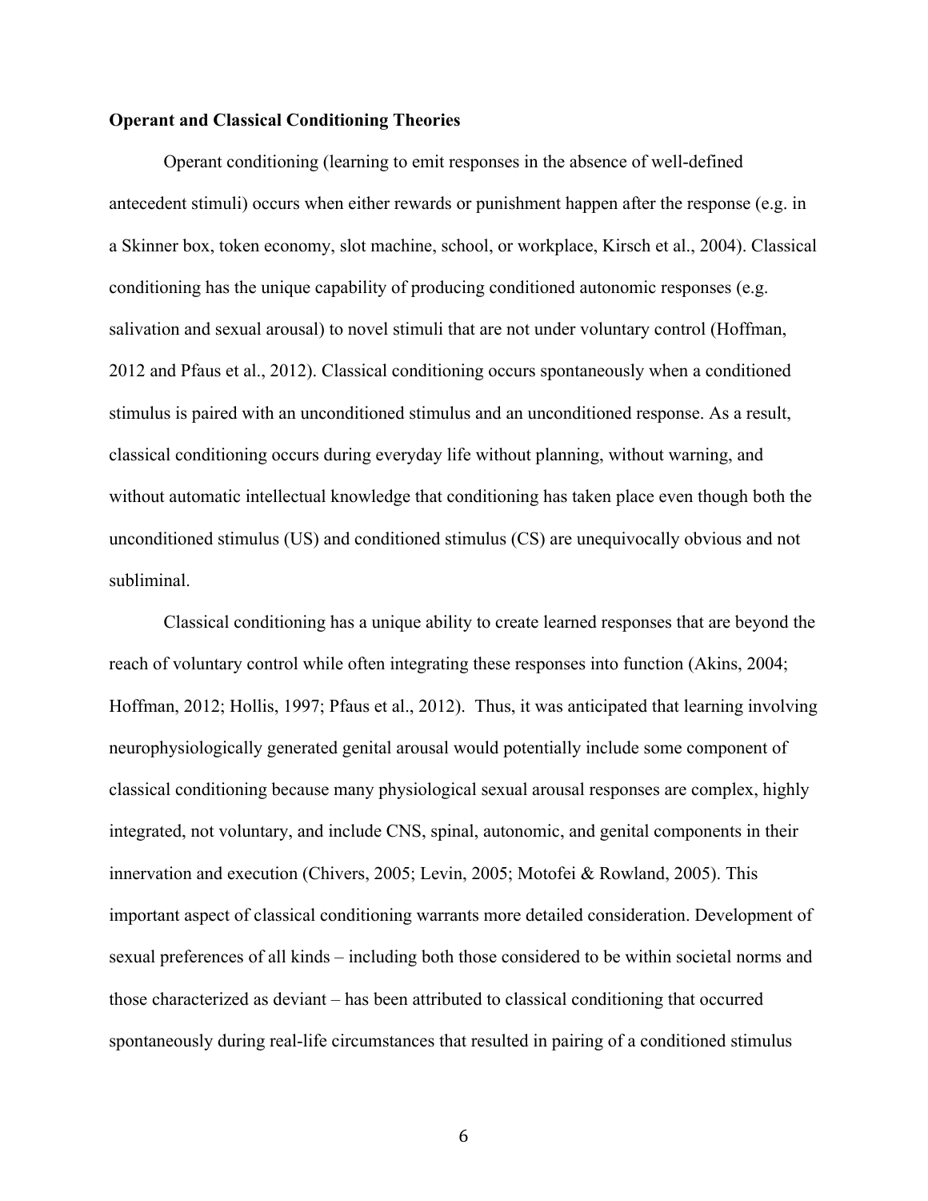**Operant and Classical Conditioning Theories**

Operant conditioning (learning to emit responses in the absence of well-defined antecedent stimuli) occurs when either rewards or punishment happen after the response (e.g. in a Skinner box, token economy, slot machine, school, or workplace, Kirsch et al., 2004). Classical conditioning has the unique capability of producing conditioned autonomic responses (e.g. salivation and sexual arousal) to novel stimuli that are not under voluntary control (Hoffman, 2012 and Pfaus et al., 2012). Classical conditioning occurs spontaneously when a conditioned stimulus is paired with an unconditioned stimulus and an unconditioned response. As a result, classical conditioning occurs during everyday life without planning, without warning, and without automatic intellectual knowledge that conditioning has taken place even though both the unconditioned stimulus (US) and conditioned stimulus (CS) are unequivocally obvious and not subliminal.

Classical conditioning has a unique ability to create learned responses that are beyond the reach of voluntary control while often integrating these responses into function (Akins, 2004; Hoffman, 2012; Hollis, 1997; Pfaus et al., 2012). Thus, it was anticipated that learning involving neurophysiologically generated genital arousal would potentially include some component of classical conditioning because many physiological sexual arousal responses are complex, highly integrated, not voluntary, and include CNS, spinal, autonomic, and genital components in their innervation and execution (Chivers, 2005; Levin, 2005; Motofei & Rowland, 2005). This important aspect of classical conditioning warrants more detailed consideration. Development of sexual preferences of all kinds – including both those considered to be within societal norms and those characterized as deviant – has been attributed to classical conditioning that occurred spontaneously during real-life circumstances that resulted in pairing of a conditioned stimulus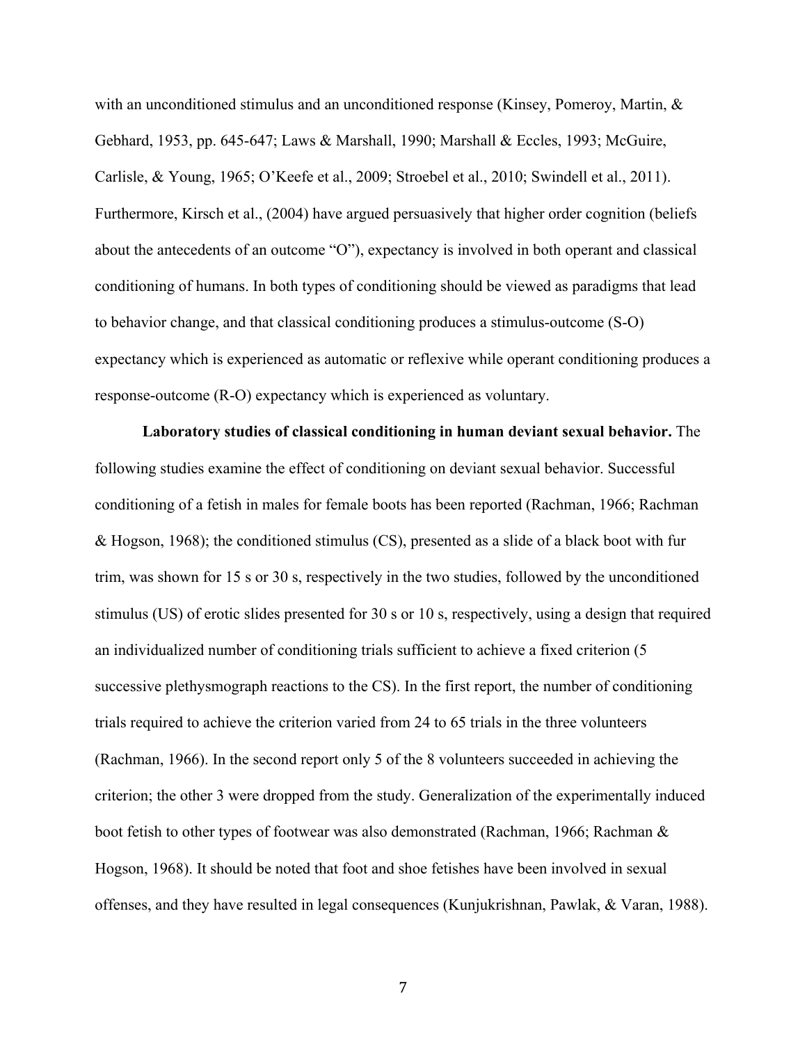with an unconditioned stimulus and an unconditioned response (Kinsey, Pomeroy, Martin, & Gebhard, 1953, pp. 645-647; Laws & Marshall, 1990; Marshall & Eccles, 1993; McGuire, Carlisle, & Young, 1965; O'Keefe et al., 2009; Stroebel et al., 2010; Swindell et al., 2011). Furthermore, Kirsch et al., (2004) have argued persuasively that higher order cognition (beliefs about the antecedents of an outcome "O"), expectancy is involved in both operant and classical conditioning of humans. In both types of conditioning should be viewed as paradigms that lead to behavior change, and that classical conditioning produces a stimulus-outcome (S-O) expectancy which is experienced as automatic or reflexive while operant conditioning produces a response-outcome (R-O) expectancy which is experienced as voluntary.

**Laboratory studies of classical conditioning in human deviant sexual behavior.** The following studies examine the effect of conditioning on deviant sexual behavior. Successful conditioning of a fetish in males for female boots has been reported (Rachman, 1966; Rachman & Hogson, 1968); the conditioned stimulus (CS), presented as a slide of a black boot with fur trim, was shown for 15 s or 30 s, respectively in the two studies, followed by the unconditioned stimulus (US) of erotic slides presented for 30 s or 10 s, respectively, using a design that required an individualized number of conditioning trials sufficient to achieve a fixed criterion (5 successive plethysmograph reactions to the CS). In the first report, the number of conditioning trials required to achieve the criterion varied from 24 to 65 trials in the three volunteers (Rachman, 1966). In the second report only 5 of the 8 volunteers succeeded in achieving the criterion; the other 3 were dropped from the study. Generalization of the experimentally induced boot fetish to other types of footwear was also demonstrated (Rachman, 1966; Rachman & Hogson, 1968). It should be noted that foot and shoe fetishes have been involved in sexual offenses, and they have resulted in legal consequences (Kunjukrishnan, Pawlak, & Varan, 1988).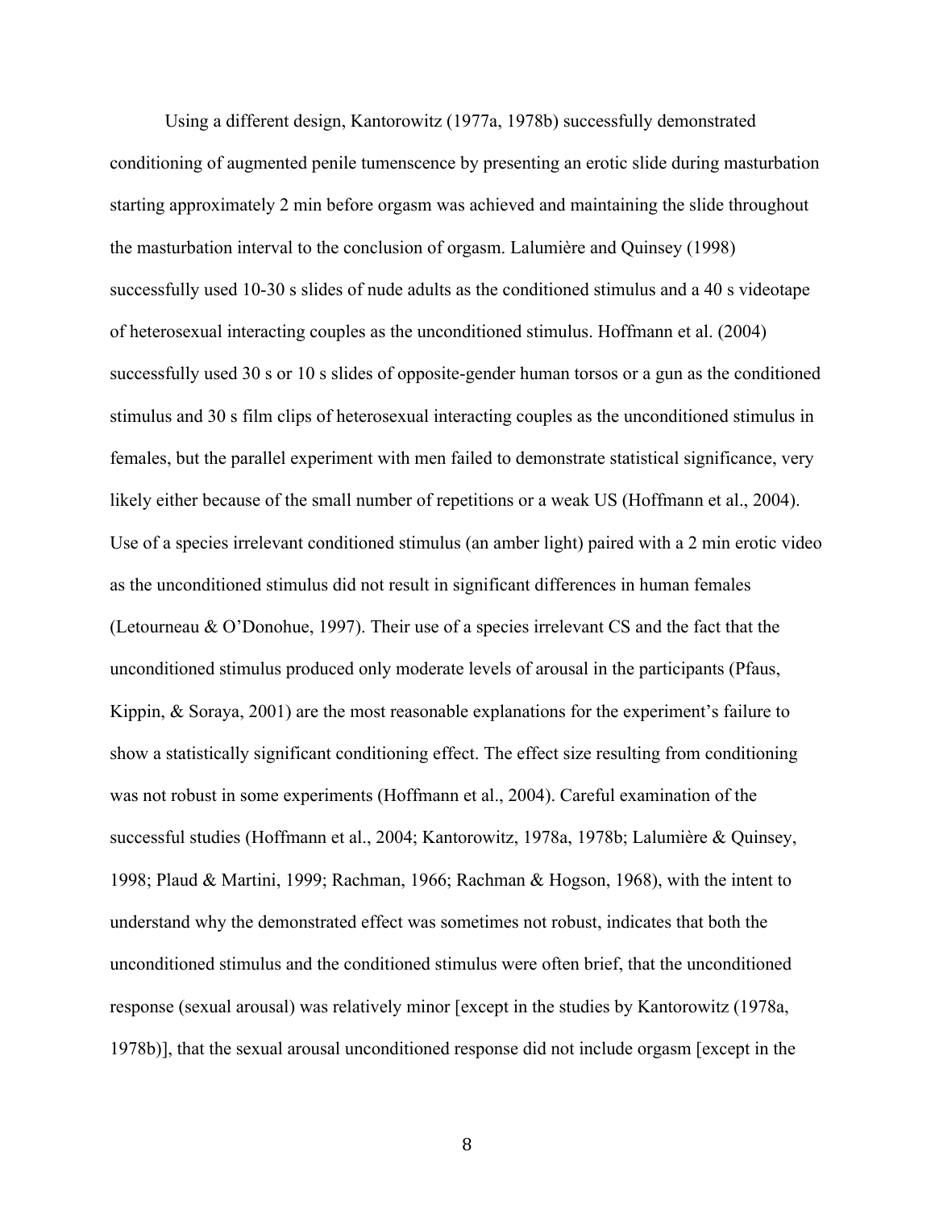Using a different design, Kantorowitz (1977a, 1978b) successfully demonstrated conditioning of augmented penile tumenscence by presenting an erotic slide during masturbation starting approximately 2 min before orgasm was achieved and maintaining the slide throughout the masturbation interval to the conclusion of orgasm. Lalumière and Quinsey (1998) successfully used 10-30 s slides of nude adults as the conditioned stimulus and a 40 s videotape of heterosexual interacting couples as the unconditioned stimulus. Hoffmann et al. (2004) successfully used 30 s or 10 s slides of opposite-gender human torsos or a gun as the conditioned stimulus and 30 s film clips of heterosexual interacting couples as the unconditioned stimulus in females, but the parallel experiment with men failed to demonstrate statistical significance, very likely either because of the small number of repetitions or a weak US (Hoffmann et al., 2004). Use of a species irrelevant conditioned stimulus (an amber light) paired with a 2 min erotic video as the unconditioned stimulus did not result in significant differences in human females (Letourneau & O'Donohue, 1997). Their use of a species irrelevant CS and the fact that the unconditioned stimulus produced only moderate levels of arousal in the participants (Pfaus, Kippin, & Soraya, 2001) are the most reasonable explanations for the experiment's failure to show a statistically significant conditioning effect. The effect size resulting from conditioning was not robust in some experiments (Hoffmann et al., 2004). Careful examination of the successful studies (Hoffmann et al., 2004; Kantorowitz, 1978a, 1978b; Lalumière & Quinsey, 1998; Plaud & Martini, 1999; Rachman, 1966; Rachman & Hogson, 1968), with the intent to understand why the demonstrated effect was sometimes not robust, indicates that both the unconditioned stimulus and the conditioned stimulus were often brief, that the unconditioned response (sexual arousal) was relatively minor [except in the studies by Kantorowitz (1978a, 1978b)], that the sexual arousal unconditioned response did not include orgasm [except in the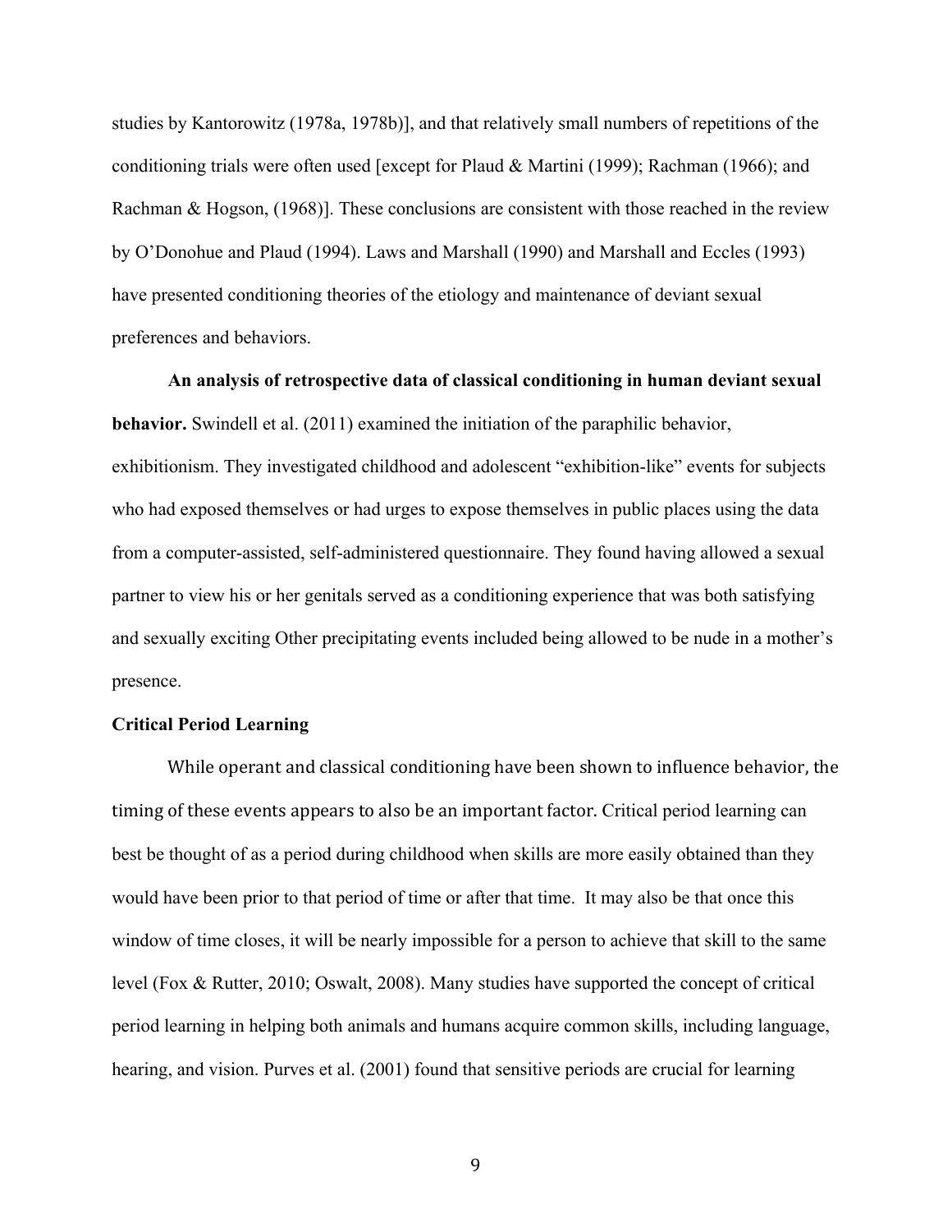studies by Kantorowitz (1978a, 1978b)], and that relatively small numbers of repetitions of the conditioning trials were often used [except for Plaud & Martini (1999); Rachman (1966); and Rachman & Hogson, (1968)]. These conclusions are consistent with those reached in the review by O'Donohue and Plaud (1994). Laws and Marshall (1990) and Marshall and Eccles (1993) have presented conditioning theories of the etiology and maintenance of deviant sexual preferences and behaviors.

**An analysis of retrospective data of classical conditioning in human deviant sexual behavior.** Swindell et al. (2011) examined the initiation of the paraphilic behavior, exhibitionism. They investigated childhood and adolescent "exhibition-like" events for subjects who had exposed themselves or had urges to expose themselves in public places using the data from a computer-assisted, self-administered questionnaire. They found having allowed a sexual partner to view his or her genitals served as a conditioning experience that was both satisfying and sexually exciting Other precipitating events included being allowed to be nude in a mother's presence.

## Critical Period Learning

While operant and classical conditioning have been shown to influence behavior, the timing of these events appears to also be an important factor. Critical period learning can best be thought of as a period during childhood when skills are more easily obtained than they would have been prior to that period of time or after that time. It may also be that once this window of time closes, it will be nearly impossible for a person to achieve that skill to the same level (Fox & Rutter, 2010; Oswalt, 2008). Many studies have supported the concept of critical period learning in helping both animals and humans acquire common skills, including language, hearing, and vision. Purves et al. (2001) found that sensitive periods are crucial for learning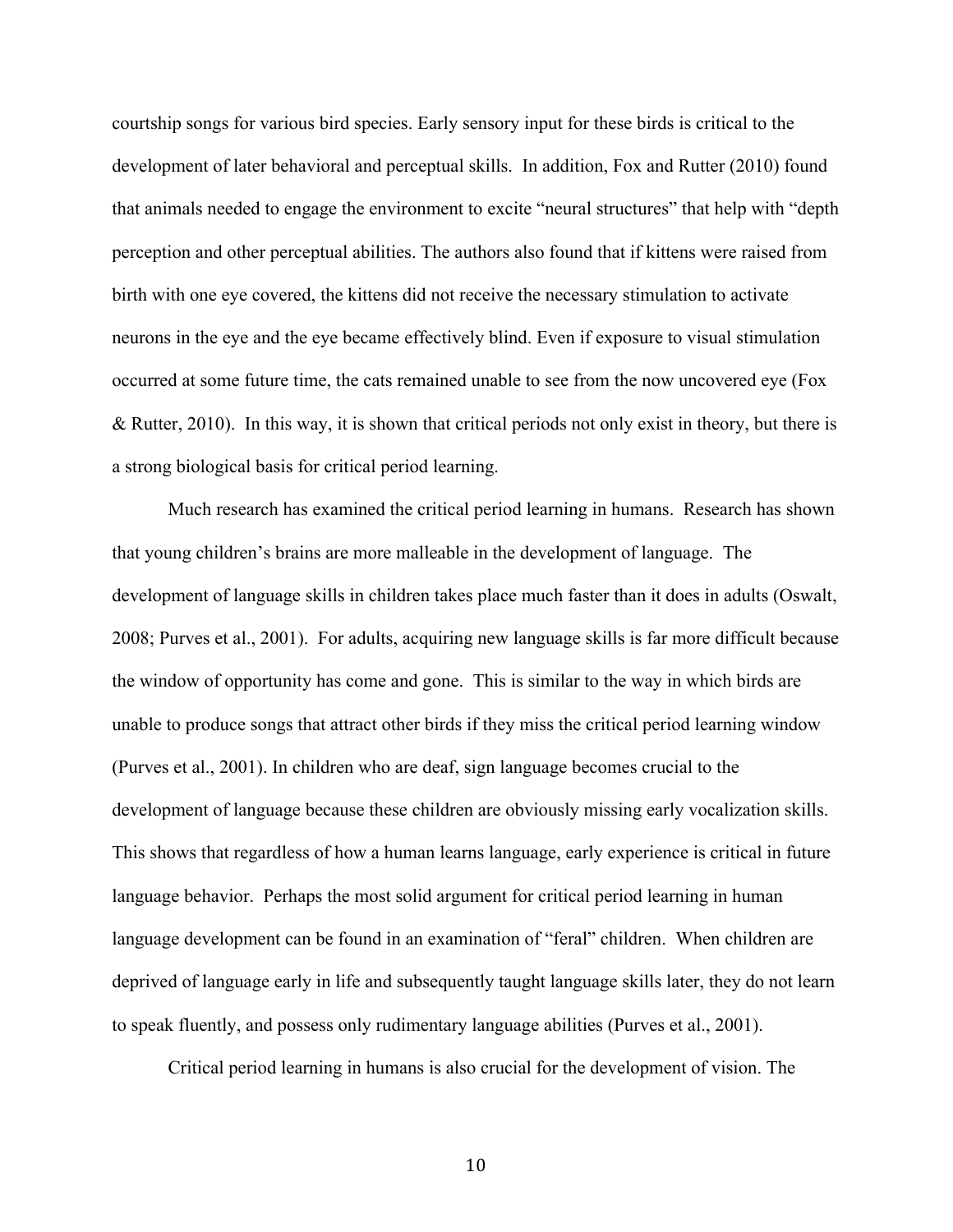courtship songs for various bird species. Early sensory input for these birds is critical to the development of later behavioral and perceptual skills. In addition, Fox and Rutter (2010) found that animals needed to engage the environment to excite "neural structures" that help with "depth perception and other perceptual abilities. The authors also found that if kittens were raised from birth with one eye covered, the kittens did not receive the necessary stimulation to activate neurons in the eye and the eye became effectively blind. Even if exposure to visual stimulation occurred at some future time, the cats remained unable to see from the now uncovered eye (Fox & Rutter, 2010). In this way, it is shown that critical periods not only exist in theory, but there is a strong biological basis for critical period learning.

Much research has examined the critical period learning in humans. Research has shown that young children's brains are more malleable in the development of language. The development of language skills in children takes place much faster than it does in adults (Oswalt, 2008; Purves et al., 2001). For adults, acquiring new language skills is far more difficult because the window of opportunity has come and gone. This is similar to the way in which birds are unable to produce songs that attract other birds if they miss the critical period learning window (Purves et al., 2001). In children who are deaf, sign language becomes crucial to the development of language because these children are obviously missing early vocalization skills. This shows that regardless of how a human learns language, early experience is critical in future language behavior. Perhaps the most solid argument for critical period learning in human language development can be found in an examination of "feral" children. When children are deprived of language early in life and subsequently taught language skills later, they do not learn to speak fluently, and possess only rudimentary language abilities (Purves et al., 2001).

Critical period learning in humans is also crucial for the development of vision. The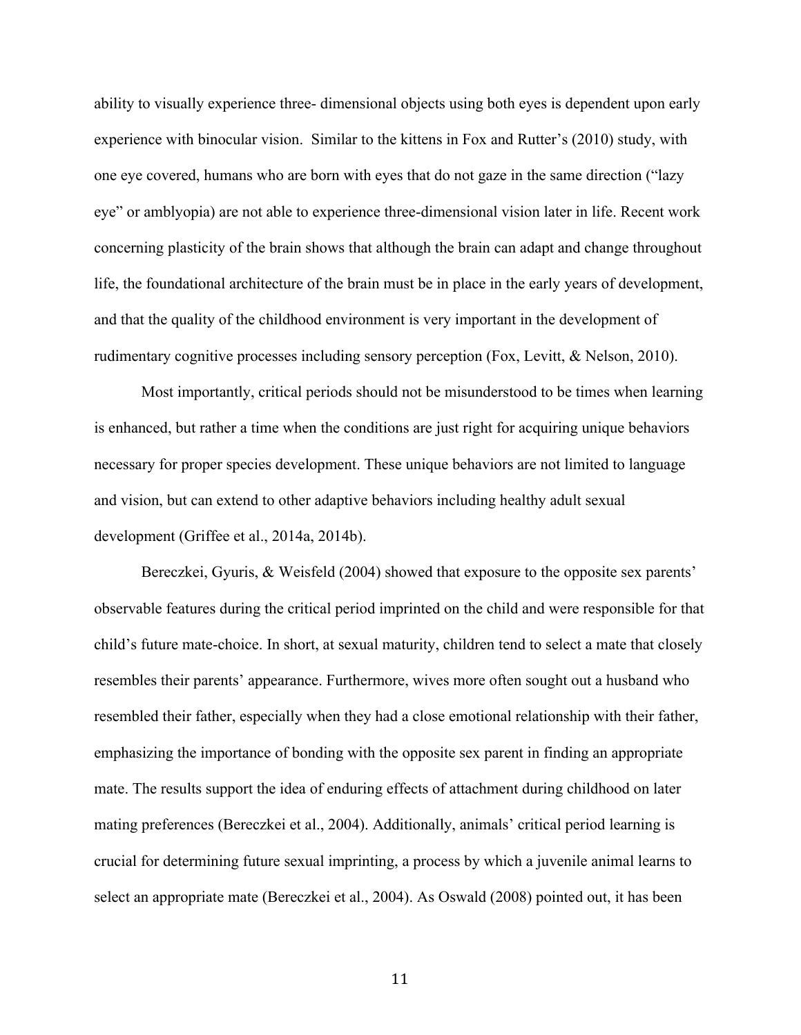ability to visually experience three- dimensional objects using both eyes is dependent upon early experience with binocular vision. Similar to the kittens in Fox and Rutter's (2010) study, with one eye covered, humans who are born with eyes that do not gaze in the same direction ("lazy eye" or amblyopia) are not able to experience three-dimensional vision later in life. Recent work concerning plasticity of the brain shows that although the brain can adapt and change throughout life, the foundational architecture of the brain must be in place in the early years of development, and that the quality of the childhood environment is very important in the development of rudimentary cognitive processes including sensory perception (Fox, Levitt, & Nelson, 2010).

Most importantly, critical periods should not be misunderstood to be times when learning is enhanced, but rather a time when the conditions are just right for acquiring unique behaviors necessary for proper species development. These unique behaviors are not limited to language and vision, but can extend to other adaptive behaviors including healthy adult sexual development (Griffee et al., 2014a, 2014b).

Bereczkei, Gyuris, & Weisfeld (2004) showed that exposure to the opposite sex parents' observable features during the critical period imprinted on the child and were responsible for that child's future mate-choice. In short, at sexual maturity, children tend to select a mate that closely resembles their parents' appearance. Furthermore, wives more often sought out a husband who resembled their father, especially when they had a close emotional relationship with their father, emphasizing the importance of bonding with the opposite sex parent in finding an appropriate mate. The results support the idea of enduring effects of attachment during childhood on later mating preferences (Bereczkei et al., 2004). Additionally, animals' critical period learning is crucial for determining future sexual imprinting, a process by which a juvenile animal learns to select an appropriate mate (Bereczkei et al., 2004). As Oswald (2008) pointed out, it has been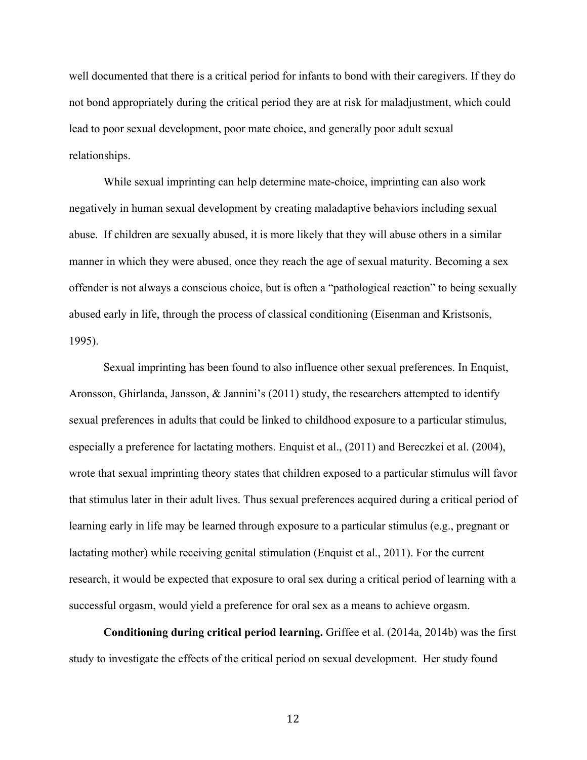well documented that there is a critical period for infants to bond with their caregivers. If they do not bond appropriately during the critical period they are at risk for maladjustment, which could lead to poor sexual development, poor mate choice, and generally poor adult sexual relationships.

While sexual imprinting can help determine mate-choice, imprinting can also work negatively in human sexual development by creating maladaptive behaviors including sexual abuse. If children are sexually abused, it is more likely that they will abuse others in a similar manner in which they were abused, once they reach the age of sexual maturity. Becoming a sex offender is not always a conscious choice, but is often a "pathological reaction" to being sexually abused early in life, through the process of classical conditioning (Eisenman and Kristsonis, 1995).

Sexual imprinting has been found to also influence other sexual preferences. In Enquist, Aronsson, Ghirlanda, Jansson, & Jannini's (2011) study, the researchers attempted to identify sexual preferences in adults that could be linked to childhood exposure to a particular stimulus, especially a preference for lactating mothers. Enquist et al., (2011) and Bereczkei et al. (2004), wrote that sexual imprinting theory states that children exposed to a particular stimulus will favor that stimulus later in their adult lives. Thus sexual preferences acquired during a critical period of learning early in life may be learned through exposure to a particular stimulus (e.g., pregnant or lactating mother) while receiving genital stimulation (Enquist et al., 2011). For the current research, it would be expected that exposure to oral sex during a critical period of learning with a successful orgasm, would yield a preference for oral sex as a means to achieve orgasm.

**Conditioning during critical period learning.** Griffee et al. (2014a, 2014b) was the first study to investigate the effects of the critical period on sexual development. Her study found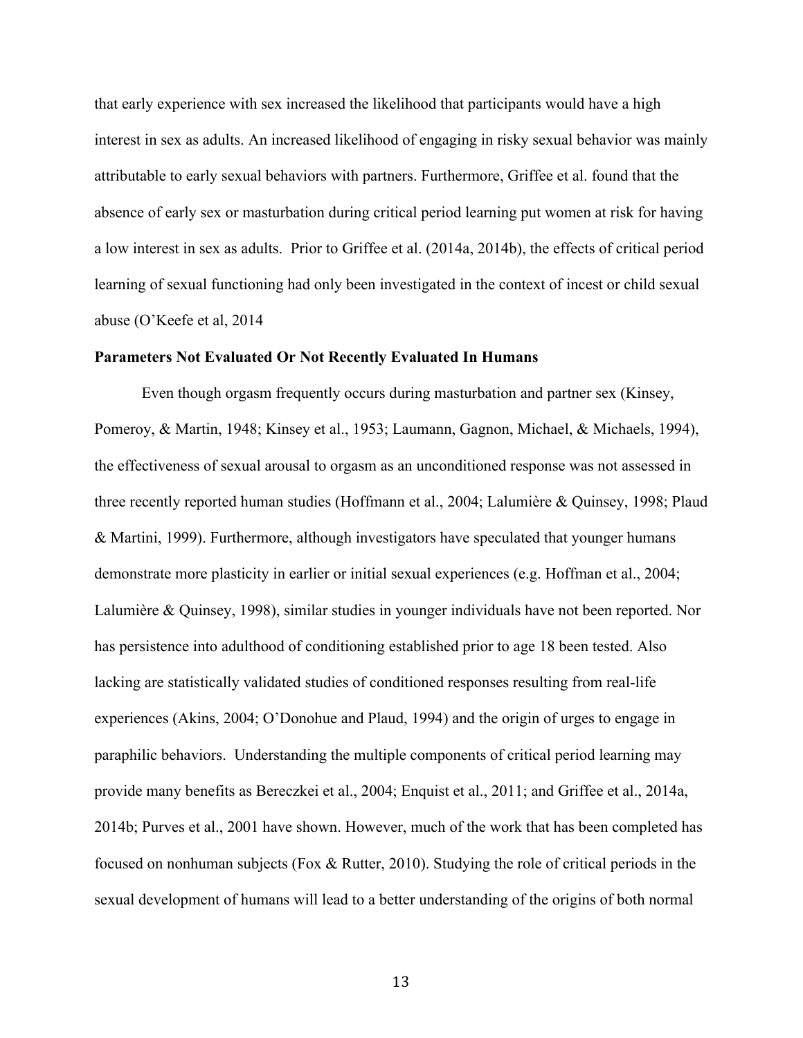that early experience with sex increased the likelihood that participants would have a high interest in sex as adults. An increased likelihood of engaging in risky sexual behavior was mainly attributable to early sexual behaviors with partners. Furthermore, Griffee et al. found that the absence of early sex or masturbation during critical period learning put women at risk for having a low interest in sex as adults. Prior to Griffee et al. (2014a, 2014b), the effects of critical period learning of sexual functioning had only been investigated in the context of incest or child sexual abuse (O'Keefe et al, 2014

**Parameters Not Evaluated Or Not Recently Evaluated In Humans**

Even though orgasm frequently occurs during masturbation and partner sex (Kinsey, Pomeroy, & Martin, 1948; Kinsey et al., 1953; Laumann, Gagnon, Michael, & Michaels, 1994), the effectiveness of sexual arousal to orgasm as an unconditioned response was not assessed in three recently reported human studies (Hoffmann et al., 2004; Lalumière & Quinsey, 1998; Plaud & Martini, 1999). Furthermore, although investigators have speculated that younger humans demonstrate more plasticity in earlier or initial sexual experiences (e.g. Hoffman et al., 2004; Lalumière & Quinsey, 1998), similar studies in younger individuals have not been reported. Nor has persistence into adulthood of conditioning established prior to age 18 been tested. Also lacking are statistically validated studies of conditioned responses resulting from real-life experiences (Akins, 2004; O'Donohue and Plaud, 1994) and the origin of urges to engage in paraphilic behaviors. Understanding the multiple components of critical period learning may provide many benefits as Bereczkei et al., 2004; Enquist et al., 2011; and Griffee et al., 2014a, 2014b; Purves et al., 2001 have shown. However, much of the work that has been completed has focused on nonhuman subjects (Fox & Rutter, 2010). Studying the role of critical periods in the sexual development of humans will lead to a better understanding of the origins of both normal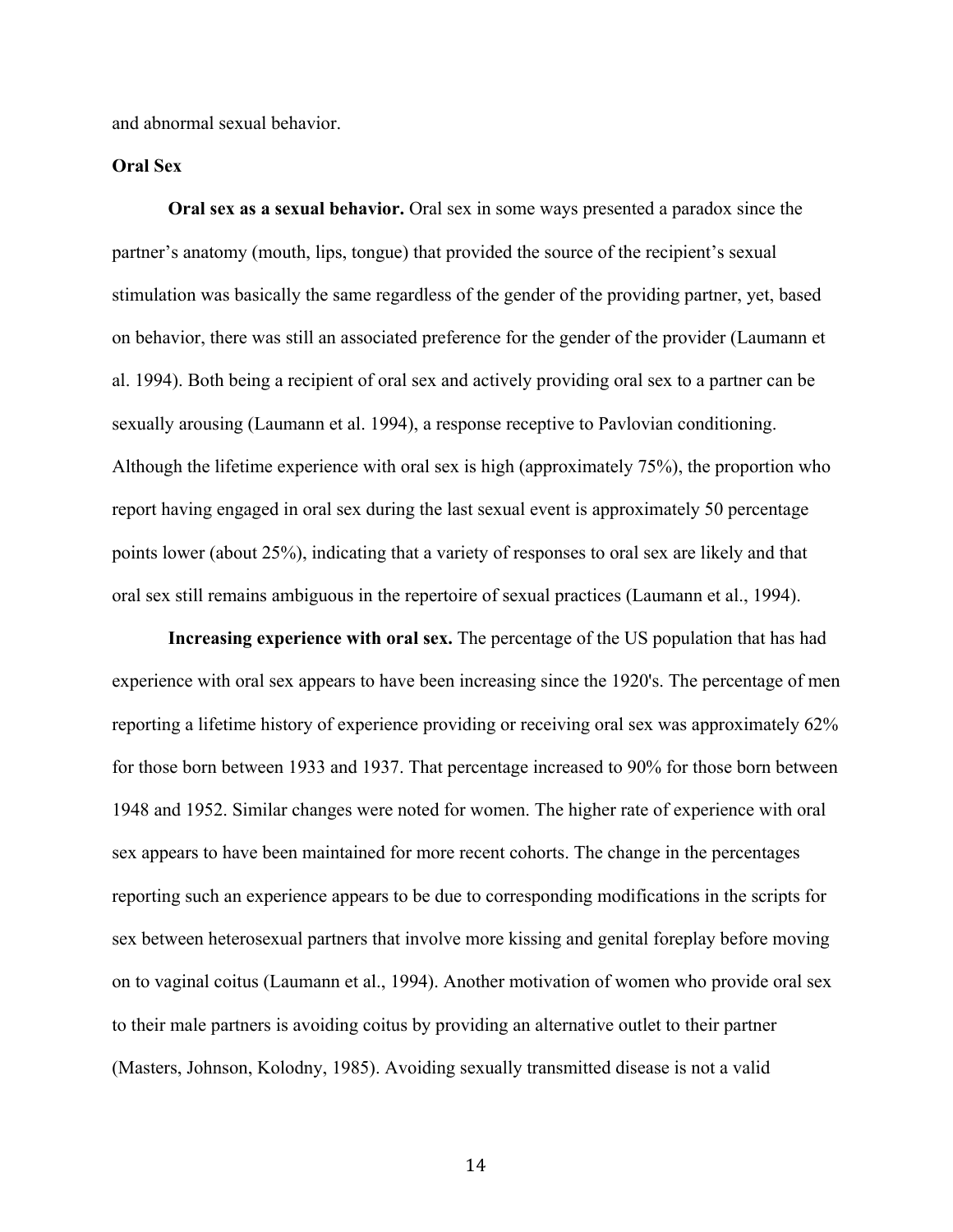and abnormal sexual behavior.

### Oral Sex

**Oral sex as a sexual behavior.** Oral sex in some ways presented a paradox since the partner's anatomy (mouth, lips, tongue) that provided the source of the recipient's sexual stimulation was basically the same regardless of the gender of the providing partner, yet, based on behavior, there was still an associated preference for the gender of the provider (Laumann et al. 1994). Both being a recipient of oral sex and actively providing oral sex to a partner can be sexually arousing (Laumann et al. 1994), a response receptive to Pavlovian conditioning. Although the lifetime experience with oral sex is high (approximately 75%), the proportion who report having engaged in oral sex during the last sexual event is approximately 50 percentage points lower (about 25%), indicating that a variety of responses to oral sex are likely and that oral sex still remains ambiguous in the repertoire of sexual practices (Laumann et al., 1994).

**Increasing experience with oral sex.** The percentage of the US population that has had experience with oral sex appears to have been increasing since the 1920's. The percentage of men reporting a lifetime history of experience providing or receiving oral sex was approximately 62% for those born between 1933 and 1937. That percentage increased to 90% for those born between 1948 and 1952. Similar changes were noted for women. The higher rate of experience with oral sex appears to have been maintained for more recent cohorts. The change in the percentages reporting such an experience appears to be due to corresponding modifications in the scripts for sex between heterosexual partners that involve more kissing and genital foreplay before moving on to vaginal coitus (Laumann et al., 1994). Another motivation of women who provide oral sex to their male partners is avoiding coitus by providing an alternative outlet to their partner (Masters, Johnson, Kolodny, 1985). Avoiding sexually transmitted disease is not a valid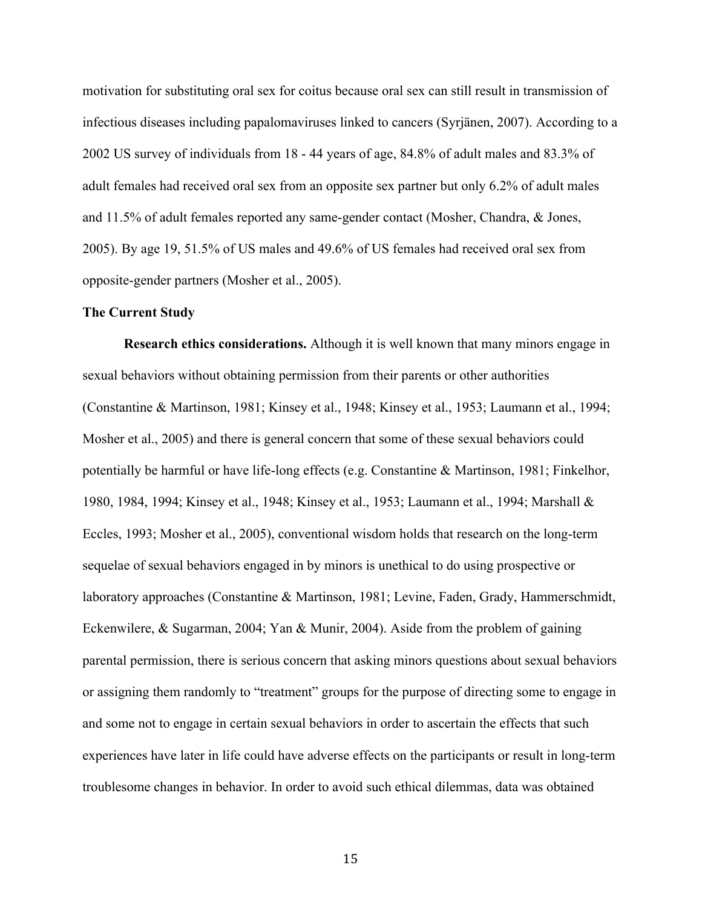motivation for substituting oral sex for coitus because oral sex can still result in transmission of infectious diseases including papalomaviruses linked to cancers (Syrjänen, 2007). According to a 2002 US survey of individuals from 18 - 44 years of age, 84.8% of adult males and 83.3% of adult females had received oral sex from an opposite sex partner but only 6.2% of adult males and 11.5% of adult females reported any same-gender contact (Mosher, Chandra, & Jones, 2005). By age 19, 51.5% of US males and 49.6% of US females had received oral sex from opposite-gender partners (Mosher et al., 2005).

### The Current Study

**Research ethics considerations.** Although it is well known that many minors engage in sexual behaviors without obtaining permission from their parents or other authorities (Constantine & Martinson, 1981; Kinsey et al., 1948; Kinsey et al., 1953; Laumann et al., 1994; Mosher et al., 2005) and there is general concern that some of these sexual behaviors could potentially be harmful or have life-long effects (e.g. Constantine & Martinson, 1981; Finkelhor, 1980, 1984, 1994; Kinsey et al., 1948; Kinsey et al., 1953; Laumann et al., 1994; Marshall & Eccles, 1993; Mosher et al., 2005), conventional wisdom holds that research on the long-term sequelae of sexual behaviors engaged in by minors is unethical to do using prospective or laboratory approaches (Constantine & Martinson, 1981; Levine, Faden, Grady, Hammerschmidt, Eckenwilere, & Sugarman, 2004; Yan & Munir, 2004). Aside from the problem of gaining parental permission, there is serious concern that asking minors questions about sexual behaviors or assigning them randomly to "treatment" groups for the purpose of directing some to engage in and some not to engage in certain sexual behaviors in order to ascertain the effects that such experiences have later in life could have adverse effects on the participants or result in long-term troublesome changes in behavior. In order to avoid such ethical dilemmas, data was obtained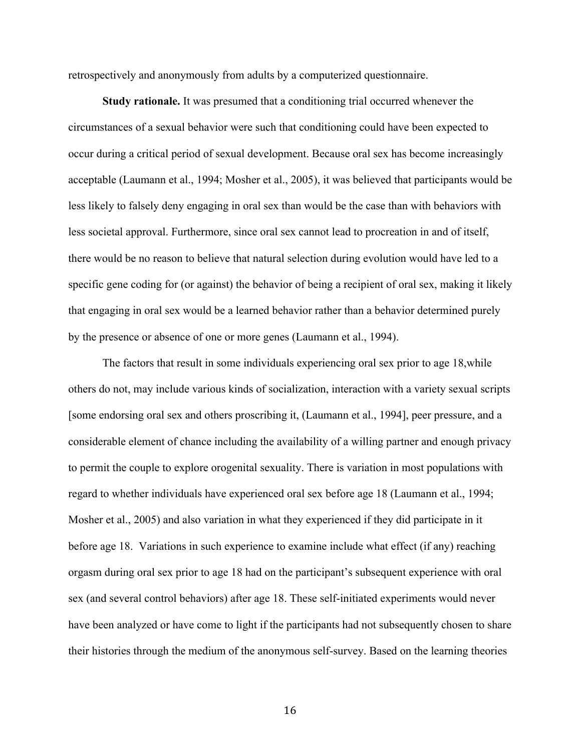retrospectively and anonymously from adults by a computerized questionnaire.

**Study rationale.** It was presumed that a conditioning trial occurred whenever the circumstances of a sexual behavior were such that conditioning could have been expected to occur during a critical period of sexual development. Because oral sex has become increasingly acceptable (Laumann et al., 1994; Mosher et al., 2005), it was believed that participants would be less likely to falsely deny engaging in oral sex than would be the case than with behaviors with less societal approval. Furthermore, since oral sex cannot lead to procreation in and of itself, there would be no reason to believe that natural selection during evolution would have led to a specific gene coding for (or against) the behavior of being a recipient of oral sex, making it likely that engaging in oral sex would be a learned behavior rather than a behavior determined purely by the presence or absence of one or more genes (Laumann et al., 1994).

The factors that result in some individuals experiencing oral sex prior to age 18,while others do not, may include various kinds of socialization, interaction with a variety sexual scripts [some endorsing oral sex and others proscribing it, (Laumann et al., 1994], peer pressure, and a considerable element of chance including the availability of a willing partner and enough privacy to permit the couple to explore orogenital sexuality. There is variation in most populations with regard to whether individuals have experienced oral sex before age 18 (Laumann et al., 1994; Mosher et al., 2005) and also variation in what they experienced if they did participate in it before age 18. Variations in such experience to examine include what effect (if any) reaching orgasm during oral sex prior to age 18 had on the participant's subsequent experience with oral sex (and several control behaviors) after age 18. These self-initiated experiments would never have been analyzed or have come to light if the participants had not subsequently chosen to share their histories through the medium of the anonymous self-survey. Based on the learning theories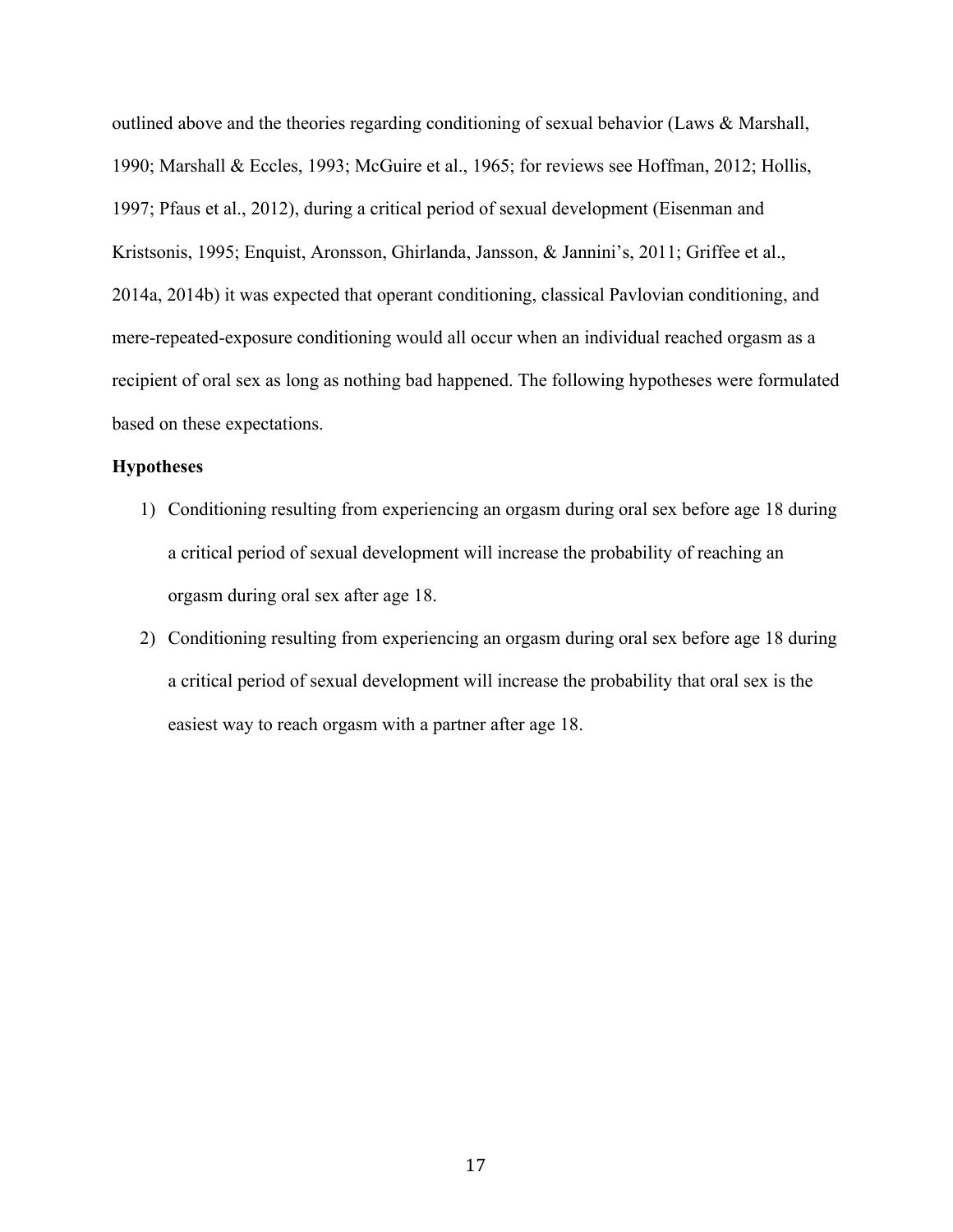outlined above and the theories regarding conditioning of sexual behavior (Laws & Marshall, 1990; Marshall & Eccles, 1993; McGuire et al., 1965; for reviews see Hoffman, 2012; Hollis, 1997; Pfaus et al., 2012), during a critical period of sexual development (Eisenman and Kristsonis, 1995; Enquist, Aronsson, Ghirlanda, Jansson, & Jannini's, 2011; Griffee et al., 2014a, 2014b) it was expected that operant conditioning, classical Pavlovian conditioning, and mere-repeated-exposure conditioning would all occur when an individual reached orgasm as a recipient of oral sex as long as nothing bad happened. The following hypotheses were formulated based on these expectations.

**Hypotheses**

1) Conditioning resulting from experiencing an orgasm during oral sex before age 18 during a critical period of sexual development will increase the probability of reaching an orgasm during oral sex after age 18.
2) Conditioning resulting from experiencing an orgasm during oral sex before age 18 during a critical period of sexual development will increase the probability that oral sex is the easiest way to reach orgasm with a partner after age 18.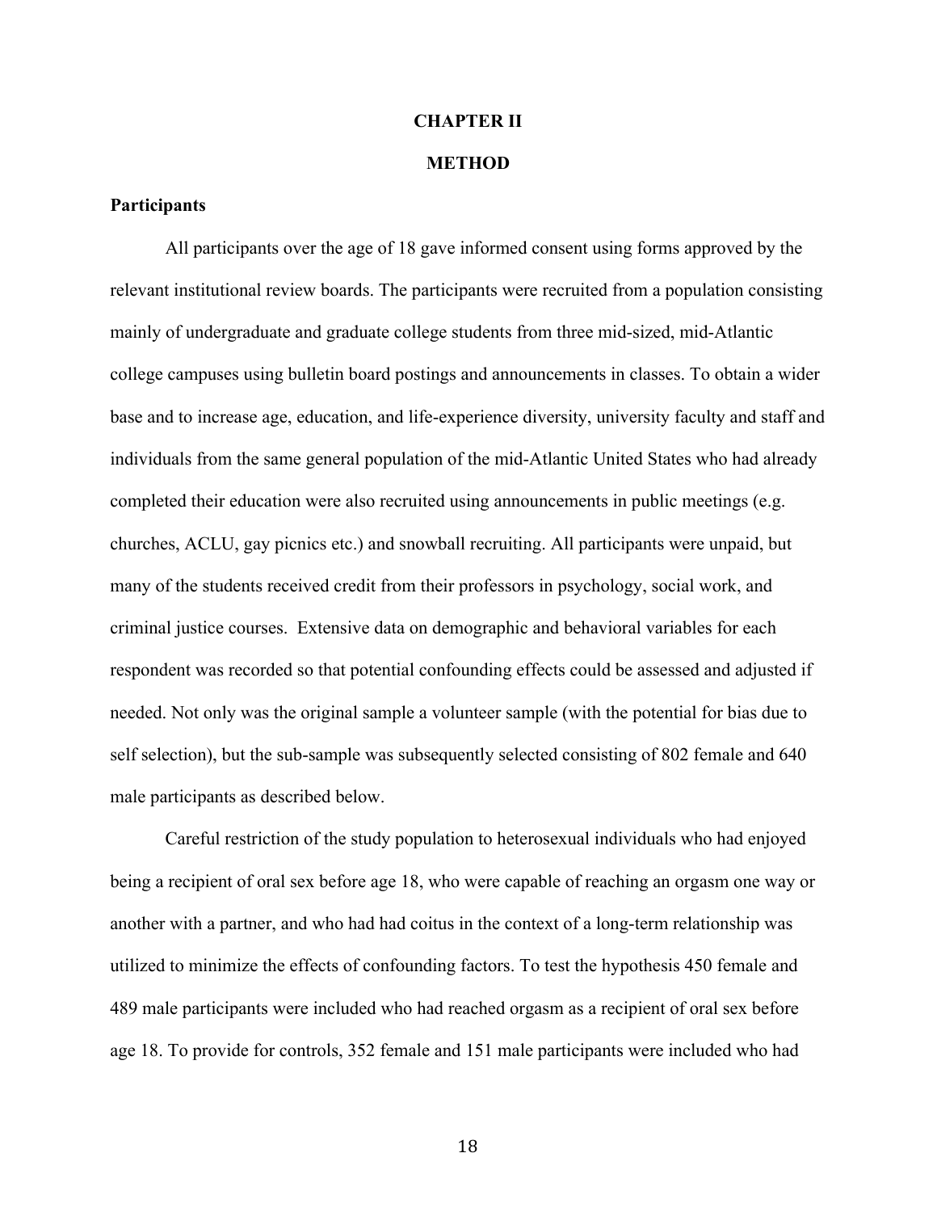# CHAPTER II

# METHOD

## Participants

All participants over the age of 18 gave informed consent using forms approved by the relevant institutional review boards. The participants were recruited from a population consisting mainly of undergraduate and graduate college students from three mid-sized, mid-Atlantic college campuses using bulletin board postings and announcements in classes. To obtain a wider base and to increase age, education, and life-experience diversity, university faculty and staff and individuals from the same general population of the mid-Atlantic United States who had already completed their education were also recruited using announcements in public meetings (e.g. churches, ACLU, gay picnics etc.) and snowball recruiting. All participants were unpaid, but many of the students received credit from their professors in psychology, social work, and criminal justice courses. Extensive data on demographic and behavioral variables for each respondent was recorded so that potential confounding effects could be assessed and adjusted if needed. Not only was the original sample a volunteer sample (with the potential for bias due to self selection), but the sub-sample was subsequently selected consisting of 802 female and 640 male participants as described below.

Careful restriction of the study population to heterosexual individuals who had enjoyed being a recipient of oral sex before age 18, who were capable of reaching an orgasm one way or another with a partner, and who had had coitus in the context of a long-term relationship was utilized to minimize the effects of confounding factors. To test the hypothesis 450 female and 489 male participants were included who had reached orgasm as a recipient of oral sex before age 18. To provide for controls, 352 female and 151 male participants were included who had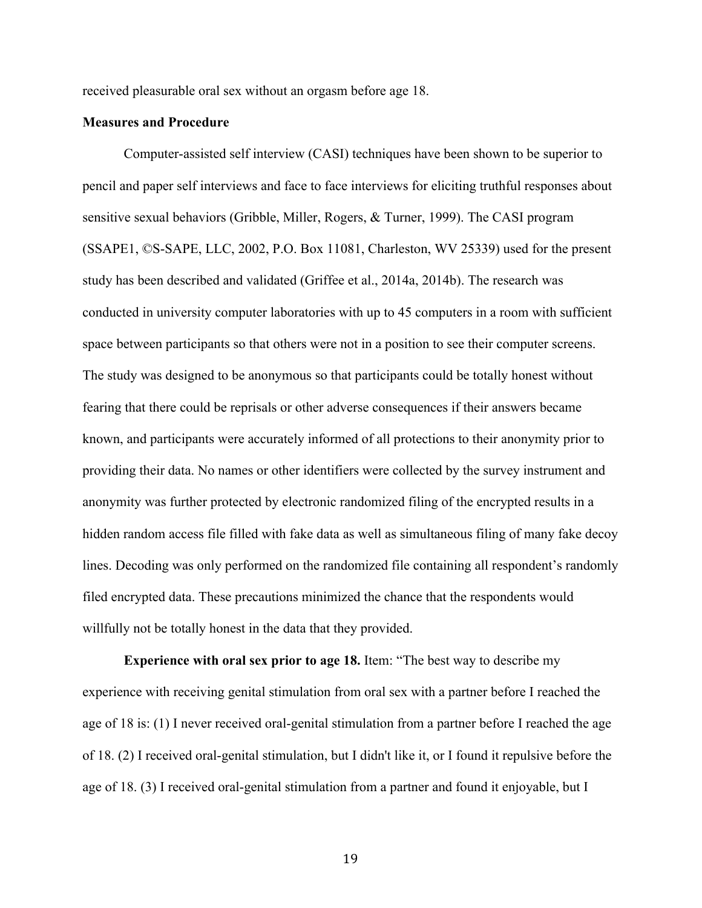received pleasurable oral sex without an orgasm before age 18.

**Measures and Procedure**

Computer-assisted self interview (CASI) techniques have been shown to be superior to pencil and paper self interviews and face to face interviews for eliciting truthful responses about sensitive sexual behaviors (Gribble, Miller, Rogers, & Turner, 1999). The CASI program (SSAPE1, ©S-SAPE, LLC, 2002, P.O. Box 11081, Charleston, WV 25339) used for the present study has been described and validated (Griffee et al., 2014a, 2014b). The research was conducted in university computer laboratories with up to 45 computers in a room with sufficient space between participants so that others were not in a position to see their computer screens. The study was designed to be anonymous so that participants could be totally honest without fearing that there could be reprisals or other adverse consequences if their answers became known, and participants were accurately informed of all protections to their anonymity prior to providing their data. No names or other identifiers were collected by the survey instrument and anonymity was further protected by electronic randomized filing of the encrypted results in a hidden random access file filled with fake data as well as simultaneous filing of many fake decoy lines. Decoding was only performed on the randomized file containing all respondent's randomly filed encrypted data. These precautions minimized the chance that the respondents would willfully not be totally honest in the data that they provided.

**Experience with oral sex prior to age 18.** Item: "The best way to describe my experience with receiving genital stimulation from oral sex with a partner before I reached the age of 18 is: (1) I never received oral-genital stimulation from a partner before I reached the age of 18. (2) I received oral-genital stimulation, but I didn't like it, or I found it repulsive before the age of 18. (3) I received oral-genital stimulation from a partner and found it enjoyable, but I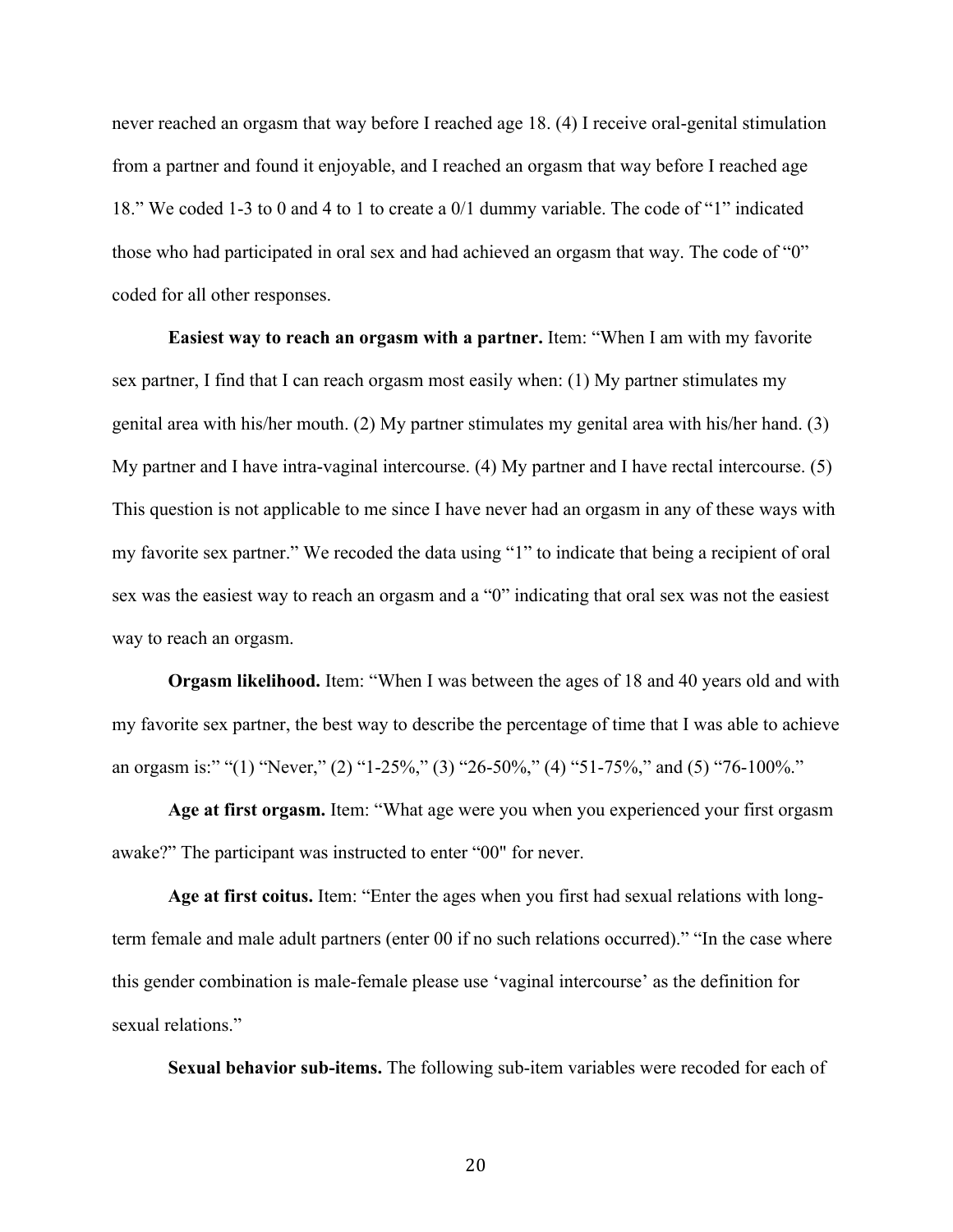never reached an orgasm that way before I reached age 18. (4) I receive oral-genital stimulation from a partner and found it enjoyable, and I reached an orgasm that way before I reached age 18." We coded 1-3 to 0 and 4 to 1 to create a 0/1 dummy variable. The code of "1" indicated those who had participated in oral sex and had achieved an orgasm that way. The code of "0" coded for all other responses.

**Easiest way to reach an orgasm with a partner.** Item: "When I am with my favorite sex partner, I find that I can reach orgasm most easily when: (1) My partner stimulates my genital area with his/her mouth. (2) My partner stimulates my genital area with his/her hand. (3) My partner and I have intra-vaginal intercourse. (4) My partner and I have rectal intercourse. (5) This question is not applicable to me since I have never had an orgasm in any of these ways with my favorite sex partner." We recoded the data using "1" to indicate that being a recipient of oral sex was the easiest way to reach an orgasm and a "0" indicating that oral sex was not the easiest way to reach an orgasm.

**Orgasm likelihood.** Item: "When I was between the ages of 18 and 40 years old and with my favorite sex partner, the best way to describe the percentage of time that I was able to achieve an orgasm is:" "(1) "Never," (2) "1-25%," (3) "26-50%," (4) "51-75%," and (5) "76-100%."

**Age at first orgasm.** Item: "What age were you when you experienced your first orgasm awake?" The participant was instructed to enter "00" for never.

**Age at first coitus.** Item: "Enter the ages when you first had sexual relations with long-term female and male adult partners (enter 00 if no such relations occurred)." "In the case where this gender combination is male-female please use 'vaginal intercourse' as the definition for sexual relations."

**Sexual behavior sub-items.** The following sub-item variables were recoded for each of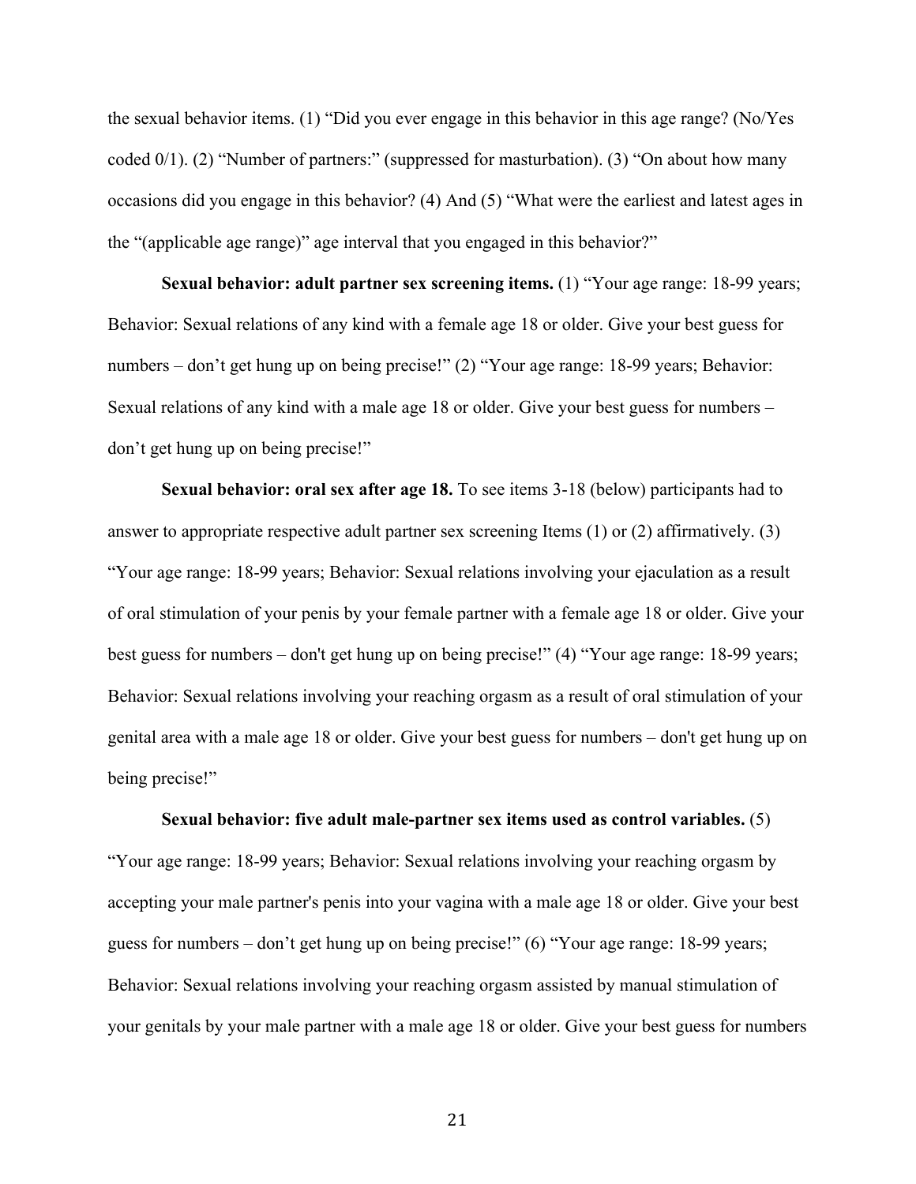the sexual behavior items. (1) "Did you ever engage in this behavior in this age range? (No/Yes coded 0/1). (2) "Number of partners:" (suppressed for masturbation). (3) "On about how many occasions did you engage in this behavior? (4) And (5) "What were the earliest and latest ages in the "(applicable age range)" age interval that you engaged in this behavior?"

**Sexual behavior: adult partner sex screening items.** (1) "Your age range: 18-99 years; Behavior: Sexual relations of any kind with a female age 18 or older. Give your best guess for numbers – don't get hung up on being precise!" (2) "Your age range: 18-99 years; Behavior: Sexual relations of any kind with a male age 18 or older. Give your best guess for numbers – don't get hung up on being precise!"

**Sexual behavior: oral sex after age 18.** To see items 3-18 (below) participants had to answer to appropriate respective adult partner sex screening Items (1) or (2) affirmatively. (3) "Your age range: 18-99 years; Behavior: Sexual relations involving your ejaculation as a result of oral stimulation of your penis by your female partner with a female age 18 or older. Give your best guess for numbers – don't get hung up on being precise!" (4) "Your age range: 18-99 years; Behavior: Sexual relations involving your reaching orgasm as a result of oral stimulation of your genital area with a male age 18 or older. Give your best guess for numbers – don't get hung up on being precise!"

**Sexual behavior: five adult male-partner sex items used as control variables.** (5) "Your age range: 18-99 years; Behavior: Sexual relations involving your reaching orgasm by accepting your male partner's penis into your vagina with a male age 18 or older. Give your best guess for numbers – don't get hung up on being precise!" (6) "Your age range: 18-99 years; Behavior: Sexual relations involving your reaching orgasm assisted by manual stimulation of your genitals by your male partner with a male age 18 or older. Give your best guess for numbers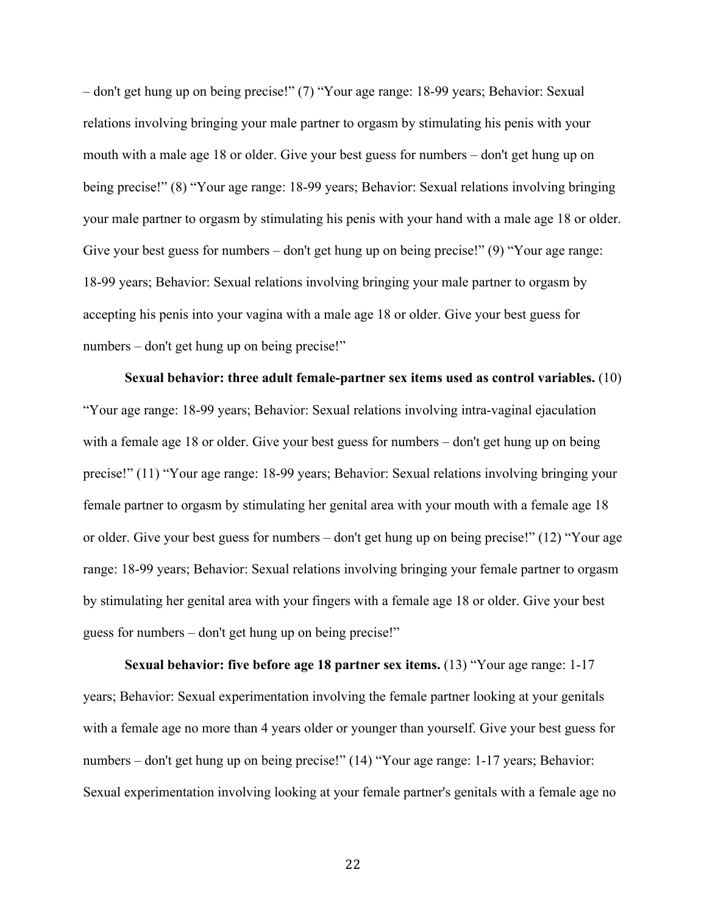– don't get hung up on being precise!" (7) "Your age range: 18-99 years; Behavior: Sexual relations involving bringing your male partner to orgasm by stimulating his penis with your mouth with a male age 18 or older. Give your best guess for numbers – don't get hung up on being precise!" (8) "Your age range: 18-99 years; Behavior: Sexual relations involving bringing your male partner to orgasm by stimulating his penis with your hand with a male age 18 or older. Give your best guess for numbers – don't get hung up on being precise!" (9) "Your age range: 18-99 years; Behavior: Sexual relations involving bringing your male partner to orgasm by accepting his penis into your vagina with a male age 18 or older. Give your best guess for numbers – don't get hung up on being precise!"

**Sexual behavior: three adult female-partner sex items used as control variables.** (10) "Your age range: 18-99 years; Behavior: Sexual relations involving intra-vaginal ejaculation with a female age 18 or older. Give your best guess for numbers – don't get hung up on being precise!" (11) "Your age range: 18-99 years; Behavior: Sexual relations involving bringing your female partner to orgasm by stimulating her genital area with your mouth with a female age 18 or older. Give your best guess for numbers – don't get hung up on being precise!" (12) "Your age range: 18-99 years; Behavior: Sexual relations involving bringing your female partner to orgasm by stimulating her genital area with your fingers with a female age 18 or older. Give your best guess for numbers – don't get hung up on being precise!"

**Sexual behavior: five before age 18 partner sex items.** (13) "Your age range: 1-17 years; Behavior: Sexual experimentation involving the female partner looking at your genitals with a female age no more than 4 years older or younger than yourself. Give your best guess for numbers – don't get hung up on being precise!" (14) "Your age range: 1-17 years; Behavior: Sexual experimentation involving looking at your female partner's genitals with a female age no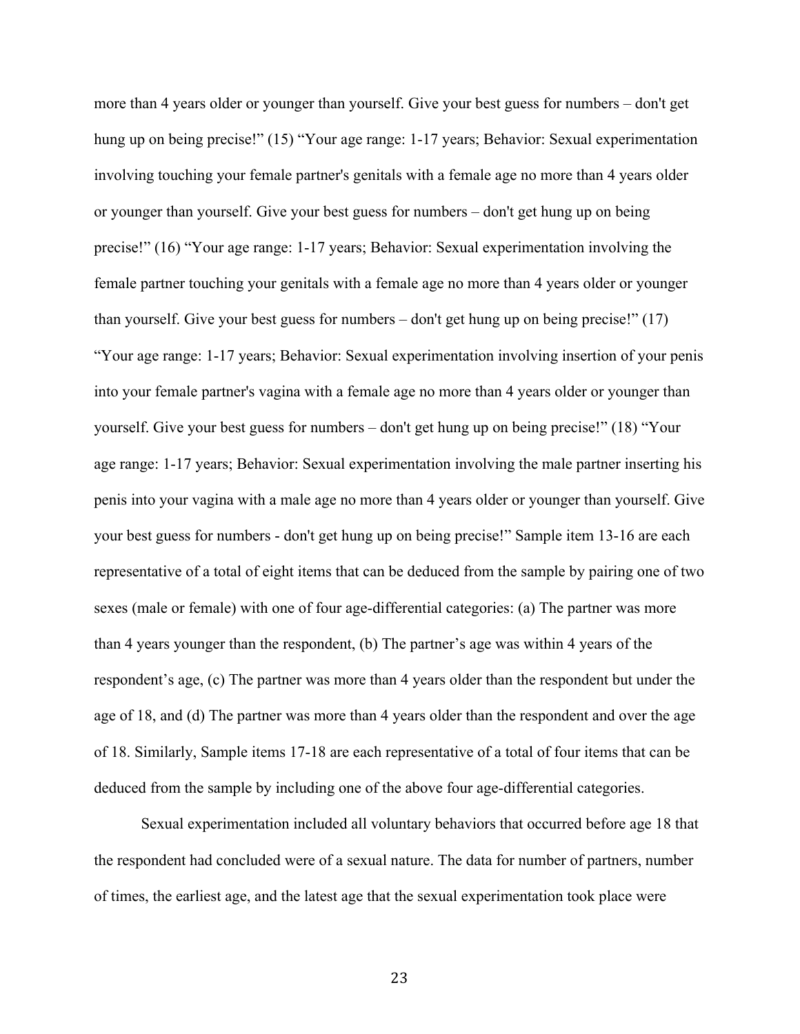more than 4 years older or younger than yourself. Give your best guess for numbers – don't get hung up on being precise!" (15) "Your age range: 1-17 years; Behavior: Sexual experimentation involving touching your female partner's genitals with a female age no more than 4 years older or younger than yourself. Give your best guess for numbers – don't get hung up on being precise!" (16) "Your age range: 1-17 years; Behavior: Sexual experimentation involving the female partner touching your genitals with a female age no more than 4 years older or younger than yourself. Give your best guess for numbers – don't get hung up on being precise!" (17) "Your age range: 1-17 years; Behavior: Sexual experimentation involving insertion of your penis into your female partner's vagina with a female age no more than 4 years older or younger than yourself. Give your best guess for numbers – don't get hung up on being precise!" (18) "Your age range: 1-17 years; Behavior: Sexual experimentation involving the male partner inserting his penis into your vagina with a male age no more than 4 years older or younger than yourself. Give your best guess for numbers - don't get hung up on being precise!" Sample item 13-16 are each representative of a total of eight items that can be deduced from the sample by pairing one of two sexes (male or female) with one of four age-differential categories: (a) The partner was more than 4 years younger than the respondent, (b) The partner's age was within 4 years of the respondent's age, (c) The partner was more than 4 years older than the respondent but under the age of 18, and (d) The partner was more than 4 years older than the respondent and over the age of 18. Similarly, Sample items 17-18 are each representative of a total of four items that can be deduced from the sample by including one of the above four age-differential categories.

Sexual experimentation included all voluntary behaviors that occurred before age 18 that the respondent had concluded were of a sexual nature. The data for number of partners, number of times, the earliest age, and the latest age that the sexual experimentation took place were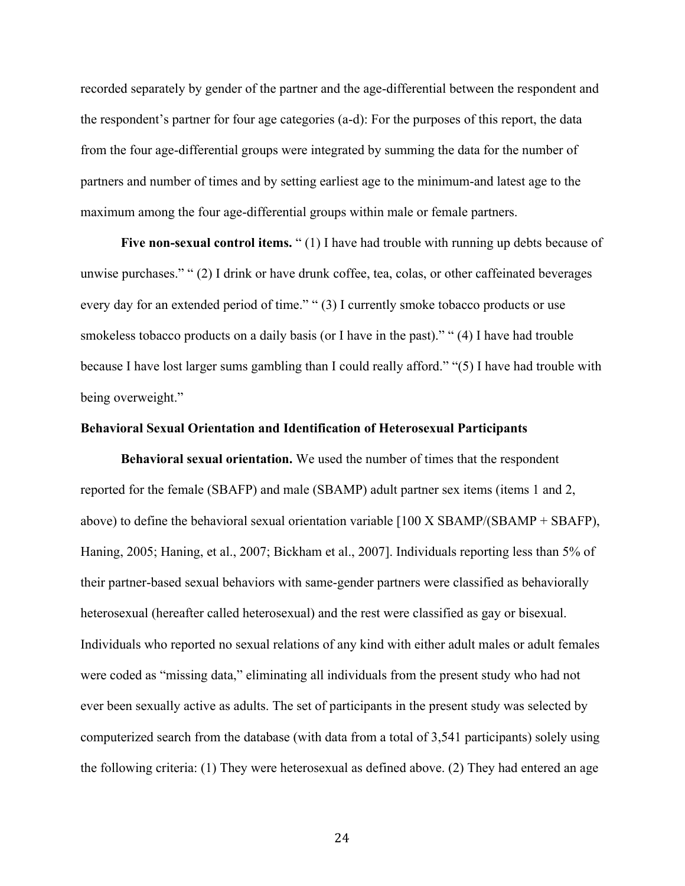recorded separately by gender of the partner and the age-differential between the respondent and the respondent's partner for four age categories (a-d): For the purposes of this report, the data from the four age-differential groups were integrated by summing the data for the number of partners and number of times and by setting earliest age to the minimum-and latest age to the maximum among the four age-differential groups within male or female partners.

**Five non-sexual control items.** " (1) I have had trouble with running up debts because of unwise purchases." " (2) I drink or have drunk coffee, tea, colas, or other caffeinated beverages every day for an extended period of time." " (3) I currently smoke tobacco products or use smokeless tobacco products on a daily basis (or I have in the past)." " (4) I have had trouble because I have lost larger sums gambling than I could really afford." "(5) I have had trouble with being overweight."

### Behavioral Sexual Orientation and Identification of Heterosexual Participants

**Behavioral sexual orientation.** We used the number of times that the respondent reported for the female (SBAFP) and male (SBAMP) adult partner sex items (items 1 and 2, above) to define the behavioral sexual orientation variable [100 X SBAMP/(SBAMP + SBAFP), Haning, 2005; Haning, et al., 2007; Bickham et al., 2007]. Individuals reporting less than 5% of their partner-based sexual behaviors with same-gender partners were classified as behaviorally heterosexual (hereafter called heterosexual) and the rest were classified as gay or bisexual. Individuals who reported no sexual relations of any kind with either adult males or adult females were coded as "missing data," eliminating all individuals from the present study who had not ever been sexually active as adults. The set of participants in the present study was selected by computerized search from the database (with data from a total of 3,541 participants) solely using the following criteria: (1) They were heterosexual as defined above. (2) They had entered an age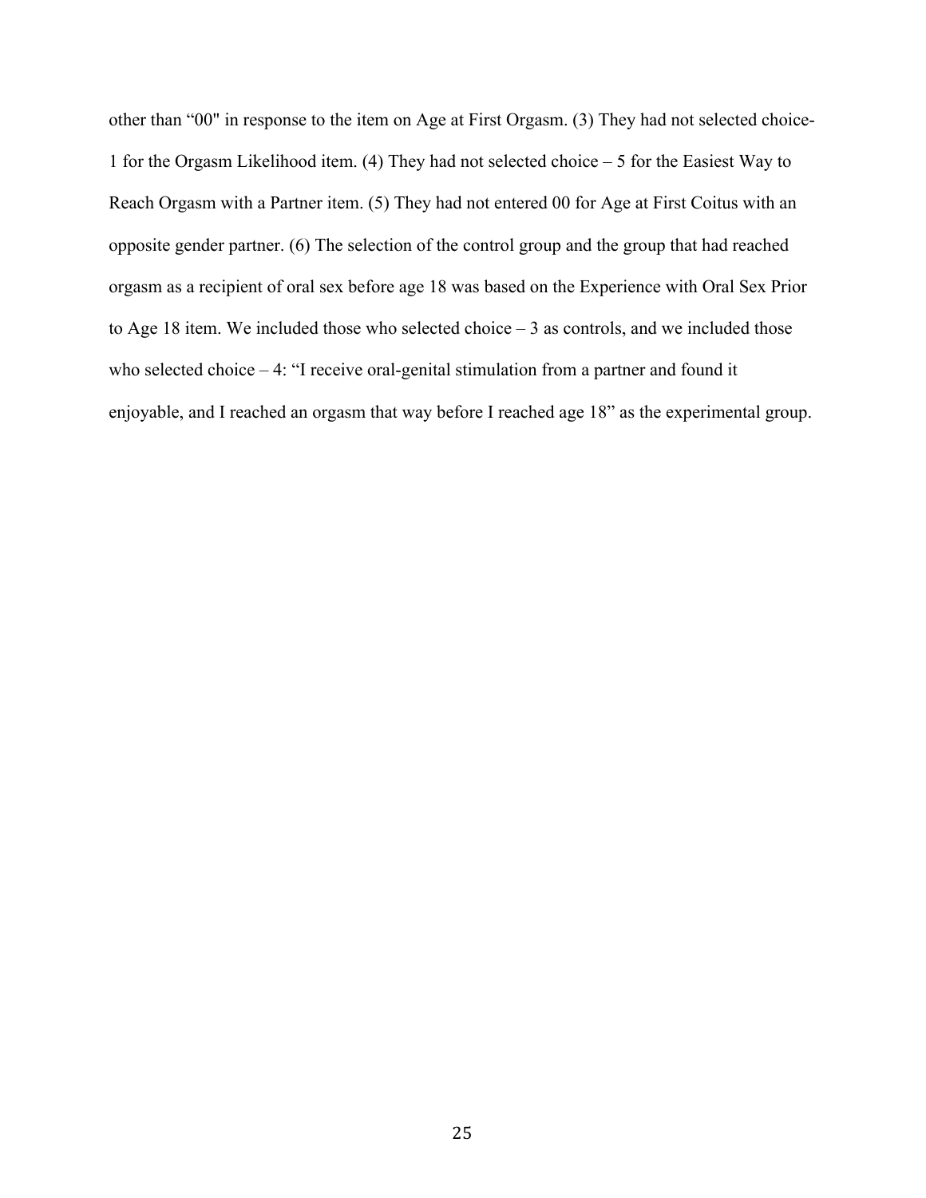other than “00" in response to the item on Age at First Orgasm. (3) They had not selected choice-1 for the Orgasm Likelihood item. (4) They had not selected choice – 5 for the Easiest Way to Reach Orgasm with a Partner item. (5) They had not entered 00 for Age at First Coitus with an opposite gender partner. (6) The selection of the control group and the group that had reached orgasm as a recipient of oral sex before age 18 was based on the Experience with Oral Sex Prior to Age 18 item. We included those who selected choice – 3 as controls, and we included those who selected choice – 4: “I receive oral-genital stimulation from a partner and found it enjoyable, and I reached an orgasm that way before I reached age 18” as the experimental group.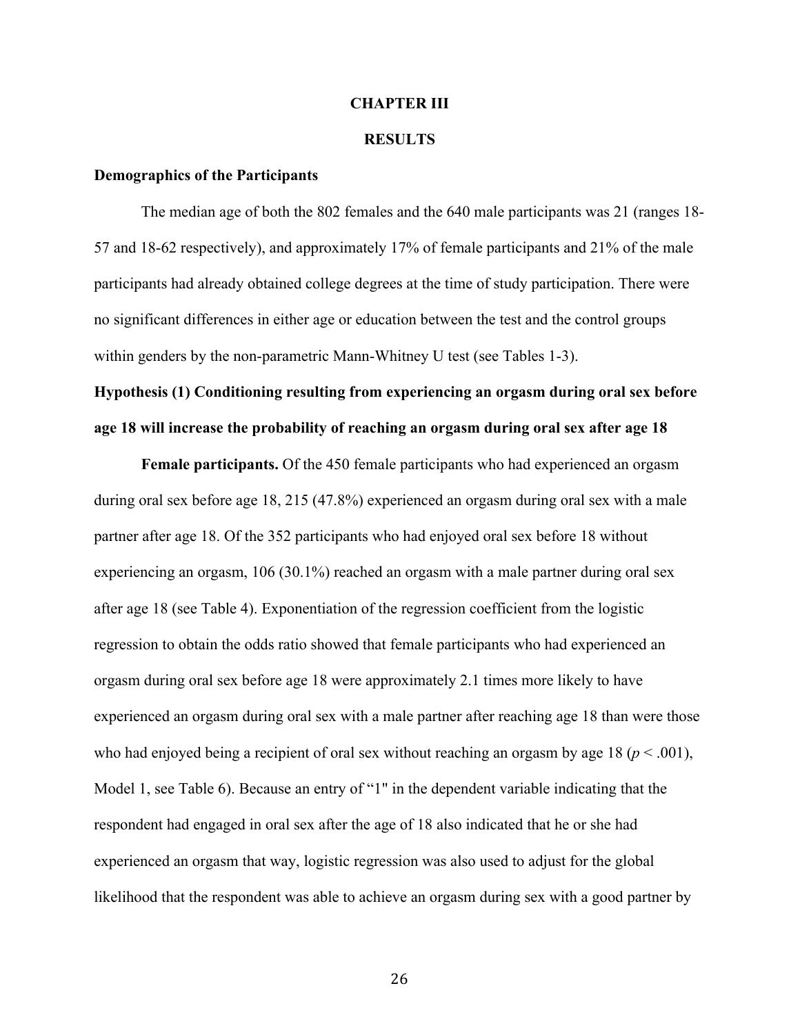# CHAPTER III

# RESULTS

### Demographics of the Participants

The median age of both the 802 females and the 640 male participants was 21 (ranges 18-57 and 18-62 respectively), and approximately 17% of female participants and 21% of the male participants had already obtained college degrees at the time of study participation. There were no significant differences in either age or education between the test and the control groups within genders by the non-parametric Mann-Whitney U test (see Tables 1-3).

### Hypothesis (1) Conditioning resulting from experiencing an orgasm during oral sex before age 18 will increase the probability of reaching an orgasm during oral sex after age 18

**Female participants.** Of the 450 female participants who had experienced an orgasm during oral sex before age 18, 215 (47.8%) experienced an orgasm during oral sex with a male partner after age 18. Of the 352 participants who had enjoyed oral sex before 18 without experiencing an orgasm, 106 (30.1%) reached an orgasm with a male partner during oral sex after age 18 (see Table 4). Exponentiation of the regression coefficient from the logistic regression to obtain the odds ratio showed that female participants who had experienced an orgasm during oral sex before age 18 were approximately 2.1 times more likely to have experienced an orgasm during oral sex with a male partner after reaching age 18 than were those who had enjoyed being a recipient of oral sex without reaching an orgasm by age 18 ($p < .001$), Model 1, see Table 6). Because an entry of "1" in the dependent variable indicating that the respondent had engaged in oral sex after the age of 18 also indicated that he or she had experienced an orgasm that way, logistic regression was also used to adjust for the global likelihood that the respondent was able to achieve an orgasm during sex with a good partner by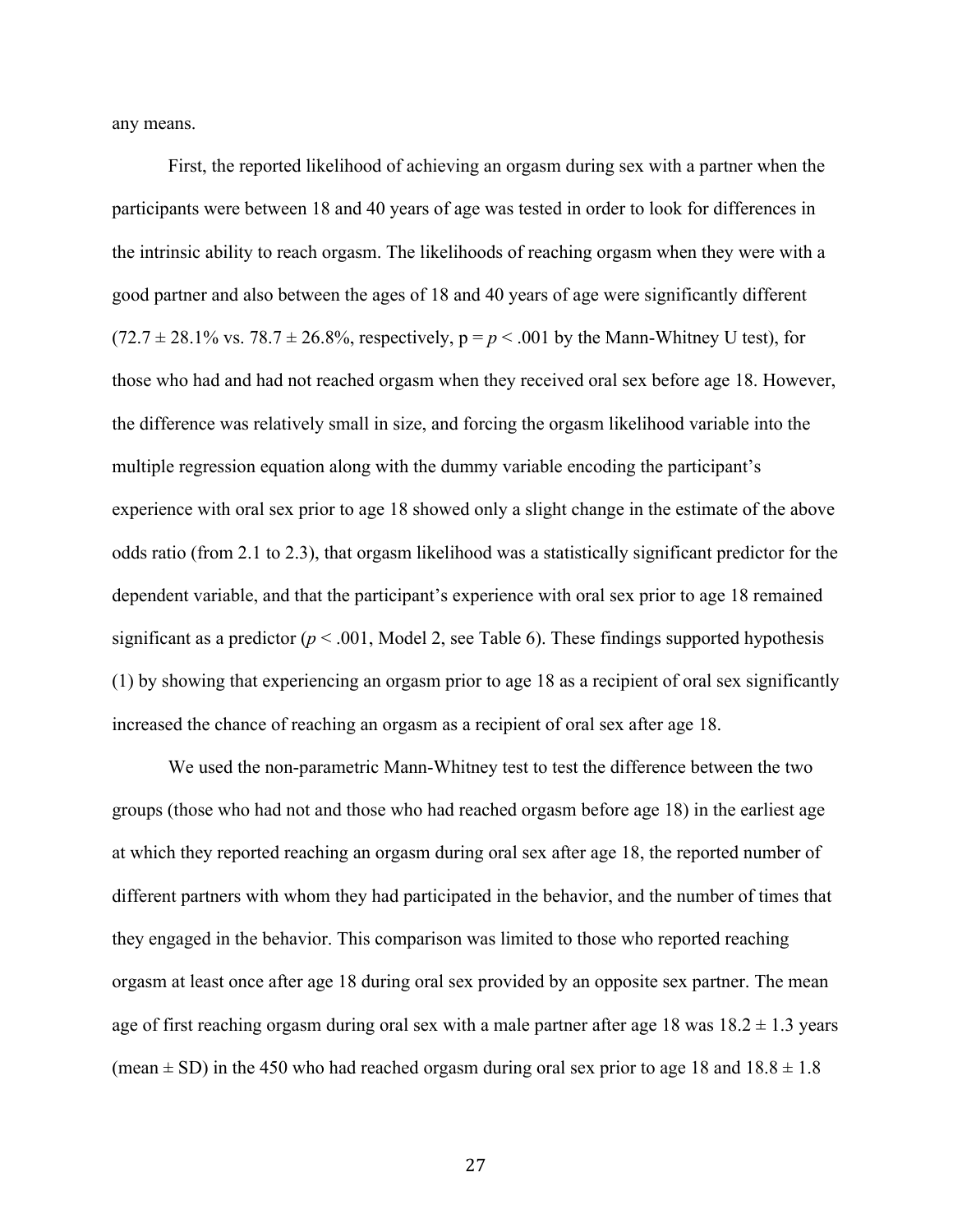any means.

First, the reported likelihood of achieving an orgasm during sex with a partner when the participants were between 18 and 40 years of age was tested in order to look for differences in the intrinsic ability to reach orgasm. The likelihoods of reaching orgasm when they were with a good partner and also between the ages of 18 and 40 years of age were significantly different ($72.7 \pm 28.1\%$ vs. $78.7 \pm 26.8\%$, respectively, p = $p < .001$ by the Mann-Whitney U test), for those who had and had not reached orgasm when they received oral sex before age 18. However, the difference was relatively small in size, and forcing the orgasm likelihood variable into the multiple regression equation along with the dummy variable encoding the participant's experience with oral sex prior to age 18 showed only a slight change in the estimate of the above odds ratio (from 2.1 to 2.3), that orgasm likelihood was a statistically significant predictor for the dependent variable, and that the participant's experience with oral sex prior to age 18 remained significant as a predictor ($p < .001$, Model 2, see Table 6). These findings supported hypothesis (1) by showing that experiencing an orgasm prior to age 18 as a recipient of oral sex significantly increased the chance of reaching an orgasm as a recipient of oral sex after age 18.

We used the non-parametric Mann-Whitney test to test the difference between the two groups (those who had not and those who had reached orgasm before age 18) in the earliest age at which they reported reaching an orgasm during oral sex after age 18, the reported number of different partners with whom they had participated in the behavior, and the number of times that they engaged in the behavior. This comparison was limited to those who reported reaching orgasm at least once after age 18 during oral sex provided by an opposite sex partner. The mean age of first reaching orgasm during oral sex with a male partner after age 18 was $18.2 \pm 1.3$ years (mean $\pm$ SD) in the 450 who had reached orgasm during oral sex prior to age 18 and $18.8 \pm 1.8$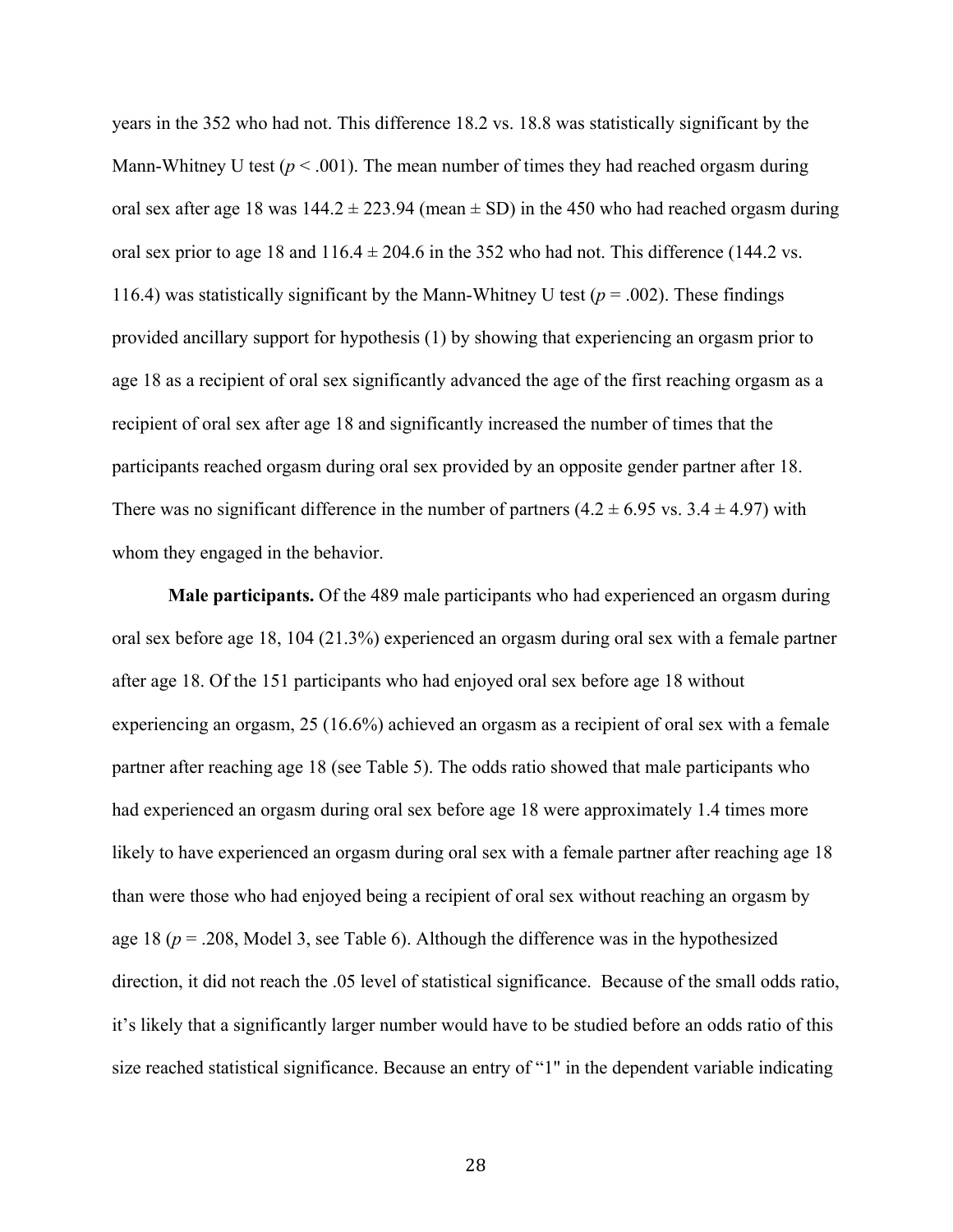years in the 352 who had not. This difference 18.2 vs. 18.8 was statistically significant by the Mann-Whitney U test ($p < .001$). The mean number of times they had reached orgasm during oral sex after age 18 was $144.2 \pm 223.94$ (mean $\pm$ SD) in the 450 who had reached orgasm during oral sex prior to age 18 and $116.4 \pm 204.6$ in the 352 who had not. This difference (144.2 vs. 116.4) was statistically significant by the Mann-Whitney U test ($p = .002$). These findings provided ancillary support for hypothesis (1) by showing that experiencing an orgasm prior to age 18 as a recipient of oral sex significantly advanced the age of the first reaching orgasm as a recipient of oral sex after age 18 and significantly increased the number of times that the participants reached orgasm during oral sex provided by an opposite gender partner after 18. There was no significant difference in the number of partners ($4.2 \pm 6.95$ vs. $3.4 \pm 4.97$) with whom they engaged in the behavior.

**Male participants.** Of the 489 male participants who had experienced an orgasm during oral sex before age 18, 104 (21.3%) experienced an orgasm during oral sex with a female partner after age 18. Of the 151 participants who had enjoyed oral sex before age 18 without experiencing an orgasm, 25 (16.6%) achieved an orgasm as a recipient of oral sex with a female partner after reaching age 18 (see Table 5). The odds ratio showed that male participants who had experienced an orgasm during oral sex before age 18 were approximately 1.4 times more likely to have experienced an orgasm during oral sex with a female partner after reaching age 18 than were those who had enjoyed being a recipient of oral sex without reaching an orgasm by age 18 ($p = .208$, Model 3, see Table 6). Although the difference was in the hypothesized direction, it did not reach the .05 level of statistical significance. Because of the small odds ratio, it's likely that a significantly larger number would have to be studied before an odds ratio of this size reached statistical significance. Because an entry of "1" in the dependent variable indicating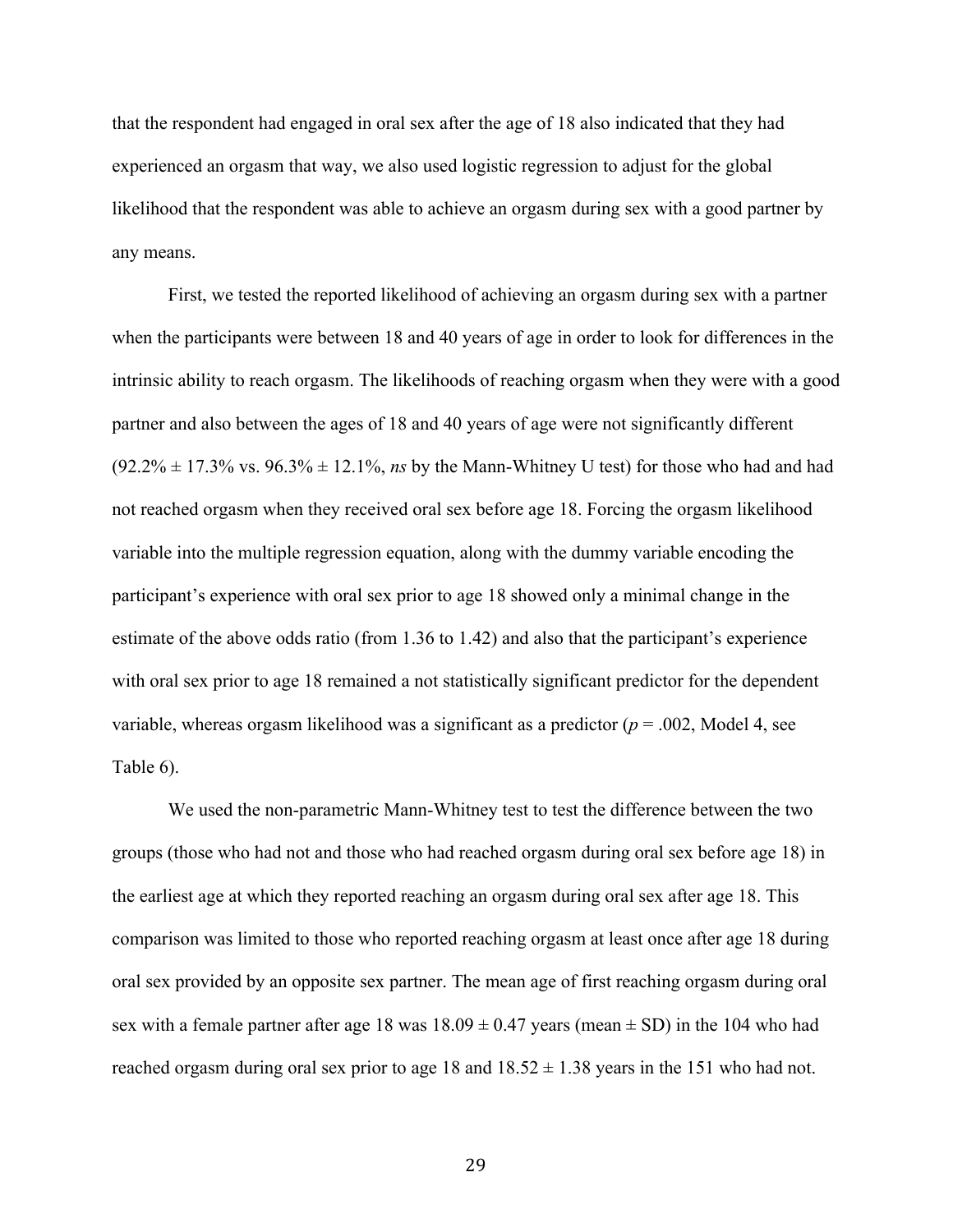that the respondent had engaged in oral sex after the age of 18 also indicated that they had experienced an orgasm that way, we also used logistic regression to adjust for the global likelihood that the respondent was able to achieve an orgasm during sex with a good partner by any means.

First, we tested the reported likelihood of achieving an orgasm during sex with a partner when the participants were between 18 and 40 years of age in order to look for differences in the intrinsic ability to reach orgasm. The likelihoods of reaching orgasm when they were with a good partner and also between the ages of 18 and 40 years of age were not significantly different (92.2% ± 17.3% vs. 96.3% ± 12.1%, *ns* by the Mann-Whitney U test) for those who had and had not reached orgasm when they received oral sex before age 18. Forcing the orgasm likelihood variable into the multiple regression equation, along with the dummy variable encoding the participant's experience with oral sex prior to age 18 showed only a minimal change in the estimate of the above odds ratio (from 1.36 to 1.42) and also that the participant's experience with oral sex prior to age 18 remained a not statistically significant predictor for the dependent variable, whereas orgasm likelihood was a significant as a predictor ($p = .002$, Model 4, see Table 6).

We used the non-parametric Mann-Whitney test to test the difference between the two groups (those who had not and those who had reached orgasm during oral sex before age 18) in the earliest age at which they reported reaching an orgasm during oral sex after age 18. This comparison was limited to those who reported reaching orgasm at least once after age 18 during oral sex provided by an opposite sex partner. The mean age of first reaching orgasm during oral sex with a female partner after age 18 was 18.09 ± 0.47 years (mean ± SD) in the 104 who had reached orgasm during oral sex prior to age 18 and 18.52 ± 1.38 years in the 151 who had not.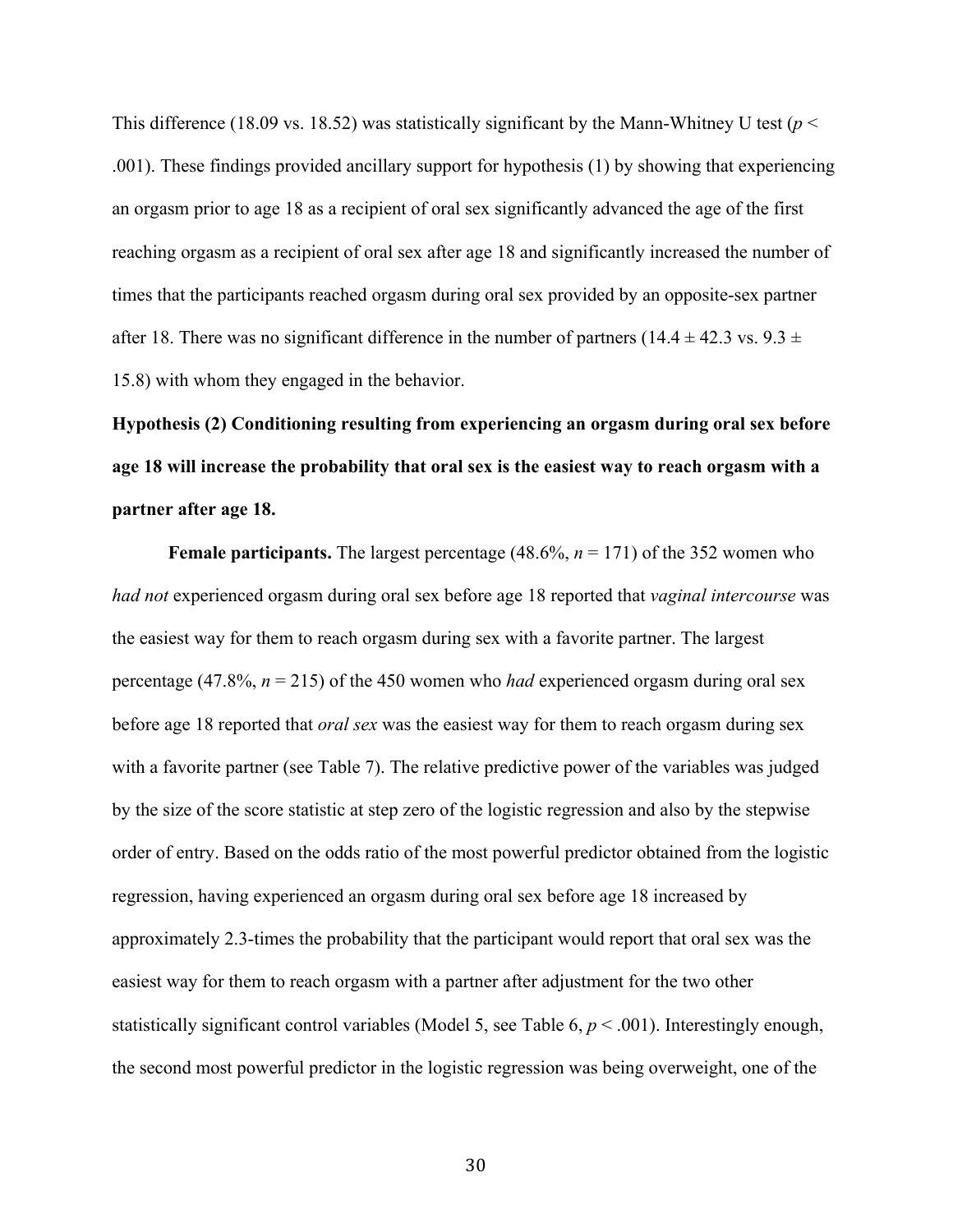This difference (18.09 vs. 18.52) was statistically significant by the Mann-Whitney U test ($p < .001$). These findings provided ancillary support for hypothesis (1) by showing that experiencing an orgasm prior to age 18 as a recipient of oral sex significantly advanced the age of the first reaching orgasm as a recipient of oral sex after age 18 and significantly increased the number of times that the participants reached orgasm during oral sex provided by an opposite-sex partner after 18. There was no significant difference in the number of partners (14.4 ± 42.3 vs. 9.3 ± 15.8) with whom they engaged in the behavior.

**Hypothesis (2) Conditioning resulting from experiencing an orgasm during oral sex before age 18 will increase the probability that oral sex is the easiest way to reach orgasm with a partner after age 18.**

**Female participants.** The largest percentage (48.6%, $n = 171$) of the 352 women who *had not* experienced orgasm during oral sex before age 18 reported that *vaginal intercourse* was the easiest way for them to reach orgasm during sex with a favorite partner. The largest percentage (47.8%, $n = 215$) of the 450 women who *had* experienced orgasm during oral sex before age 18 reported that *oral sex* was the easiest way for them to reach orgasm during sex with a favorite partner (see Table 7). The relative predictive power of the variables was judged by the size of the score statistic at step zero of the logistic regression and also by the stepwise order of entry. Based on the odds ratio of the most powerful predictor obtained from the logistic regression, having experienced an orgasm during oral sex before age 18 increased by approximately 2.3-times the probability that the participant would report that oral sex was the easiest way for them to reach orgasm with a partner after adjustment for the two other statistically significant control variables (Model 5, see Table 6, $p < .001$). Interestingly enough, the second most powerful predictor in the logistic regression was being overweight, one of the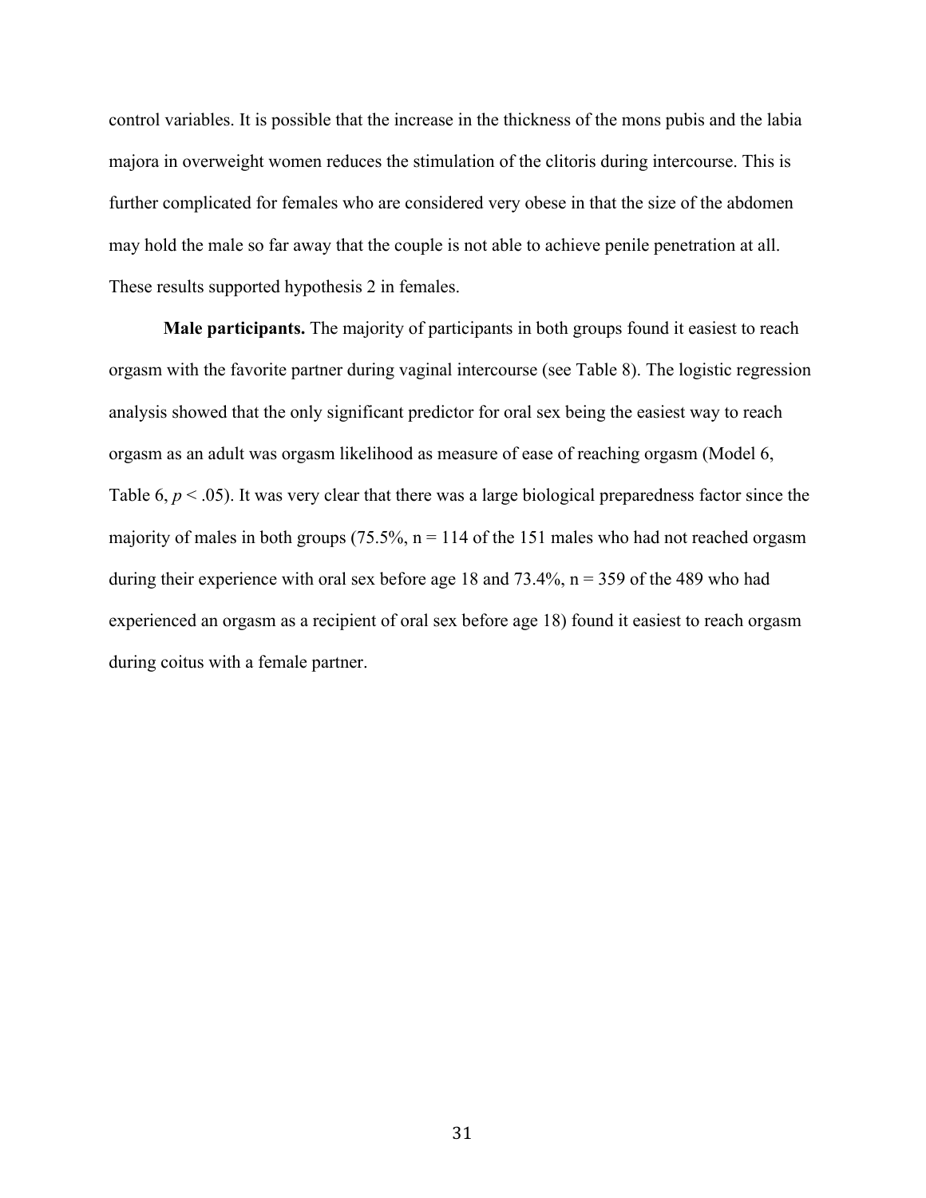control variables. It is possible that the increase in the thickness of the mons pubis and the labia majora in overweight women reduces the stimulation of the clitoris during intercourse. This is further complicated for females who are considered very obese in that the size of the abdomen may hold the male so far away that the couple is not able to achieve penile penetration at all. These results supported hypothesis 2 in females.

**Male participants.** The majority of participants in both groups found it easiest to reach orgasm with the favorite partner during vaginal intercourse (see Table 8). The logistic regression analysis showed that the only significant predictor for oral sex being the easiest way to reach orgasm as an adult was orgasm likelihood as measure of ease of reaching orgasm (Model 6, Table 6, $p < .05$). It was very clear that there was a large biological preparedness factor since the majority of males in both groups (75.5%, n = 114 of the 151 males who had not reached orgasm during their experience with oral sex before age 18 and 73.4%, n = 359 of the 489 who had experienced an orgasm as a recipient of oral sex before age 18) found it easiest to reach orgasm during coitus with a female partner.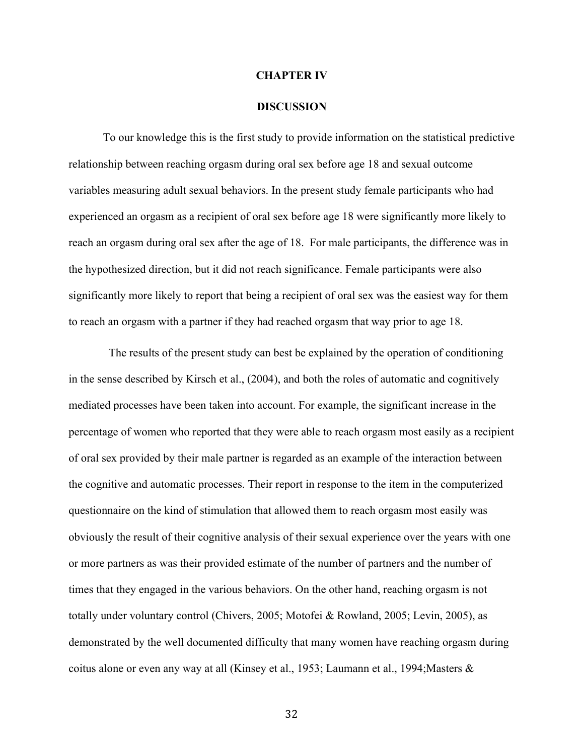# CHAPTER IV

# DISCUSSION

To our knowledge this is the first study to provide information on the statistical predictive relationship between reaching orgasm during oral sex before age 18 and sexual outcome variables measuring adult sexual behaviors. In the present study female participants who had experienced an orgasm as a recipient of oral sex before age 18 were significantly more likely to reach an orgasm during oral sex after the age of 18. For male participants, the difference was in the hypothesized direction, but it did not reach significance. Female participants were also significantly more likely to report that being a recipient of oral sex was the easiest way for them to reach an orgasm with a partner if they had reached orgasm that way prior to age 18.

The results of the present study can best be explained by the operation of conditioning in the sense described by Kirsch et al., (2004), and both the roles of automatic and cognitively mediated processes have been taken into account. For example, the significant increase in the percentage of women who reported that they were able to reach orgasm most easily as a recipient of oral sex provided by their male partner is regarded as an example of the interaction between the cognitive and automatic processes. Their report in response to the item in the computerized questionnaire on the kind of stimulation that allowed them to reach orgasm most easily was obviously the result of their cognitive analysis of their sexual experience over the years with one or more partners as was their provided estimate of the number of partners and the number of times that they engaged in the various behaviors. On the other hand, reaching orgasm is not totally under voluntary control (Chivers, 2005; Motofei & Rowland, 2005; Levin, 2005), as demonstrated by the well documented difficulty that many women have reaching orgasm during coitus alone or even any way at all (Kinsey et al., 1953; Laumann et al., 1994;Masters &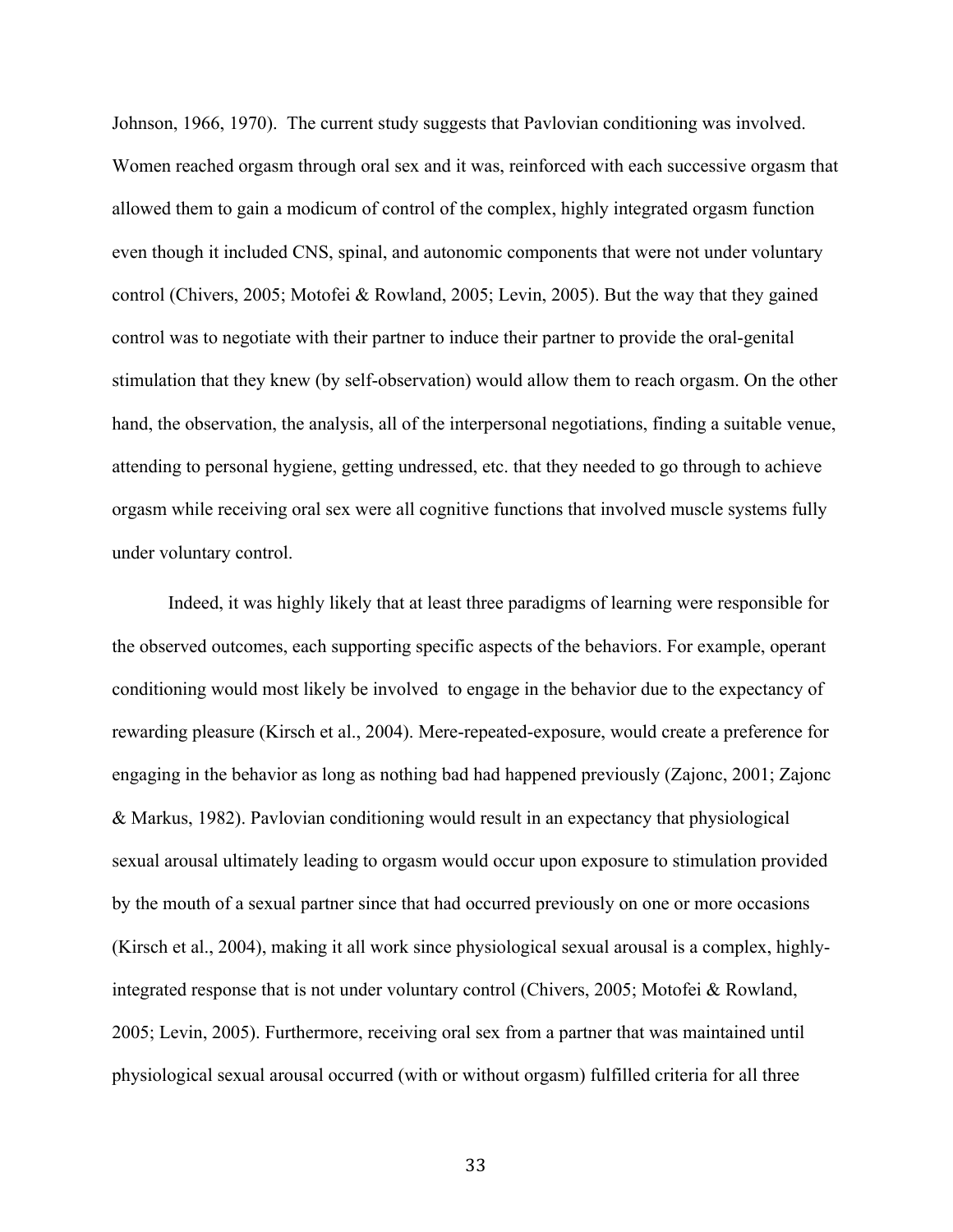Johnson, 1966, 1970). The current study suggests that Pavlovian conditioning was involved. Women reached orgasm through oral sex and it was, reinforced with each successive orgasm that allowed them to gain a modicum of control of the complex, highly integrated orgasm function even though it included CNS, spinal, and autonomic components that were not under voluntary control (Chivers, 2005; Motofei & Rowland, 2005; Levin, 2005). But the way that they gained control was to negotiate with their partner to induce their partner to provide the oral-genital stimulation that they knew (by self-observation) would allow them to reach orgasm. On the other hand, the observation, the analysis, all of the interpersonal negotiations, finding a suitable venue, attending to personal hygiene, getting undressed, etc. that they needed to go through to achieve orgasm while receiving oral sex were all cognitive functions that involved muscle systems fully under voluntary control.

Indeed, it was highly likely that at least three paradigms of learning were responsible for the observed outcomes, each supporting specific aspects of the behaviors. For example, operant conditioning would most likely be involved to engage in the behavior due to the expectancy of rewarding pleasure (Kirsch et al., 2004). Mere-repeated-exposure, would create a preference for engaging in the behavior as long as nothing bad had happened previously (Zajonc, 2001; Zajonc & Markus, 1982). Pavlovian conditioning would result in an expectancy that physiological sexual arousal ultimately leading to orgasm would occur upon exposure to stimulation provided by the mouth of a sexual partner since that had occurred previously on one or more occasions (Kirsch et al., 2004), making it all work since physiological sexual arousal is a complex, highly-integrated response that is not under voluntary control (Chivers, 2005; Motofei & Rowland, 2005; Levin, 2005). Furthermore, receiving oral sex from a partner that was maintained until physiological sexual arousal occurred (with or without orgasm) fulfilled criteria for all three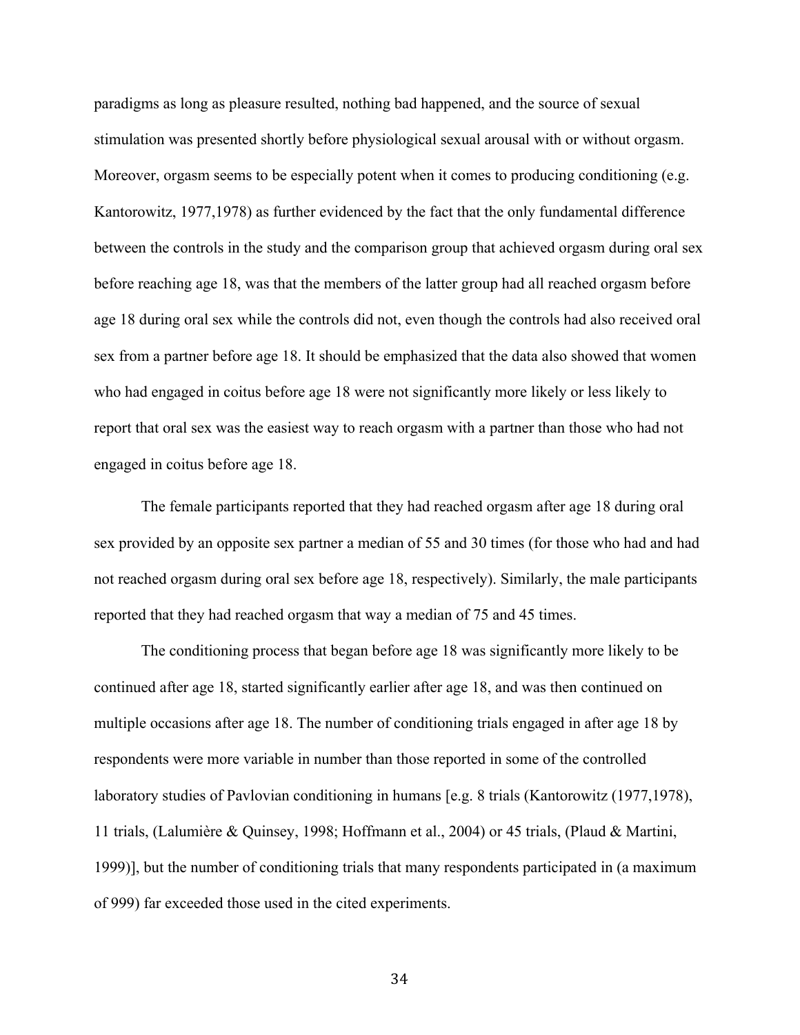paradigms as long as pleasure resulted, nothing bad happened, and the source of sexual stimulation was presented shortly before physiological sexual arousal with or without orgasm. Moreover, orgasm seems to be especially potent when it comes to producing conditioning (e.g. Kantorowitz, 1977,1978) as further evidenced by the fact that the only fundamental difference between the controls in the study and the comparison group that achieved orgasm during oral sex before reaching age 18, was that the members of the latter group had all reached orgasm before age 18 during oral sex while the controls did not, even though the controls had also received oral sex from a partner before age 18. It should be emphasized that the data also showed that women who had engaged in coitus before age 18 were not significantly more likely or less likely to report that oral sex was the easiest way to reach orgasm with a partner than those who had not engaged in coitus before age 18.

The female participants reported that they had reached orgasm after age 18 during oral sex provided by an opposite sex partner a median of 55 and 30 times (for those who had and had not reached orgasm during oral sex before age 18, respectively). Similarly, the male participants reported that they had reached orgasm that way a median of 75 and 45 times.

The conditioning process that began before age 18 was significantly more likely to be continued after age 18, started significantly earlier after age 18, and was then continued on multiple occasions after age 18. The number of conditioning trials engaged in after age 18 by respondents were more variable in number than those reported in some of the controlled laboratory studies of Pavlovian conditioning in humans [e.g. 8 trials (Kantorowitz (1977,1978), 11 trials, (Lalumière & Quinsey, 1998; Hoffmann et al., 2004) or 45 trials, (Plaud & Martini, 1999)], but the number of conditioning trials that many respondents participated in (a maximum of 999) far exceeded those used in the cited experiments.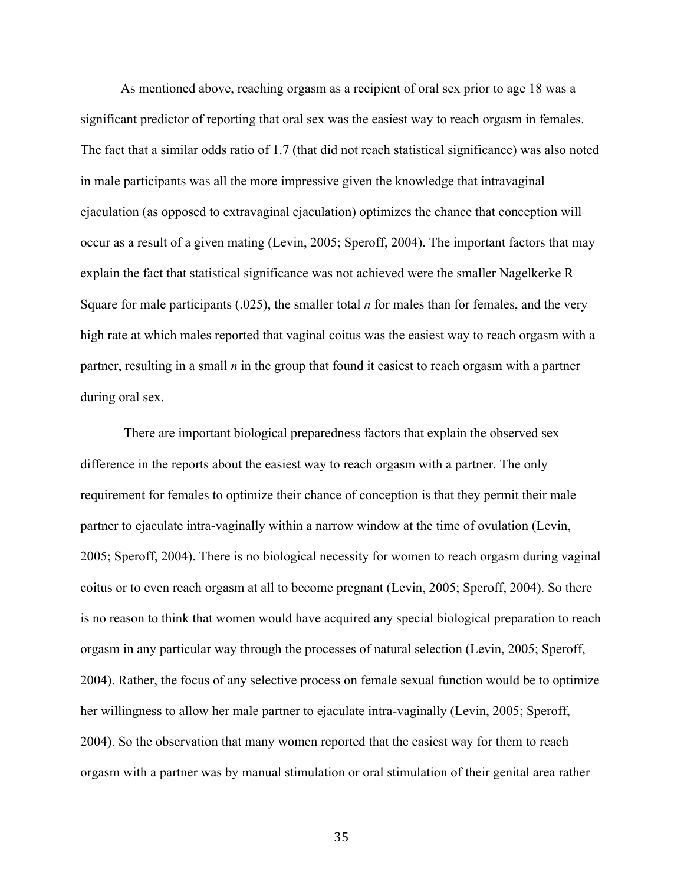As mentioned above, reaching orgasm as a recipient of oral sex prior to age 18 was a significant predictor of reporting that oral sex was the easiest way to reach orgasm in females. The fact that a similar odds ratio of 1.7 (that did not reach statistical significance) was also noted in male participants was all the more impressive given the knowledge that intravaginal ejaculation (as opposed to extravaginal ejaculation) optimizes the chance that conception will occur as a result of a given mating (Levin, 2005; Speroff, 2004). The important factors that may explain the fact that statistical significance was not achieved were the smaller Nagelkerke R Square for male participants (.025), the smaller total *n* for males than for females, and the very high rate at which males reported that vaginal coitus was the easiest way to reach orgasm with a partner, resulting in a small *n* in the group that found it easiest to reach orgasm with a partner during oral sex.

There are important biological preparedness factors that explain the observed sex difference in the reports about the easiest way to reach orgasm with a partner. The only requirement for females to optimize their chance of conception is that they permit their male partner to ejaculate intra-vaginally within a narrow window at the time of ovulation (Levin, 2005; Speroff, 2004). There is no biological necessity for women to reach orgasm during vaginal coitus or to even reach orgasm at all to become pregnant (Levin, 2005; Speroff, 2004). So there is no reason to think that women would have acquired any special biological preparation to reach orgasm in any particular way through the processes of natural selection (Levin, 2005; Speroff, 2004). Rather, the focus of any selective process on female sexual function would be to optimize her willingness to allow her male partner to ejaculate intra-vaginally (Levin, 2005; Speroff, 2004). So the observation that many women reported that the easiest way for them to reach orgasm with a partner was by manual stimulation or oral stimulation of their genital area rather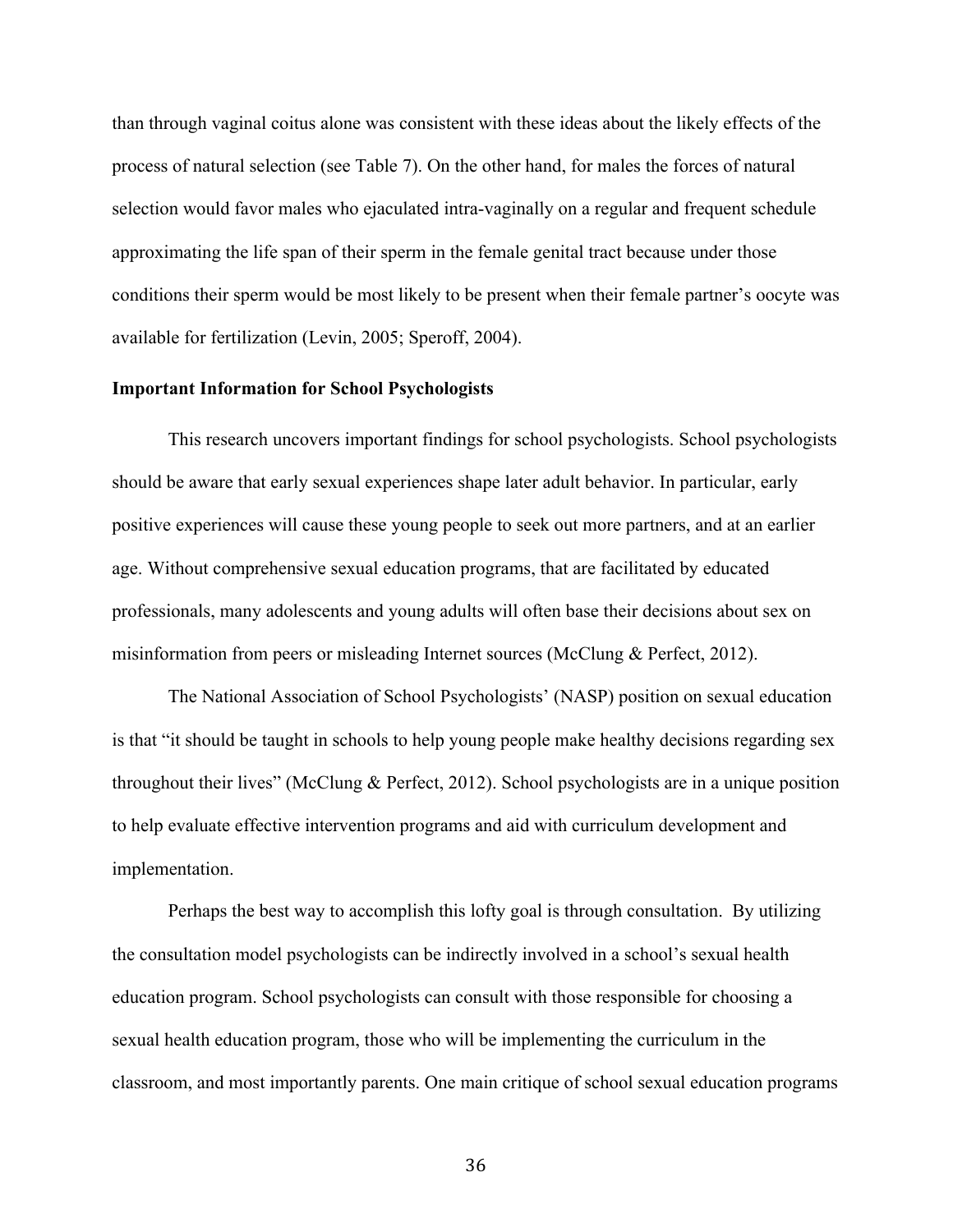than through vaginal coitus alone was consistent with these ideas about the likely effects of the process of natural selection (see Table 7). On the other hand, for males the forces of natural selection would favor males who ejaculated intra-vaginally on a regular and frequent schedule approximating the life span of their sperm in the female genital tract because under those conditions their sperm would be most likely to be present when their female partner's oocyte was available for fertilization (Levin, 2005; Speroff, 2004).

**Important Information for School Psychologists**

This research uncovers important findings for school psychologists. School psychologists should be aware that early sexual experiences shape later adult behavior. In particular, early positive experiences will cause these young people to seek out more partners, and at an earlier age. Without comprehensive sexual education programs, that are facilitated by educated professionals, many adolescents and young adults will often base their decisions about sex on misinformation from peers or misleading Internet sources (McClung & Perfect, 2012).

The National Association of School Psychologists' (NASP) position on sexual education is that "it should be taught in schools to help young people make healthy decisions regarding sex throughout their lives" (McClung & Perfect, 2012). School psychologists are in a unique position to help evaluate effective intervention programs and aid with curriculum development and implementation.

Perhaps the best way to accomplish this lofty goal is through consultation. By utilizing the consultation model psychologists can be indirectly involved in a school's sexual health education program. School psychologists can consult with those responsible for choosing a sexual health education program, those who will be implementing the curriculum in the classroom, and most importantly parents. One main critique of school sexual education programs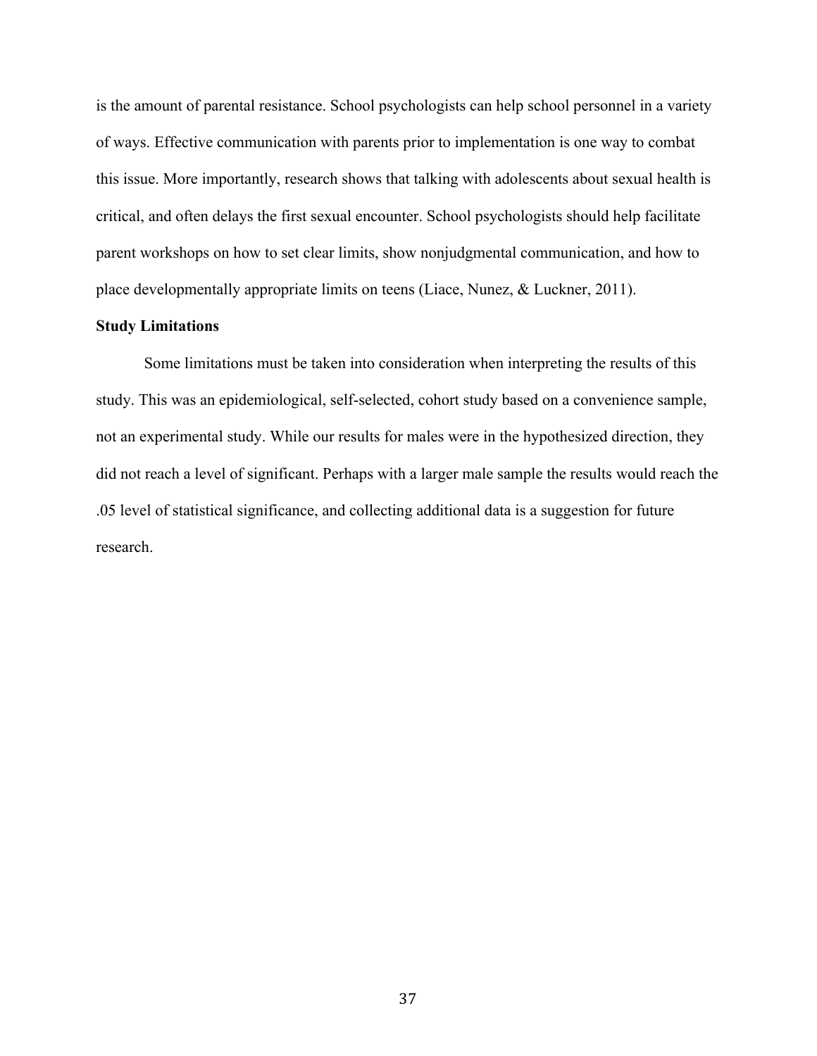is the amount of parental resistance. School psychologists can help school personnel in a variety of ways. Effective communication with parents prior to implementation is one way to combat this issue. More importantly, research shows that talking with adolescents about sexual health is critical, and often delays the first sexual encounter. School psychologists should help facilitate parent workshops on how to set clear limits, show nonjudgmental communication, and how to place developmentally appropriate limits on teens (Liace, Nunez, & Luckner, 2011).

**Study Limitations**

Some limitations must be taken into consideration when interpreting the results of this study. This was an epidemiological, self-selected, cohort study based on a convenience sample, not an experimental study. While our results for males were in the hypothesized direction, they did not reach a level of significant. Perhaps with a larger male sample the results would reach the .05 level of statistical significance, and collecting additional data is a suggestion for future research.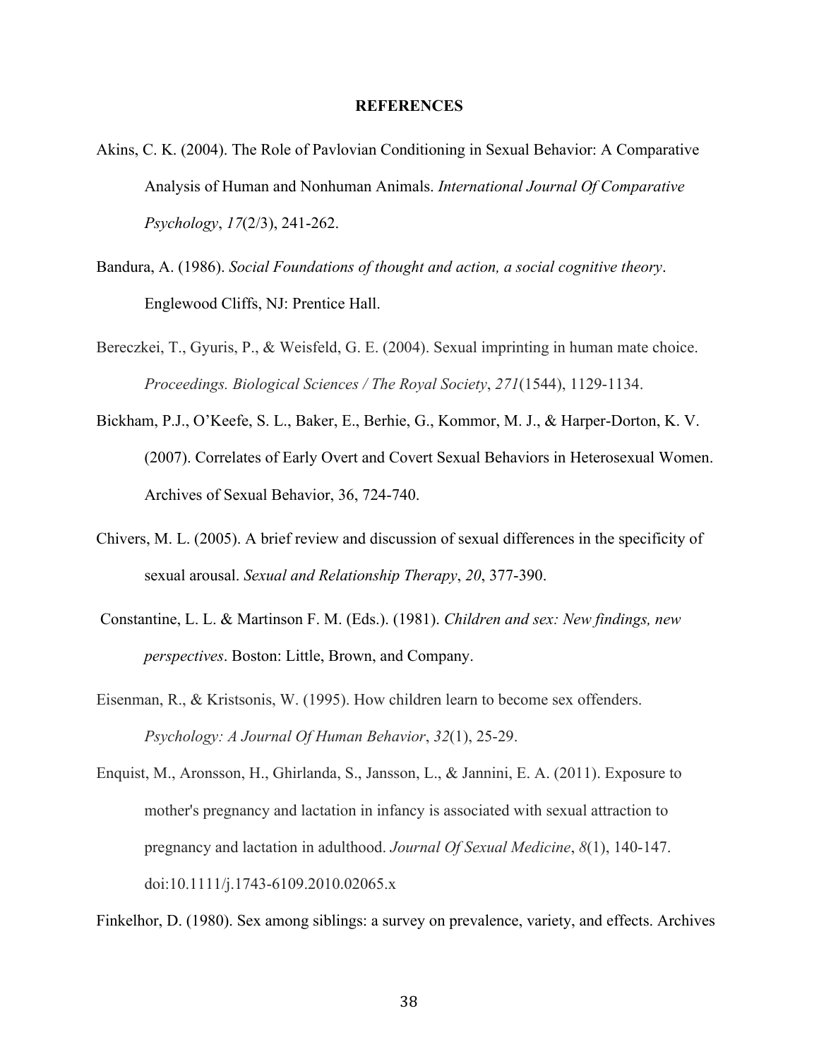## REFERENCES

Akins, C. K. (2004). The Role of Pavlovian Conditioning in Sexual Behavior: A Comparative Analysis of Human and Nonhuman Animals. *International Journal Of Comparative Psychology*, *17*(2/3), 241-262.

Bandura, A. (1986). *Social Foundations of thought and action, a social cognitive theory*. Englewood Cliffs, NJ: Prentice Hall.

Bereczkei, T., Gyuris, P., & Weisfeld, G. E. (2004). Sexual imprinting in human mate choice. *Proceedings. Biological Sciences / The Royal Society*, *271*(1544), 1129-1134.

Bickham, P.J., O'Keefe, S. L., Baker, E., Berhie, G., Kommor, M. J., & Harper-Dorton, K. V. (2007). Correlates of Early Overt and Covert Sexual Behaviors in Heterosexual Women. Archives of Sexual Behavior, 36, 724-740.

Chivers, M. L. (2005). A brief review and discussion of sexual differences in the specificity of sexual arousal. *Sexual and Relationship Therapy*, *20*, 377-390.

Constantine, L. L. & Martinson F. M. (Eds.). (1981). *Children and sex: New findings, new perspectives*. Boston: Little, Brown, and Company.

Eisenman, R., & Kristsonis, W. (1995). How children learn to become sex offenders. *Psychology: A Journal Of Human Behavior*, *32*(1), 25-29.

Enquist, M., Aronsson, H., Ghirlanda, S., Jansson, L., & Jannini, E. A. (2011). Exposure to mother's pregnancy and lactation in infancy is associated with sexual attraction to pregnancy and lactation in adulthood. *Journal Of Sexual Medicine*, *8*(1), 140-147. doi:10.1111/j.1743-6109.2010.02065.x

Finkelhor, D. (1980). Sex among siblings: a survey on prevalence, variety, and effects. Archives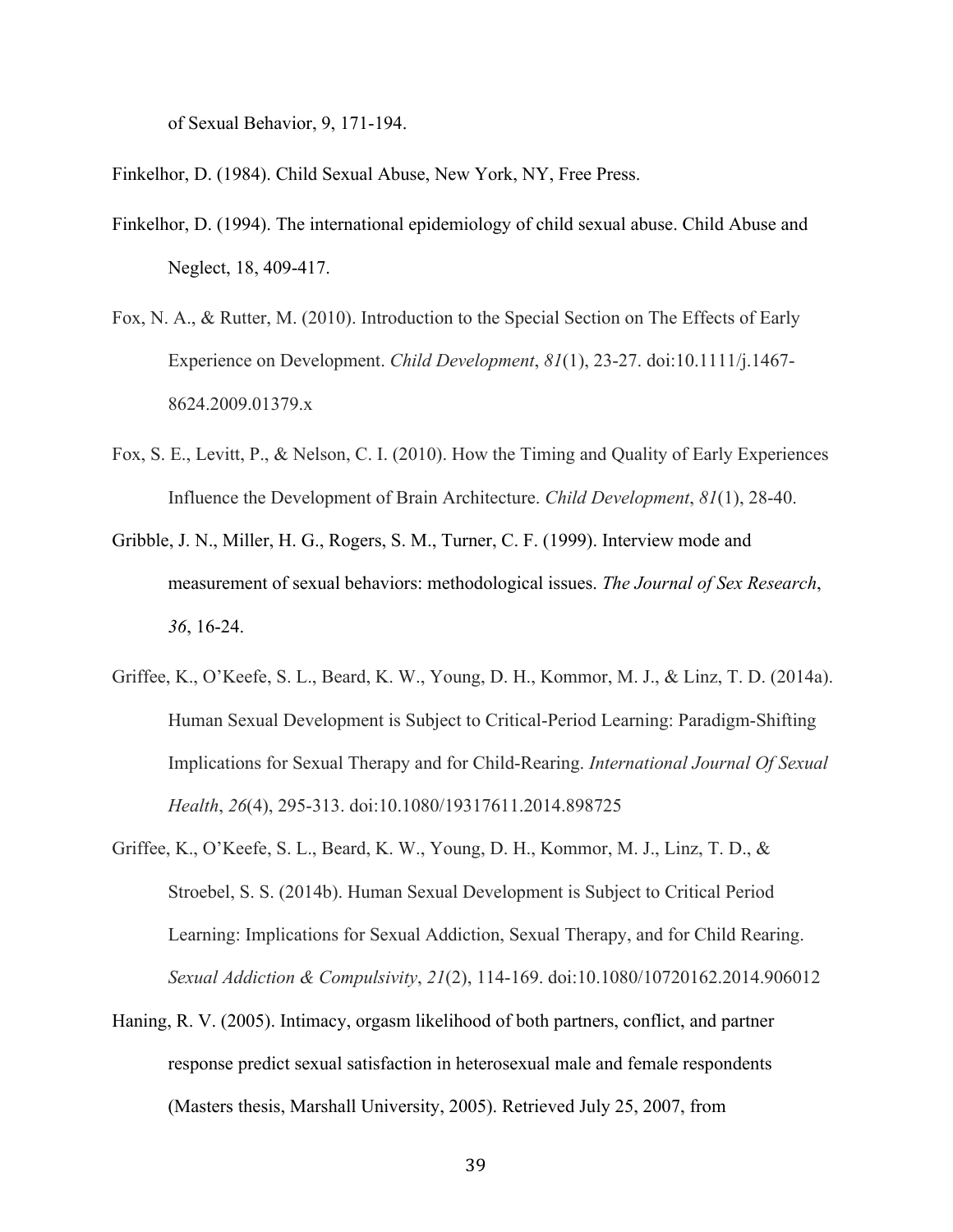of Sexual Behavior, 9, 171-194.

Finkelhor, D. (1984). Child Sexual Abuse, New York, NY, Free Press.

Finkelhor, D. (1994). The international epidemiology of child sexual abuse. Child Abuse and Neglect, 18, 409-417.

Fox, N. A., & Rutter, M. (2010). Introduction to the Special Section on The Effects of Early Experience on Development. *Child Development*, *81*(1), 23-27. doi:10.1111/j.1467-8624.2009.01379.x

Fox, S. E., Levitt, P., & Nelson, C. I. (2010). How the Timing and Quality of Early Experiences Influence the Development of Brain Architecture. *Child Development*, *81*(1), 28-40.

Gribble, J. N., Miller, H. G., Rogers, S. M., Turner, C. F. (1999). Interview mode and measurement of sexual behaviors: methodological issues. *The Journal of Sex Research*, *36*, 16-24.

Griffee, K., O'Keefe, S. L., Beard, K. W., Young, D. H., Kommor, M. J., & Linz, T. D. (2014a). Human Sexual Development is Subject to Critical-Period Learning: Paradigm-Shifting Implications for Sexual Therapy and for Child-Rearing. *International Journal Of Sexual Health*, *26*(4), 295-313. doi:10.1080/19317611.2014.898725

Griffee, K., O'Keefe, S. L., Beard, K. W., Young, D. H., Kommor, M. J., Linz, T. D., & Stroebel, S. S. (2014b). Human Sexual Development is Subject to Critical Period Learning: Implications for Sexual Addiction, Sexual Therapy, and for Child Rearing. *Sexual Addiction & Compulsivity*, *21*(2), 114-169. doi:10.1080/10720162.2014.906012

Haning, R. V. (2005). Intimacy, orgasm likelihood of both partners, conflict, and partner response predict sexual satisfaction in heterosexual male and female respondents (Masters thesis, Marshall University, 2005). Retrieved July 25, 2007, from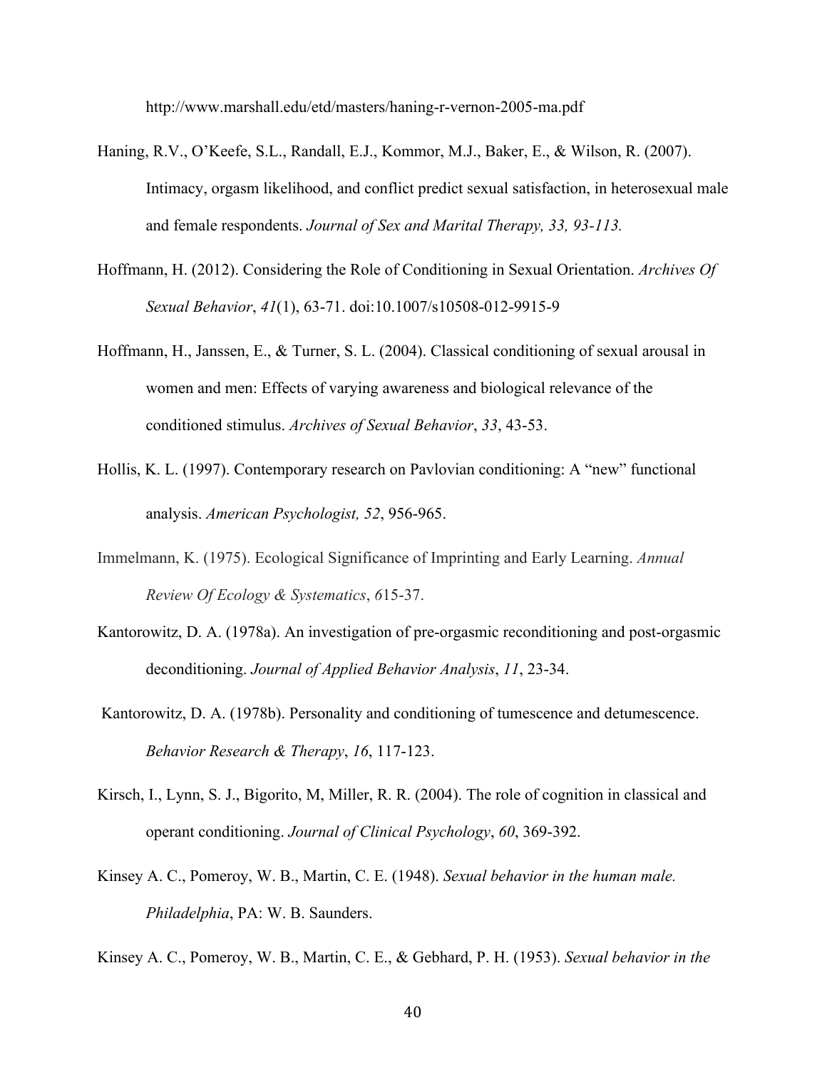http://www.marshall.edu/etd/masters/haning-r-vernon-2005-ma.pdf

Haning, R.V., O'Keefe, S.L., Randall, E.J., Kommor, M.J., Baker, E., & Wilson, R. (2007). Intimacy, orgasm likelihood, and conflict predict sexual satisfaction, in heterosexual male and female respondents. *Journal of Sex and Marital Therapy, 33, 93-113.*

Hoffmann, H. (2012). Considering the Role of Conditioning in Sexual Orientation. *Archives Of Sexual Behavior*, *41*(1), 63-71. doi:10.1007/s10508-012-9915-9

Hoffmann, H., Janssen, E., & Turner, S. L. (2004). Classical conditioning of sexual arousal in women and men: Effects of varying awareness and biological relevance of the conditioned stimulus. *Archives of Sexual Behavior*, *33*, 43-53.

Hollis, K. L. (1997). Contemporary research on Pavlovian conditioning: A "new" functional analysis. *American Psychologist, 52*, 956-965.

Immelmann, K. (1975). Ecological Significance of Imprinting and Early Learning. *Annual Review Of Ecology & Systematics*, *6*15-37.

Kantorowitz, D. A. (1978a). An investigation of pre-orgasmic reconditioning and post-orgasmic deconditioning. *Journal of Applied Behavior Analysis*, *11*, 23-34.

Kantorowitz, D. A. (1978b). Personality and conditioning of tumescence and detumescence. *Behavior Research & Therapy*, *16*, 117-123.

Kirsch, I., Lynn, S. J., Bigorito, M, Miller, R. R. (2004). The role of cognition in classical and operant conditioning. *Journal of Clinical Psychology*, *60*, 369-392.

Kinsey A. C., Pomeroy, W. B., Martin, C. E. (1948). *Sexual behavior in the human male. Philadelphia*, PA: W. B. Saunders.

Kinsey A. C., Pomeroy, W. B., Martin, C. E., & Gebhard, P. H. (1953). *Sexual behavior in the*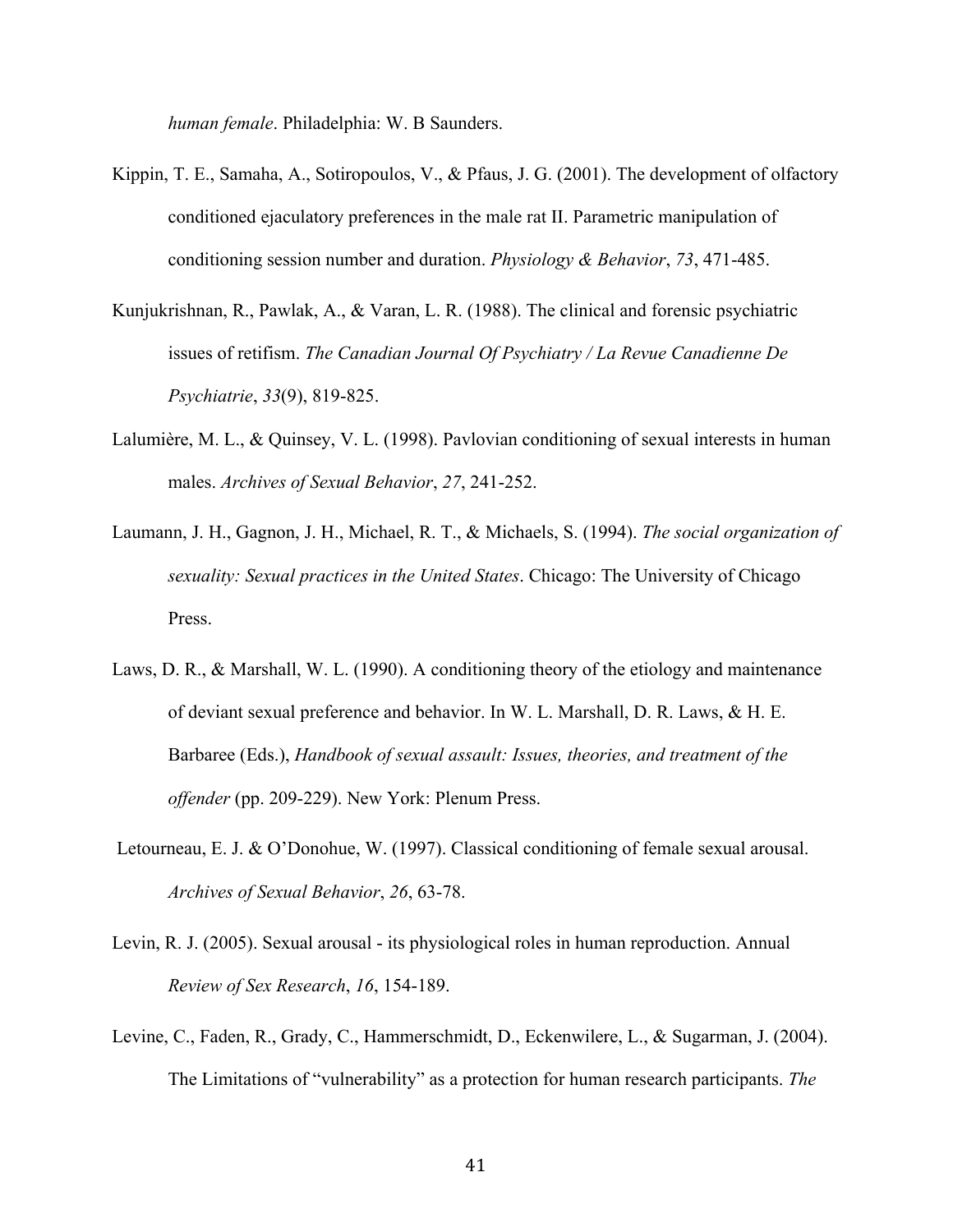*human female*. Philadelphia: W. B Saunders.

Kippin, T. E., Samaha, A., Sotiropoulos, V., & Pfaus, J. G. (2001). The development of olfactory conditioned ejaculatory preferences in the male rat II. Parametric manipulation of conditioning session number and duration. *Physiology & Behavior*, *73*, 471-485.

Kunjukrishnan, R., Pawlak, A., & Varan, L. R. (1988). The clinical and forensic psychiatric issues of retifism. *The Canadian Journal Of Psychiatry / La Revue Canadienne De Psychiatrie*, *33*(9), 819-825.

Lalumière, M. L., & Quinsey, V. L. (1998). Pavlovian conditioning of sexual interests in human males. *Archives of Sexual Behavior*, *27*, 241-252.

Laumann, J. H., Gagnon, J. H., Michael, R. T., & Michaels, S. (1994). *The social organization of sexuality: Sexual practices in the United States*. Chicago: The University of Chicago Press.

Laws, D. R., & Marshall, W. L. (1990). A conditioning theory of the etiology and maintenance of deviant sexual preference and behavior. In W. L. Marshall, D. R. Laws, & H. E. Barbaree (Eds.), *Handbook of sexual assault: Issues, theories, and treatment of the offender* (pp. 209-229). New York: Plenum Press.

Letourneau, E. J. & O'Donohue, W. (1997). Classical conditioning of female sexual arousal. *Archives of Sexual Behavior*, *26*, 63-78.

Levin, R. J. (2005). Sexual arousal - its physiological roles in human reproduction. Annual *Review of Sex Research*, *16*, 154-189.

Levine, C., Faden, R., Grady, C., Hammerschmidt, D., Eckenwilere, L., & Sugarman, J. (2004). The Limitations of "vulnerability" as a protection for human research participants. *The*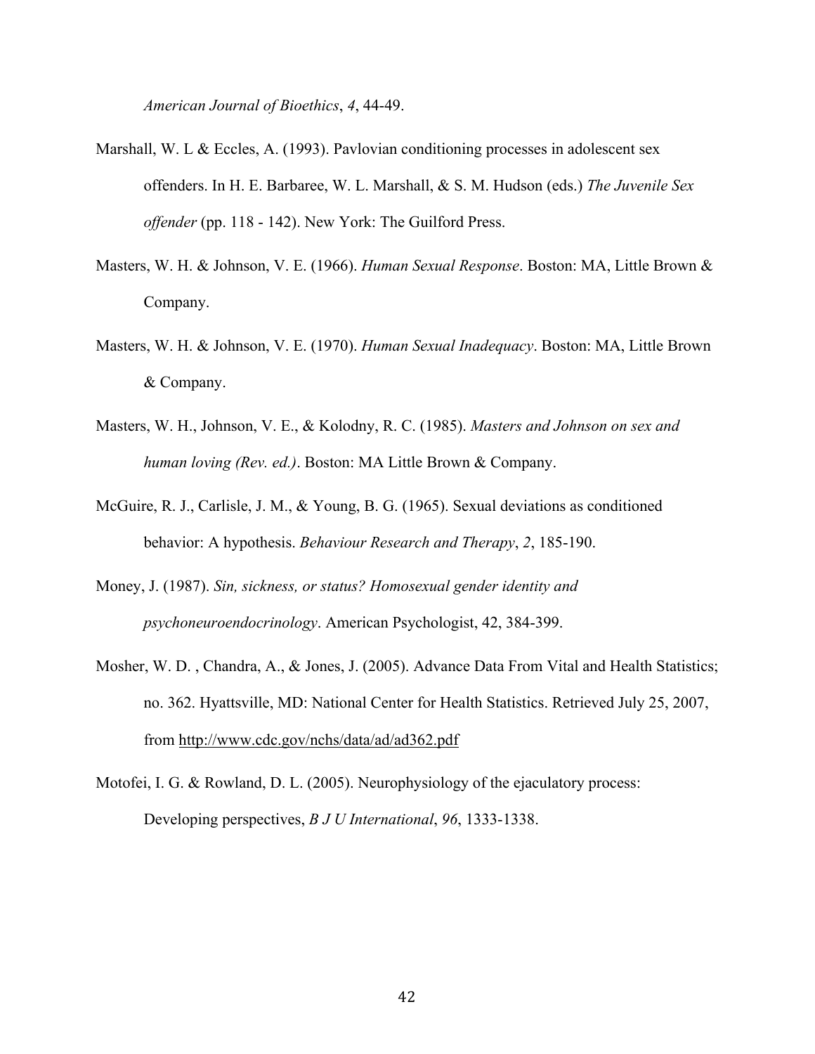*American Journal of Bioethics*, *4*, 44-49.

Marshall, W. L & Eccles, A. (1993). Pavlovian conditioning processes in adolescent sex offenders. In H. E. Barbaree, W. L. Marshall, & S. M. Hudson (eds.) *The Juvenile Sex offender* (pp. 118 - 142). New York: The Guilford Press.

Masters, W. H. & Johnson, V. E. (1966). *Human Sexual Response*. Boston: MA, Little Brown & Company.

Masters, W. H. & Johnson, V. E. (1970). *Human Sexual Inadequacy*. Boston: MA, Little Brown & Company.

Masters, W. H., Johnson, V. E., & Kolodny, R. C. (1985). *Masters and Johnson on sex and human loving (Rev. ed.)*. Boston: MA Little Brown & Company.

McGuire, R. J., Carlisle, J. M., & Young, B. G. (1965). Sexual deviations as conditioned behavior: A hypothesis. *Behaviour Research and Therapy*, *2*, 185-190.

Money, J. (1987). *Sin, sickness, or status? Homosexual gender identity and psychoneuroendocrinology*. American Psychologist, 42, 384-399.

Mosher, W. D. , Chandra, A., & Jones, J. (2005). Advance Data From Vital and Health Statistics; no. 362. Hyattsville, MD: National Center for Health Statistics. Retrieved July 25, 2007, from http://www.cdc.gov/nchs/data/ad/ad362.pdf

Motofei, I. G. & Rowland, D. L. (2005). Neurophysiology of the ejaculatory process: Developing perspectives, *B J U International*, *96*, 1333-1338.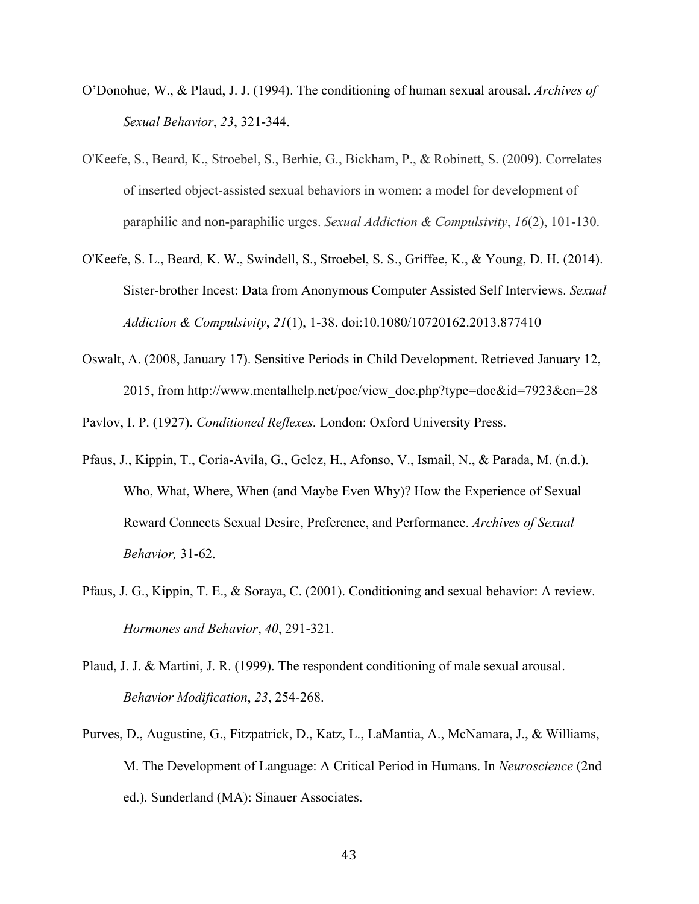O'Donohue, W., & Plaud, J. J. (1994). The conditioning of human sexual arousal. *Archives of Sexual Behavior*, *23*, 321-344.

O'Keefe, S., Beard, K., Stroebel, S., Berhie, G., Bickham, P., & Robinett, S. (2009). Correlates of inserted object-assisted sexual behaviors in women: a model for development of paraphilic and non-paraphilic urges. *Sexual Addiction & Compulsivity*, *16*(2), 101-130.

O'Keefe, S. L., Beard, K. W., Swindell, S., Stroebel, S. S., Griffee, K., & Young, D. H. (2014). Sister-brother Incest: Data from Anonymous Computer Assisted Self Interviews. *Sexual Addiction & Compulsivity*, *21*(1), 1-38. doi:10.1080/10720162.2013.877410

Oswalt, A. (2008, January 17). Sensitive Periods in Child Development. Retrieved January 12, 2015, from http://www.mentalhelp.net/poc/view_doc.php?type=doc&id=7923&cn=28

Pavlov, I. P. (1927). *Conditioned Reflexes.* London: Oxford University Press.

Pfaus, J., Kippin, T., Coria-Avila, G., Gelez, H., Afonso, V., Ismail, N., & Parada, M. (n.d.). Who, What, Where, When (and Maybe Even Why)? How the Experience of Sexual Reward Connects Sexual Desire, Preference, and Performance. *Archives of Sexual Behavior,* 31-62.

Pfaus, J. G., Kippin, T. E., & Soraya, C. (2001). Conditioning and sexual behavior: A review. *Hormones and Behavior*, *40*, 291-321.

Plaud, J. J. & Martini, J. R. (1999). The respondent conditioning of male sexual arousal. *Behavior Modification*, *23*, 254-268.

Purves, D., Augustine, G., Fitzpatrick, D., Katz, L., LaMantia, A., McNamara, J., & Williams, M. The Development of Language: A Critical Period in Humans. In *Neuroscience* (2nd ed.). Sunderland (MA): Sinauer Associates.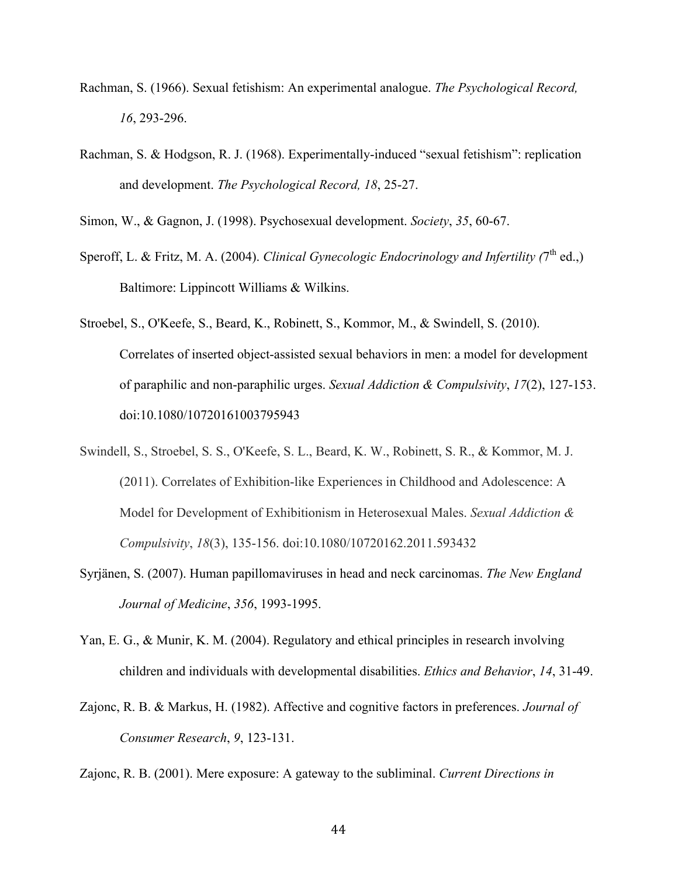Rachman, S. (1966). Sexual fetishism: An experimental analogue. *The Psychological Record, 16*, 293-296.

Rachman, S. & Hodgson, R. J. (1968). Experimentally-induced "sexual fetishism": replication and development. *The Psychological Record, 18*, 25-27.

Simon, W., & Gagnon, J. (1998). Psychosexual development. *Society*, *35*, 60-67.

Speroff, L. & Fritz, M. A. (2004). *Clinical Gynecologic Endocrinology and Infertility (*7th ed.,) Baltimore: Lippincott Williams & Wilkins.

Stroebel, S., O'Keefe, S., Beard, K., Robinett, S., Kommor, M., & Swindell, S. (2010). Correlates of inserted object-assisted sexual behaviors in men: a model for development of paraphilic and non-paraphilic urges. *Sexual Addiction & Compulsivity*, *17*(2), 127-153. doi:10.1080/10720161003795943

Swindell, S., Stroebel, S. S., O'Keefe, S. L., Beard, K. W., Robinett, S. R., & Kommor, M. J. (2011). Correlates of Exhibition-like Experiences in Childhood and Adolescence: A Model for Development of Exhibitionism in Heterosexual Males. *Sexual Addiction & Compulsivity*, *18*(3), 135-156. doi:10.1080/10720162.2011.593432

Syrjänen, S. (2007). Human papillomaviruses in head and neck carcinomas. *The New England Journal of Medicine*, *356*, 1993-1995.

Yan, E. G., & Munir, K. M. (2004). Regulatory and ethical principles in research involving children and individuals with developmental disabilities. *Ethics and Behavior*, *14*, 31-49.

Zajonc, R. B. & Markus, H. (1982). Affective and cognitive factors in preferences. *Journal of Consumer Research*, *9*, 123-131.

Zajonc, R. B. (2001). Mere exposure: A gateway to the subliminal. *Current Directions in*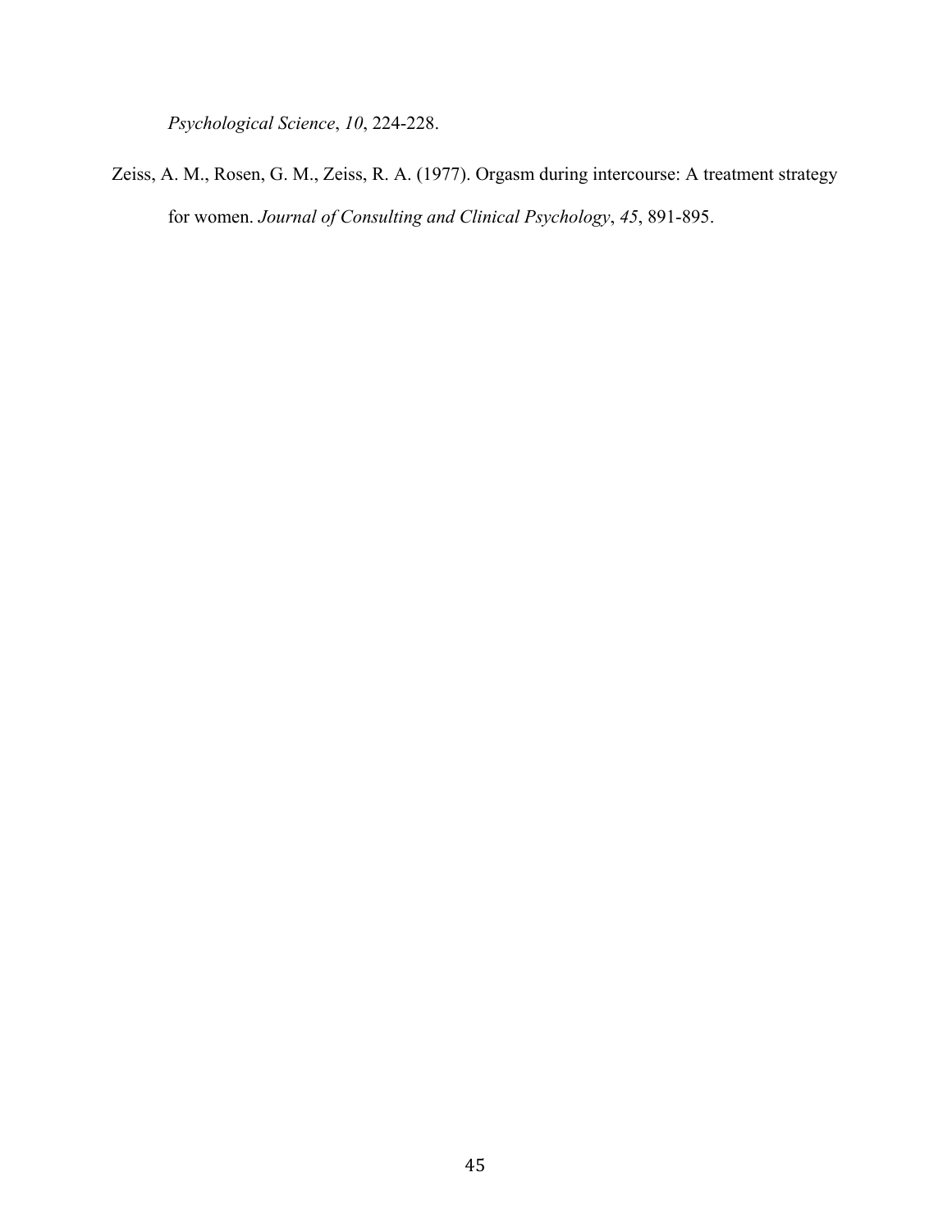*Psychological Science*, *10*, 224-228.

Zeiss, A. M., Rosen, G. M., Zeiss, R. A. (1977). Orgasm during intercourse: A treatment strategy for women. *Journal of Consulting and Clinical Psychology*, *45*, 891-895.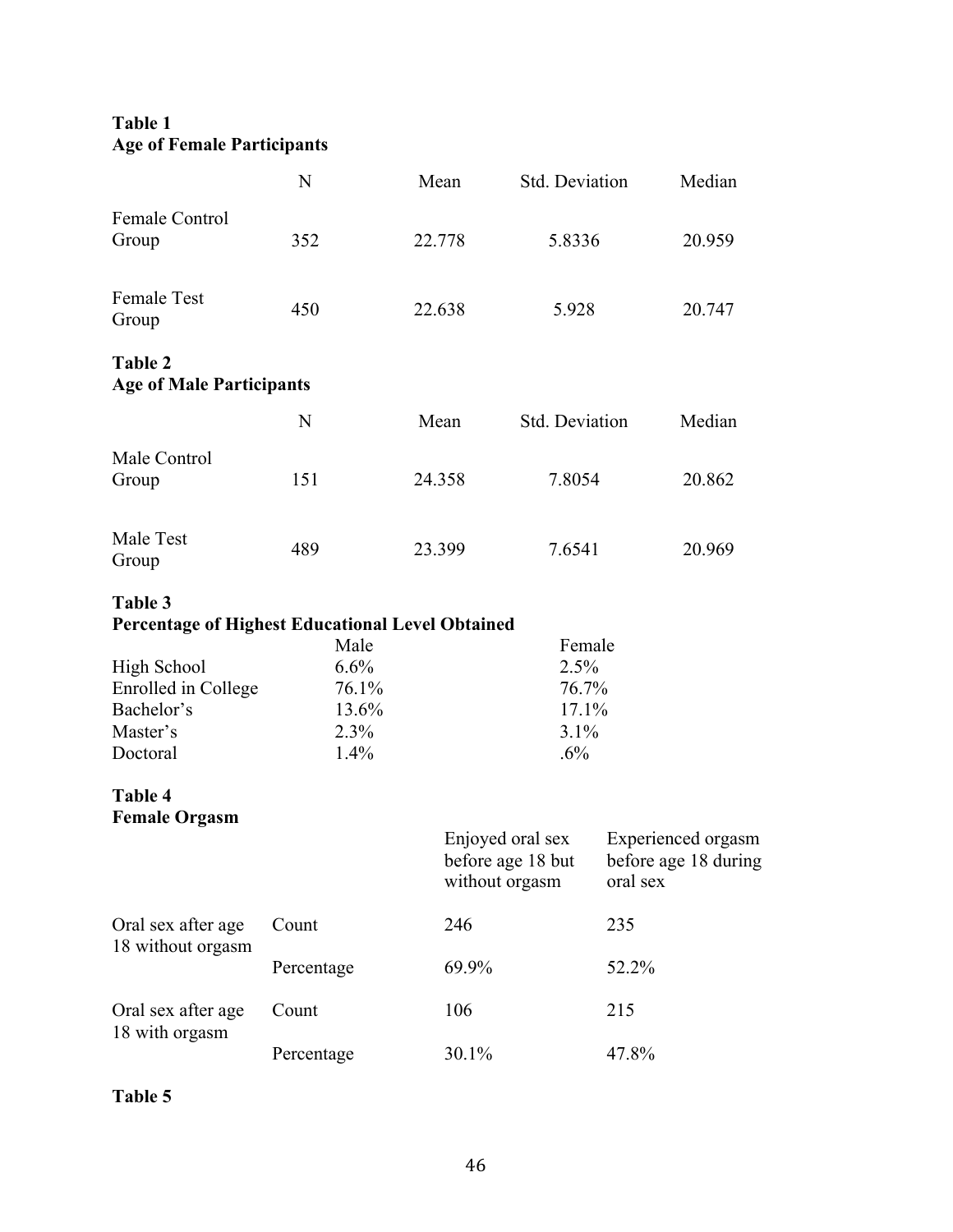**Table 1**
**Age of Female Participants**

| | N | Mean | Std. Deviation | Median |
|---|---|---|---|---|
| Female Control Group | 352 | 22.778 | 5.8336 | 20.959 |
| Female Test Group | 450 | 22.638 | 5.928 | 20.747 |

**Table 2**
**Age of Male Participants**

| | N | Mean | Std. Deviation | Median |
|---|---|---|---|---|
| Male Control Group | 151 | 24.358 | 7.8054 | 20.862 |
| Male Test Group | 489 | 23.399 | 7.6541 | 20.969 |

**Table 3**
**Percentage of Highest Educational Level Obtained**

| | Male | Female |
|---|---|---|
| High School | 6.6% | 2.5% |
| Enrolled in College | 76.1% | 76.7% |
| Bachelor's | 13.6% | 17.1% |
| Master's | 2.3% | 3.1% |
| Doctoral | 1.4% | .6% |

**Table 4**
**Female Orgasm**

| | | Enjoyed oral sex before age 18 but without orgasm | Experienced orgasm before age 18 during oral sex |
|---|---|---|---|
| Oral sex after age 18 without orgasm | Count | 246 | 235 |
| | Percentage | 69.9% | 52.2% |
| Oral sex after age 18 with orgasm | Count | 106 | 215 |
| | Percentage | 30.1% | 47.8% |

**Table 5**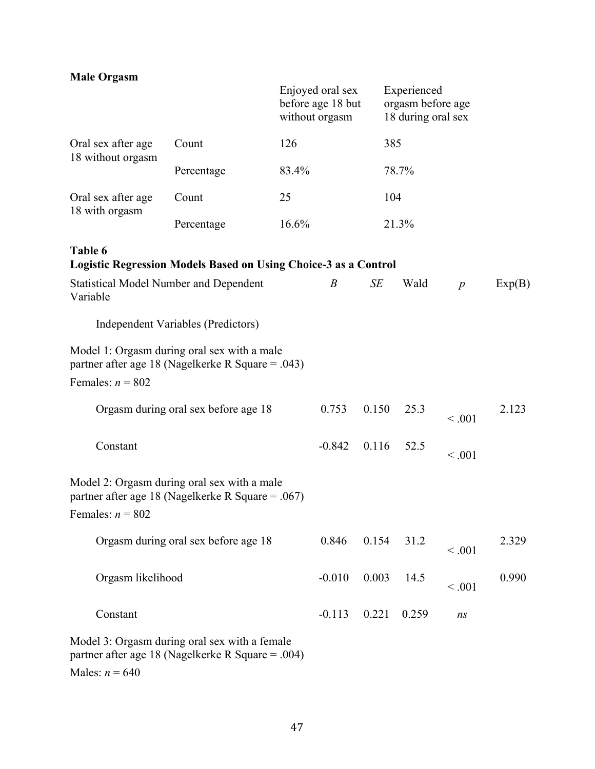**Male Orgasm**

| | | Enjoyed oral sex before age 18 but without orgasm | Experienced orgasm before age 18 during oral sex |
|---|---|---|---|
| Oral sex after age 18 without orgasm | Count | 126 | 385 |
| | Percentage | 83.4% | 78.7% |
| Oral sex after age 18 with orgasm | Count | 25 | 104 |
| | Percentage | 16.6% | 21.3% |

**Table 6**
**Logistic Regression Models Based on Using Choice-3 as a Control**

| Statistical Model Number and Dependent Variable | *B* | *SE* | Wald | *p* | Exp(B) |
|---|---|---|---|---|---|
| Independent Variables (Predictors) | | | | | |
| Model 1: Orgasm during oral sex with a male partner after age 18 (Nagelkerke R Square = .043) | | | | | |
| Females: *n* = 802 | | | | | |
| Orgasm during oral sex before age 18 | 0.753 | 0.150 | 25.3 | < .001 | 2.123 |
| Constant | -0.842 | 0.116 | 52.5 | < .001 | |
| Model 2: Orgasm during oral sex with a male partner after age 18 (Nagelkerke R Square = .067) | | | | | |
| Females: *n* = 802 | | | | | |
| Orgasm during oral sex before age 18 | 0.846 | 0.154 | 31.2 | < .001 | 2.329 |
| Orgasm likelihood | -0.010 | 0.003 | 14.5 | < .001 | 0.990 |
| Constant | -0.113 | 0.221 | 0.259 | *ns* | |
| Model 3: Orgasm during oral sex with a female partner after age 18 (Nagelkerke R Square = .004) | | | | | |
| Males: *n* = 640 | | | | | |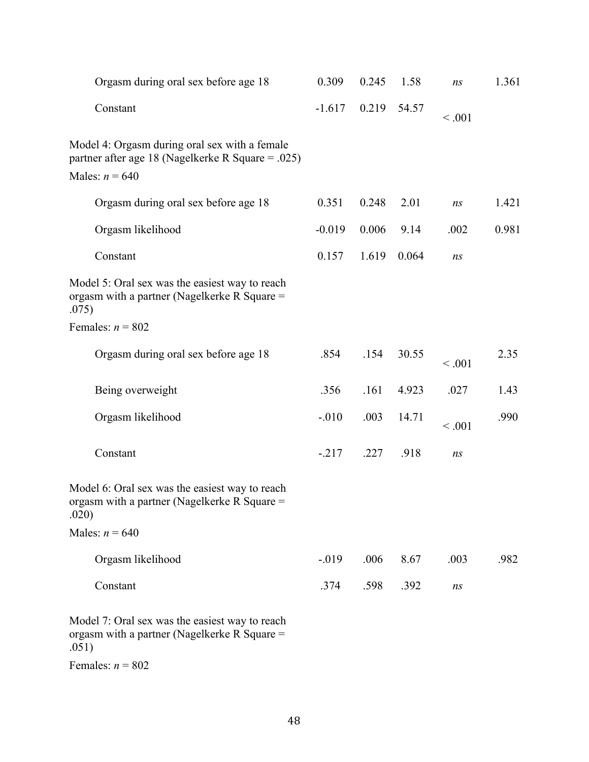| | | | | | |
|---|---|---|---|---|---|
| Orgasm during oral sex before age 18 | 0.309 | 0.245 | 1.58 | *ns* | 1.361 |
| Constant | -1.617 | 0.219 | 54.57 | < .001 | |
| Model 4: Orgasm during oral sex with a female partner after age 18 (Nagelkerke R Square = .025) | | | | | |
| Males: *n* = 640 | | | | | |
| Orgasm during oral sex before age 18 | 0.351 | 0.248 | 2.01 | *ns* | 1.421 |
| Orgasm likelihood | -0.019 | 0.006 | 9.14 | .002 | 0.981 |
| Constant | 0.157 | 1.619 | 0.064 | *ns* | |
| Model 5: Oral sex was the easiest way to reach orgasm with a partner (Nagelkerke R Square = .075) | | | | | |
| Females: *n* = 802 | | | | | |
| Orgasm during oral sex before age 18 | .854 | .154 | 30.55 | < .001 | 2.35 |
| Being overweight | .356 | .161 | 4.923 | .027 | 1.43 |
| Orgasm likelihood | -.010 | .003 | 14.71 | < .001 | .990 |
| Constant | -.217 | .227 | .918 | *ns* | |
| Model 6: Oral sex was the easiest way to reach orgasm with a partner (Nagelkerke R Square = .020) | | | | | |
| Males: *n* = 640 | | | | | |
| Orgasm likelihood | -.019 | .006 | 8.67 | .003 | .982 |
| Constant | .374 | .598 | .392 | *ns* | |
| Model 7: Oral sex was the easiest way to reach orgasm with a partner (Nagelkerke R Square = .051) | | | | | |
| Females: *n* = 802 | | | | | |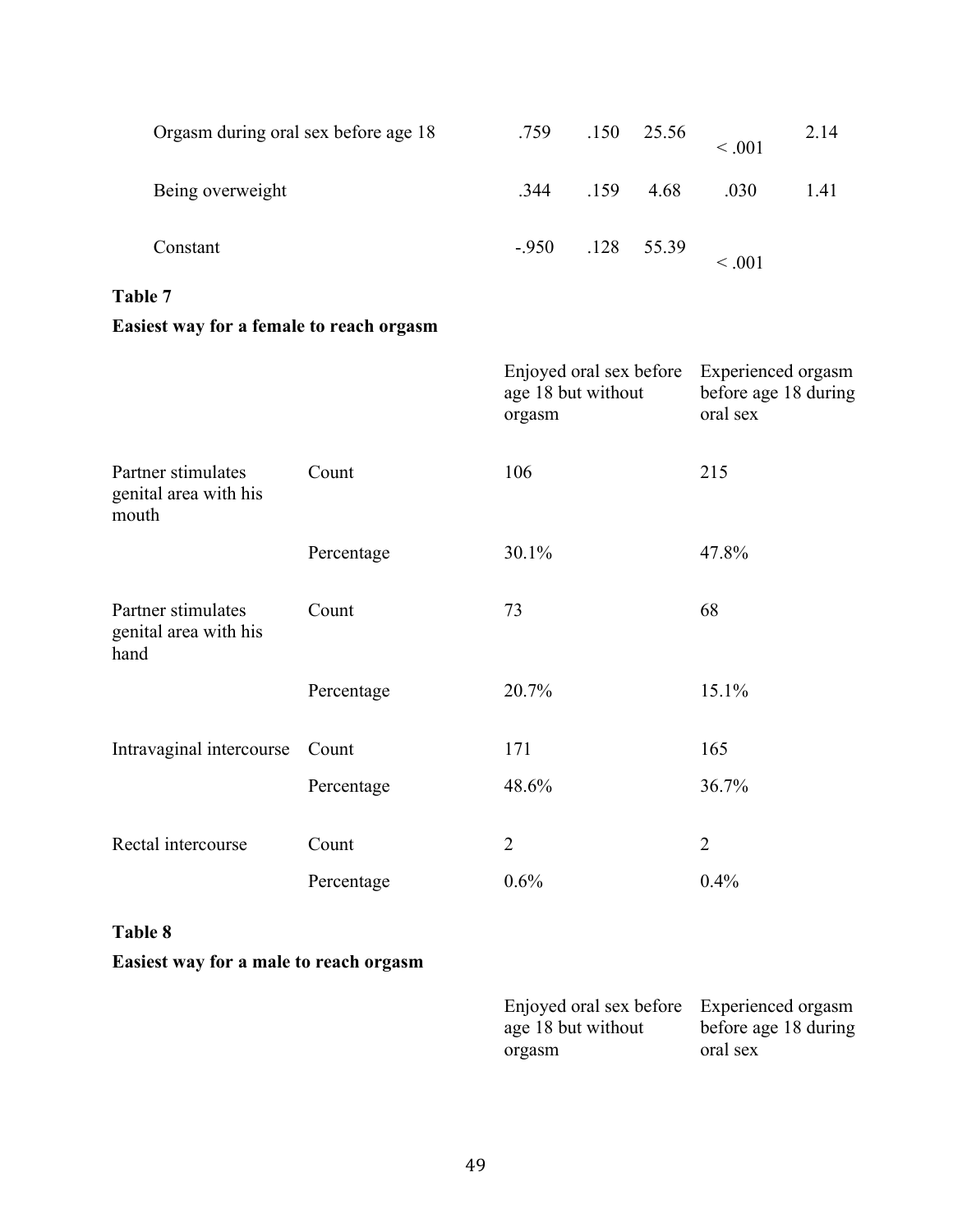| | | | | | |
|---|---|---|---|---|---|
| Orgasm during oral sex before age 18 | .759 | .150 | 25.56 | < .001 | 2.14 |
| Being overweight | .344 | .159 | 4.68 | .030 | 1.41 |
| Constant | -.950 | .128 | 55.39 | < .001 | |

**Table 7**

**Easiest way for a female to reach orgasm**

| | | Enjoyed oral sex before age 18 but without orgasm | Experienced orgasm before age 18 during oral sex |
|---|---|---|---|
| Partner stimulates genital area with his mouth | Count | 106 | 215 |
| | Percentage | 30.1% | 47.8% |
| Partner stimulates genital area with his hand | Count | 73 | 68 |
| | Percentage | 20.7% | 15.1% |
| Intravaginal intercourse | Count | 171 | 165 |
| | Percentage | 48.6% | 36.7% |
| Rectal intercourse | Count | 2 | 2 |
| | Percentage | 0.6% | 0.4% |

**Table 8**

**Easiest way for a male to reach orgasm**

| | | Enjoyed oral sex before age 18 but without orgasm | Experienced orgasm before age 18 during oral sex |
|---|---|---|---|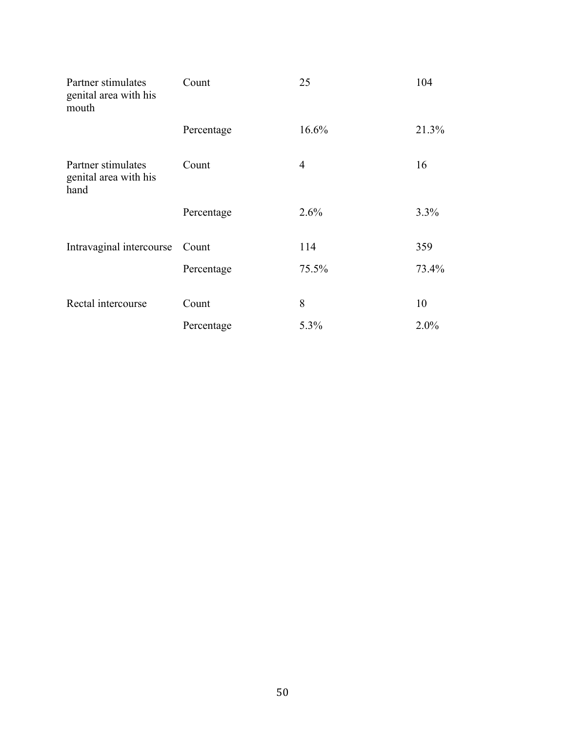| | | | |
|---|---|---|---|
| Partner stimulates genital area with his mouth | Count | 25 | 104 |
| | Percentage | 16.6% | 21.3% |
| Partner stimulates genital area with his hand | Count | 4 | 16 |
| | Percentage | 2.6% | 3.3% |
| Intravaginal intercourse | Count | 114 | 359 |
| | Percentage | 75.5% | 73.4% |
| Rectal intercourse | Count | 8 | 10 |
| | Percentage | 5.3% | 2.0% |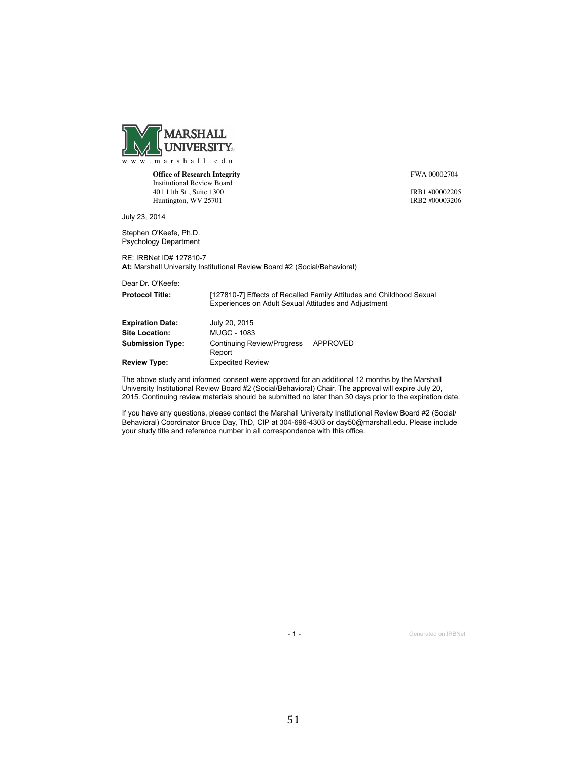MARSHALL UNIVERSITY®

www.marshall.edu

**Office of Research Integrity**
Institutional Review Board
401 11th St., Suite 1300
Huntington, WV 25701

FWA 00002704

IRB1 #00002205
IRB2 #00003206

July 23, 2014

Stephen O'Keefe, Ph.D.
Psychology Department

RE: IRBNet ID# 127810-7
**At:** Marshall University Institutional Review Board #2 (Social/Behavioral)

Dear Dr. O'Keefe:

| | |
|---|---|
| **Protocol Title:** | [127810-7] Effects of Recalled Family Attitudes and Childhood Sexual Experiences on Adult Sexual Attitudes and Adjustment |
| **Expiration Date:** | July 20, 2015 |
| **Site Location:** | MUGC - 1083 |
| **Submission Type:** | Continuing Review/Progress Report    APPROVED |
| **Review Type:** | Expedited Review |

The above study and informed consent were approved for an additional 12 months by the Marshall University Institutional Review Board #2 (Social/Behavioral) Chair. The approval will expire July 20, 2015. Continuing review materials should be submitted no later than 30 days prior to the expiration date.

If you have any questions, please contact the Marshall University Institutional Review Board #2 (Social/Behavioral) Coordinator Bruce Day, ThD, CIP at 304-696-4303 or day50@marshall.edu. Please include your study title and reference number in all correspondence with this office.

Generated on IRBNet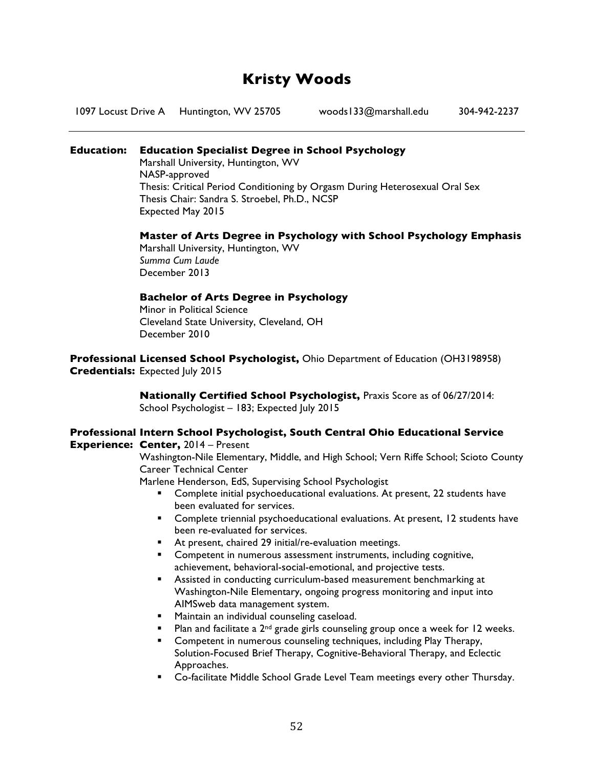# Kristy Woods

1097 Locust Drive A Huntington, WV 25705 woods133@marshall.edu 304-942-2237

---

**Education:**

**Education Specialist Degree in School Psychology**
Marshall University, Huntington, WV
NASP-approved
Thesis: Critical Period Conditioning by Orgasm During Heterosexual Oral Sex
Thesis Chair: Sandra S. Stroebel, Ph.D., NCSP
Expected May 2015

**Master of Arts Degree in Psychology with School Psychology Emphasis**
Marshall University, Huntington, WV
*Summa Cum Laude*
December 2013

**Bachelor of Arts Degree in Psychology**
Minor in Political Science
Cleveland State University, Cleveland, OH
December 2010

**Professional Credentials:**

**Licensed School Psychologist,** Ohio Department of Education (OH3198958)
Expected July 2015

**Nationally Certified School Psychologist,** Praxis Score as of 06/27/2014:
School Psychologist – 183; Expected July 2015

**Professional Experience:**

**Intern School Psychologist, South Central Ohio Educational Service Center,** 2014 – Present
Washington-Nile Elementary, Middle, and High School; Vern Riffe School; Scioto County Career Technical Center
Marlene Henderson, EdS, Supervising School Psychologist

- Complete initial psychoeducational evaluations. At present, 22 students have been evaluated for services.
- Complete triennial psychoeducational evaluations. At present, 12 students have been re-evaluated for services.
- At present, chaired 29 initial/re-evaluation meetings.
- Competent in numerous assessment instruments, including cognitive, achievement, behavioral-social-emotional, and projective tests.
- Assisted in conducting curriculum-based measurement benchmarking at Washington-Nile Elementary, ongoing progress monitoring and input into AIMSweb data management system.
- Maintain an individual counseling caseload.
- Plan and facilitate a 2nd grade girls counseling group once a week for 12 weeks.
- Competent in numerous counseling techniques, including Play Therapy, Solution-Focused Brief Therapy, Cognitive-Behavioral Therapy, and Eclectic Approaches.
- Co-facilitate Middle School Grade Level Team meetings every other Thursday.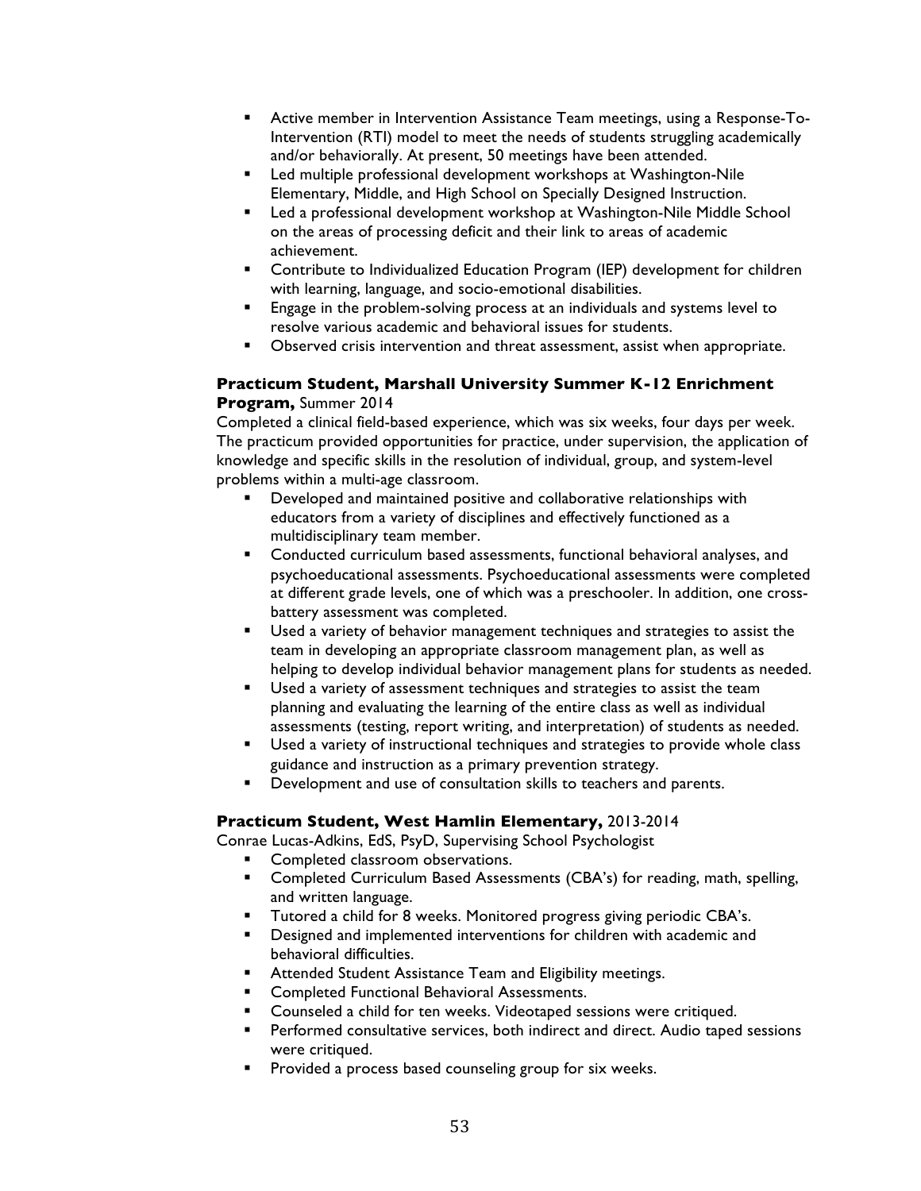- Active member in Intervention Assistance Team meetings, using a Response-To-Intervention (RTI) model to meet the needs of students struggling academically and/or behaviorally. At present, 50 meetings have been attended.
- Led multiple professional development workshops at Washington-Nile Elementary, Middle, and High School on Specially Designed Instruction.
- Led a professional development workshop at Washington-Nile Middle School on the areas of processing deficit and their link to areas of academic achievement.
- Contribute to Individualized Education Program (IEP) development for children with learning, language, and socio-emotional disabilities.
- Engage in the problem-solving process at an individuals and systems level to resolve various academic and behavioral issues for students.
- Observed crisis intervention and threat assessment, assist when appropriate.

**Practicum Student, Marshall University Summer K-12 Enrichment Program,** Summer 2014

Completed a clinical field-based experience, which was six weeks, four days per week. The practicum provided opportunities for practice, under supervision, the application of knowledge and specific skills in the resolution of individual, group, and system-level problems within a multi-age classroom.

- Developed and maintained positive and collaborative relationships with educators from a variety of disciplines and effectively functioned as a multidisciplinary team member.
- Conducted curriculum based assessments, functional behavioral analyses, and psychoeducational assessments. Psychoeducational assessments were completed at different grade levels, one of which was a preschooler. In addition, one cross-battery assessment was completed.
- Used a variety of behavior management techniques and strategies to assist the team in developing an appropriate classroom management plan, as well as helping to develop individual behavior management plans for students as needed.
- Used a variety of assessment techniques and strategies to assist the team planning and evaluating the learning of the entire class as well as individual assessments (testing, report writing, and interpretation) of students as needed.
- Used a variety of instructional techniques and strategies to provide whole class guidance and instruction as a primary prevention strategy.
- Development and use of consultation skills to teachers and parents.

**Practicum Student, West Hamlin Elementary,** 2013-2014

Conrae Lucas-Adkins, EdS, PsyD, Supervising School Psychologist

- Completed classroom observations.
- Completed Curriculum Based Assessments (CBA's) for reading, math, spelling, and written language.
- Tutored a child for 8 weeks. Monitored progress giving periodic CBA's.
- Designed and implemented interventions for children with academic and behavioral difficulties.
- Attended Student Assistance Team and Eligibility meetings.
- Completed Functional Behavioral Assessments.
- Counseled a child for ten weeks. Videotaped sessions were critiqued.
- Performed consultative services, both indirect and direct. Audio taped sessions were critiqued.
- Provided a process based counseling group for six weeks.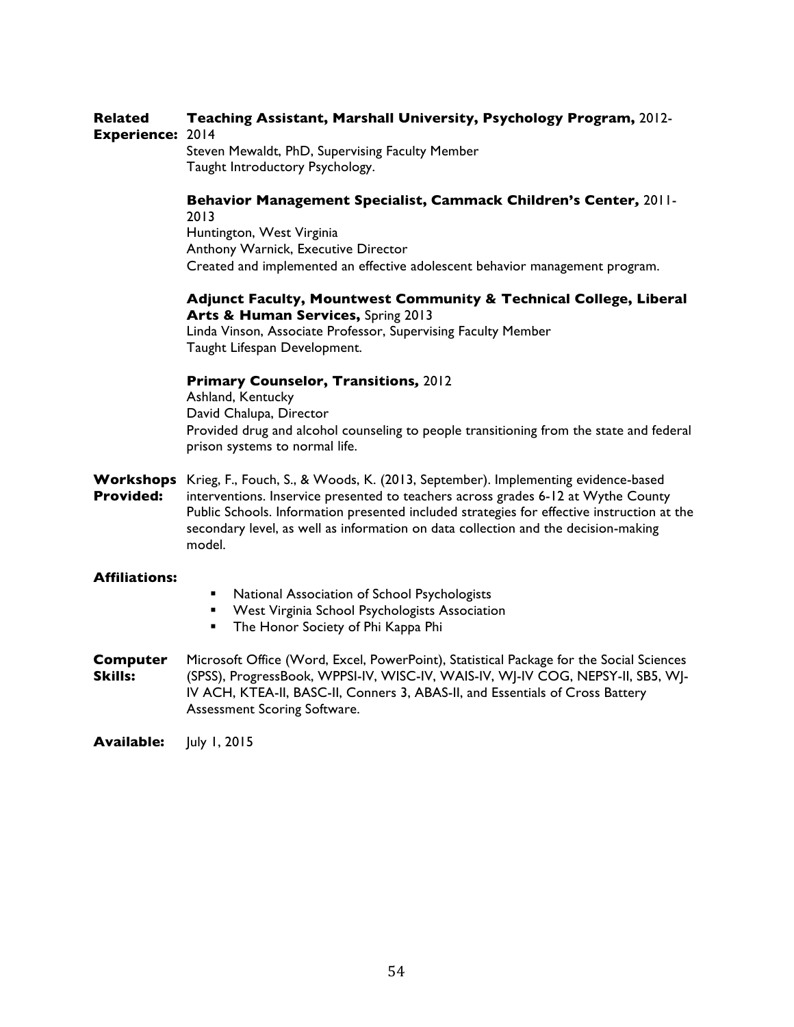**Related Experience:**

**Teaching Assistant, Marshall University, Psychology Program,** 2012-2014
Steven Mewaldt, PhD, Supervising Faculty Member
Taught Introductory Psychology.

**Behavior Management Specialist, Cammack Children's Center,** 2011-2013
Huntington, West Virginia
Anthony Warnick, Executive Director
Created and implemented an effective adolescent behavior management program.

**Adjunct Faculty, Mountwest Community & Technical College, Liberal Arts & Human Services,** Spring 2013
Linda Vinson, Associate Professor, Supervising Faculty Member
Taught Lifespan Development.

**Primary Counselor, Transitions,** 2012
Ashland, Kentucky
David Chalupa, Director
Provided drug and alcohol counseling to people transitioning from the state and federal prison systems to normal life.

**Workshops Provided:** Krieg, F., Fouch, S., & Woods, K. (2013, September). Implementing evidence-based interventions. Inservice presented to teachers across grades 6-12 at Wythe County Public Schools. Information presented included strategies for effective instruction at the secondary level, as well as information on data collection and the decision-making model.

**Affiliations:**

- National Association of School Psychologists
- West Virginia School Psychologists Association
- The Honor Society of Phi Kappa Phi

**Computer Skills:** Microsoft Office (Word, Excel, PowerPoint), Statistical Package for the Social Sciences (SPSS), ProgressBook, WPPSI-IV, WISC-IV, WAIS-IV, WJ-IV COG, NEPSY-II, SB5, WJ-IV ACH, KTEA-II, BASC-II, Conners 3, ABAS-II, and Essentials of Cross Battery Assessment Scoring Software.

**Available:** July 1, 2015